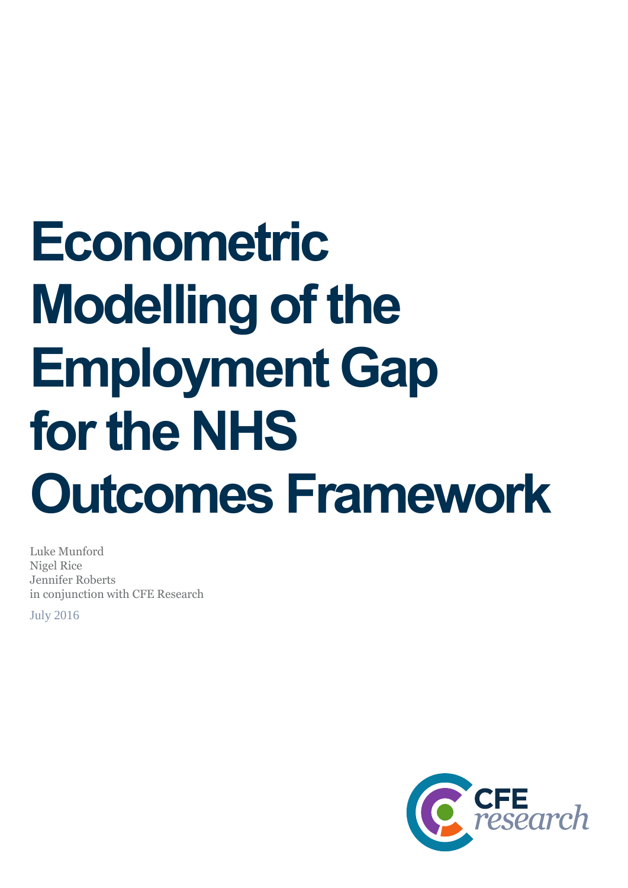# Econometric Modelling of the Employment Gap for the NHS Outcomes Framework

Luke Munford
Nigel Rice
Jennifer Roberts
in conjunction with CFE Research

July 2016

CFE research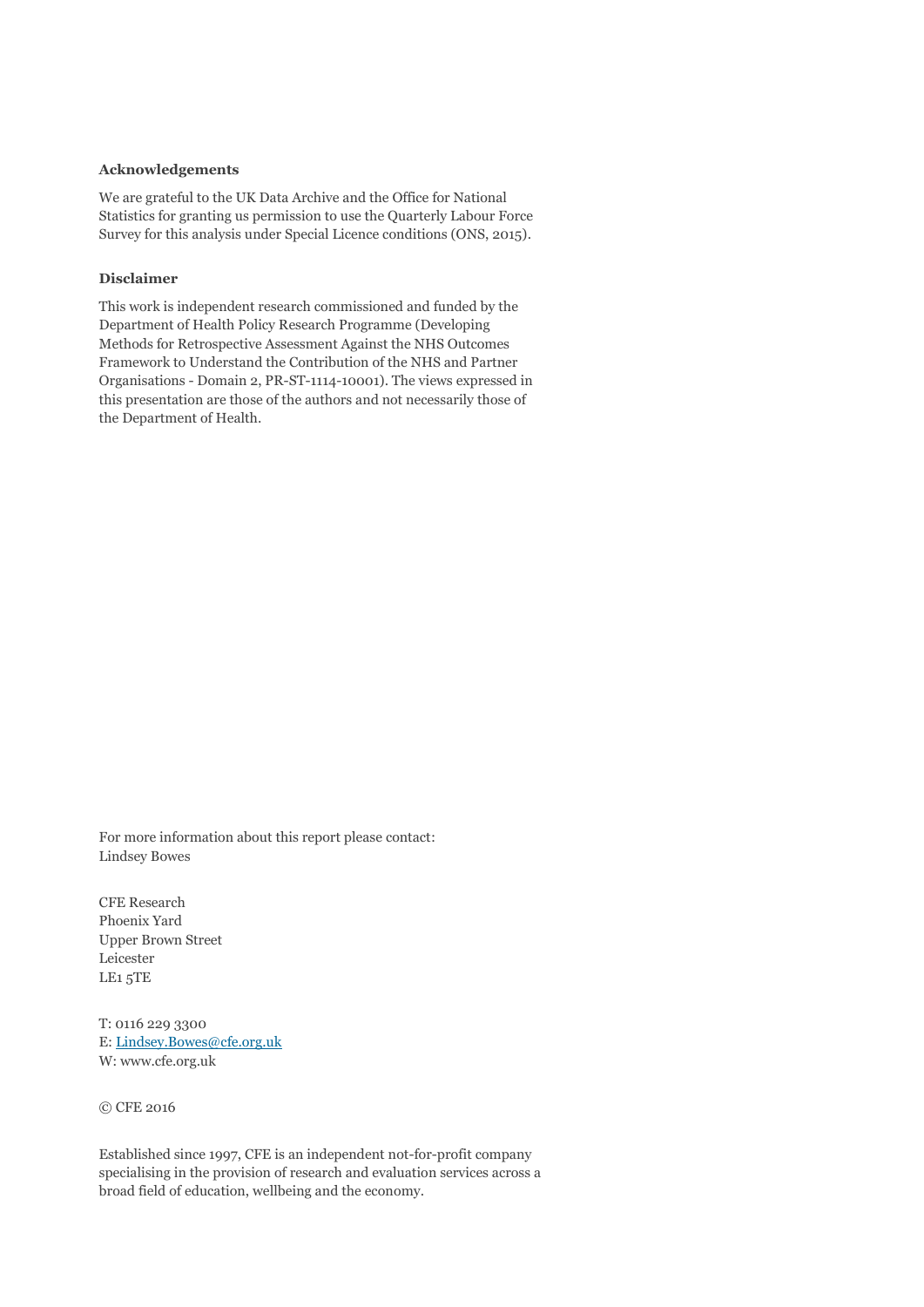**Acknowledgements**

We are grateful to the UK Data Archive and the Office for National Statistics for granting us permission to use the Quarterly Labour Force Survey for this analysis under Special Licence conditions (ONS, 2015).

**Disclaimer**

This work is independent research commissioned and funded by the Department of Health Policy Research Programme (Developing Methods for Retrospective Assessment Against the NHS Outcomes Framework to Understand the Contribution of the NHS and Partner Organisations - Domain 2, PR-ST-1114-10001). The views expressed in this presentation are those of the authors and not necessarily those of the Department of Health.

For more information about this report please contact:
Lindsey Bowes

CFE Research
Phoenix Yard
Upper Brown Street
Leicester
LE1 5TE

T: 0116 229 3300
E: Lindsey.Bowes@cfe.org.uk
W: www.cfe.org.uk

© CFE 2016

Established since 1997, CFE is an independent not-for-profit company specialising in the provision of research and evaluation services across a broad field of education, wellbeing and the economy.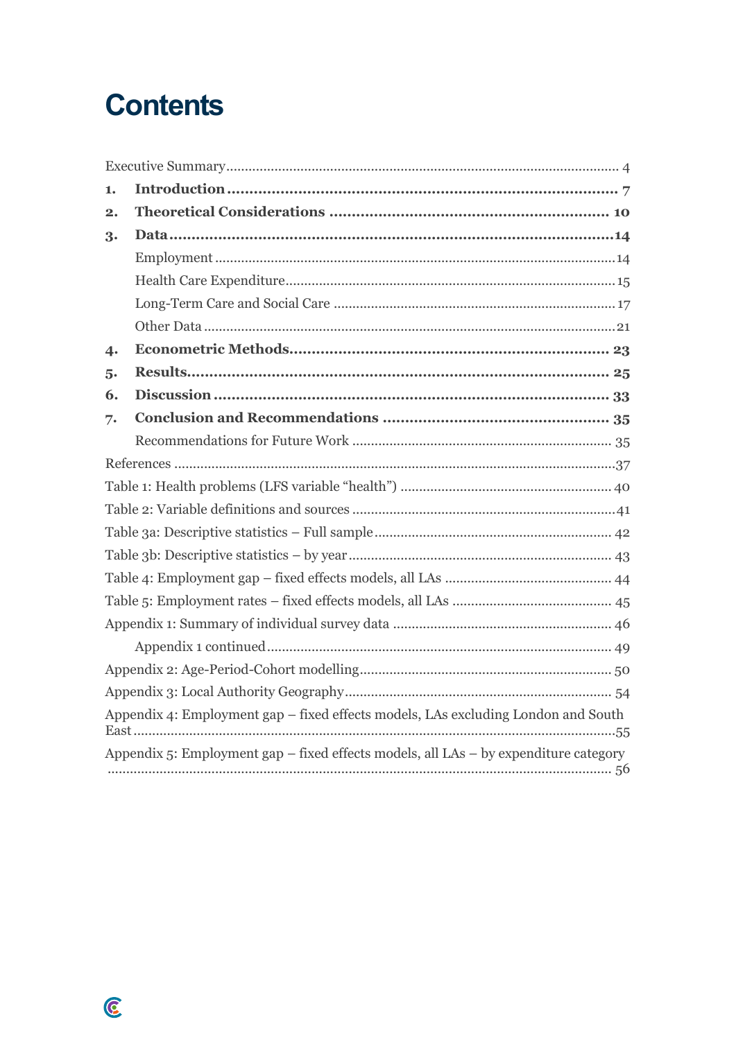# Contents

Executive Summary ........ 4

1. **Introduction** ........ 7
2. **Theoretical Considerations** ........ 10
3. **Data** ........ 14
   - Employment ........ 14
   - Health Care Expenditure ........ 15
   - Long-Term Care and Social Care ........ 17
   - Other Data ........ 21
4. **Econometric Methods** ........ 23
5. **Results** ........ 25
6. **Discussion** ........ 33
7. **Conclusion and Recommendations** ........ 35
   - Recommendations for Future Work ........ 35

References ........ 37

Table 1: Health problems (LFS variable "health") ........ 40

Table 2: Variable definitions and sources ........ 41

Table 3a: Descriptive statistics – Full sample ........ 42

Table 3b: Descriptive statistics – by year ........ 43

Table 4: Employment gap – fixed effects models, all LAs ........ 44

Table 5: Employment rates – fixed effects models, all LAs ........ 45

Appendix 1: Summary of individual survey data ........ 46

- Appendix 1 continued ........ 49

Appendix 2: Age-Period-Cohort modelling ........ 50

Appendix 3: Local Authority Geography ........ 54

Appendix 4: Employment gap – fixed effects models, LAs excluding London and South East ........ 55

Appendix 5: Employment gap – fixed effects models, all LAs – by expenditure category ........ 56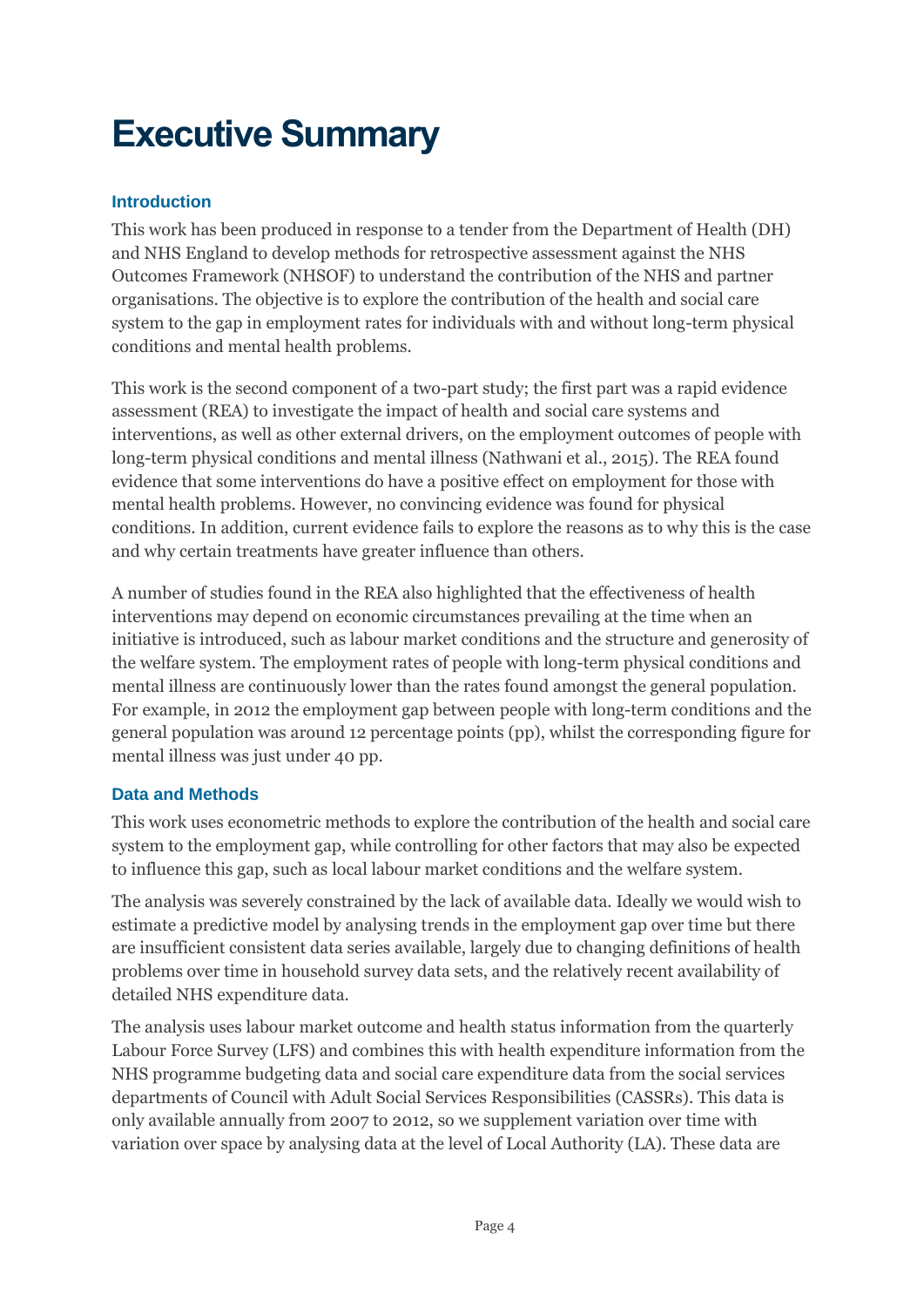# Executive Summary

## Introduction

This work has been produced in response to a tender from the Department of Health (DH) and NHS England to develop methods for retrospective assessment against the NHS Outcomes Framework (NHSOF) to understand the contribution of the NHS and partner organisations. The objective is to explore the contribution of the health and social care system to the gap in employment rates for individuals with and without long-term physical conditions and mental health problems.

This work is the second component of a two-part study; the first part was a rapid evidence assessment (REA) to investigate the impact of health and social care systems and interventions, as well as other external drivers, on the employment outcomes of people with long-term physical conditions and mental illness (Nathwani et al., 2015). The REA found evidence that some interventions do have a positive effect on employment for those with mental health problems. However, no convincing evidence was found for physical conditions. In addition, current evidence fails to explore the reasons as to why this is the case and why certain treatments have greater influence than others.

A number of studies found in the REA also highlighted that the effectiveness of health interventions may depend on economic circumstances prevailing at the time when an initiative is introduced, such as labour market conditions and the structure and generosity of the welfare system. The employment rates of people with long-term physical conditions and mental illness are continuously lower than the rates found amongst the general population. For example, in 2012 the employment gap between people with long-term conditions and the general population was around 12 percentage points (pp), whilst the corresponding figure for mental illness was just under 40 pp.

## Data and Methods

This work uses econometric methods to explore the contribution of the health and social care system to the employment gap, while controlling for other factors that may also be expected to influence this gap, such as local labour market conditions and the welfare system.

The analysis was severely constrained by the lack of available data. Ideally we would wish to estimate a predictive model by analysing trends in the employment gap over time but there are insufficient consistent data series available, largely due to changing definitions of health problems over time in household survey data sets, and the relatively recent availability of detailed NHS expenditure data.

The analysis uses labour market outcome and health status information from the quarterly Labour Force Survey (LFS) and combines this with health expenditure information from the NHS programme budgeting data and social care expenditure data from the social services departments of Council with Adult Social Services Responsibilities (CASSRs). This data is only available annually from 2007 to 2012, so we supplement variation over time with variation over space by analysing data at the level of Local Authority (LA). These data are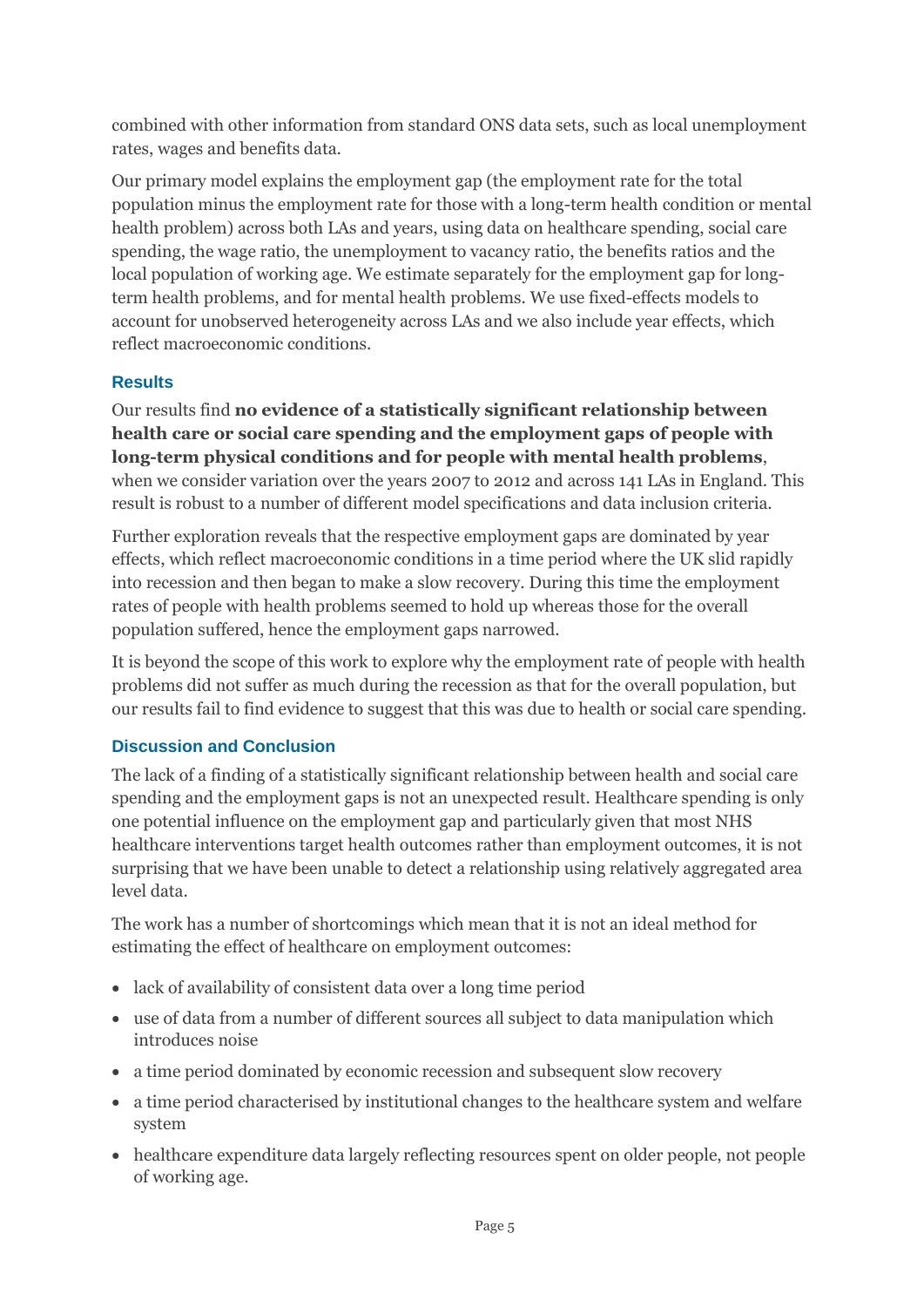combined with other information from standard ONS data sets, such as local unemployment rates, wages and benefits data.

Our primary model explains the employment gap (the employment rate for the total population minus the employment rate for those with a long-term health condition or mental health problem) across both LAs and years, using data on healthcare spending, social care spending, the wage ratio, the unemployment to vacancy ratio, the benefits ratios and the local population of working age. We estimate separately for the employment gap for long-term health problems, and for mental health problems. We use fixed-effects models to account for unobserved heterogeneity across LAs and we also include year effects, which reflect macroeconomic conditions.

### Results

Our results find **no evidence of a statistically significant relationship between health care or social care spending and the employment gaps of people with long-term physical conditions and for people with mental health problems**, when we consider variation over the years 2007 to 2012 and across 141 LAs in England. This result is robust to a number of different model specifications and data inclusion criteria.

Further exploration reveals that the respective employment gaps are dominated by year effects, which reflect macroeconomic conditions in a time period where the UK slid rapidly into recession and then began to make a slow recovery. During this time the employment rates of people with health problems seemed to hold up whereas those for the overall population suffered, hence the employment gaps narrowed.

It is beyond the scope of this work to explore why the employment rate of people with health problems did not suffer as much during the recession as that for the overall population, but our results fail to find evidence to suggest that this was due to health or social care spending.

### Discussion and Conclusion

The lack of a finding of a statistically significant relationship between health and social care spending and the employment gaps is not an unexpected result. Healthcare spending is only one potential influence on the employment gap and particularly given that most NHS healthcare interventions target health outcomes rather than employment outcomes, it is not surprising that we have been unable to detect a relationship using relatively aggregated area level data.

The work has a number of shortcomings which mean that it is not an ideal method for estimating the effect of healthcare on employment outcomes:

- lack of availability of consistent data over a long time period
- use of data from a number of different sources all subject to data manipulation which introduces noise
- a time period dominated by economic recession and subsequent slow recovery
- a time period characterised by institutional changes to the healthcare system and welfare system
- healthcare expenditure data largely reflecting resources spent on older people, not people of working age.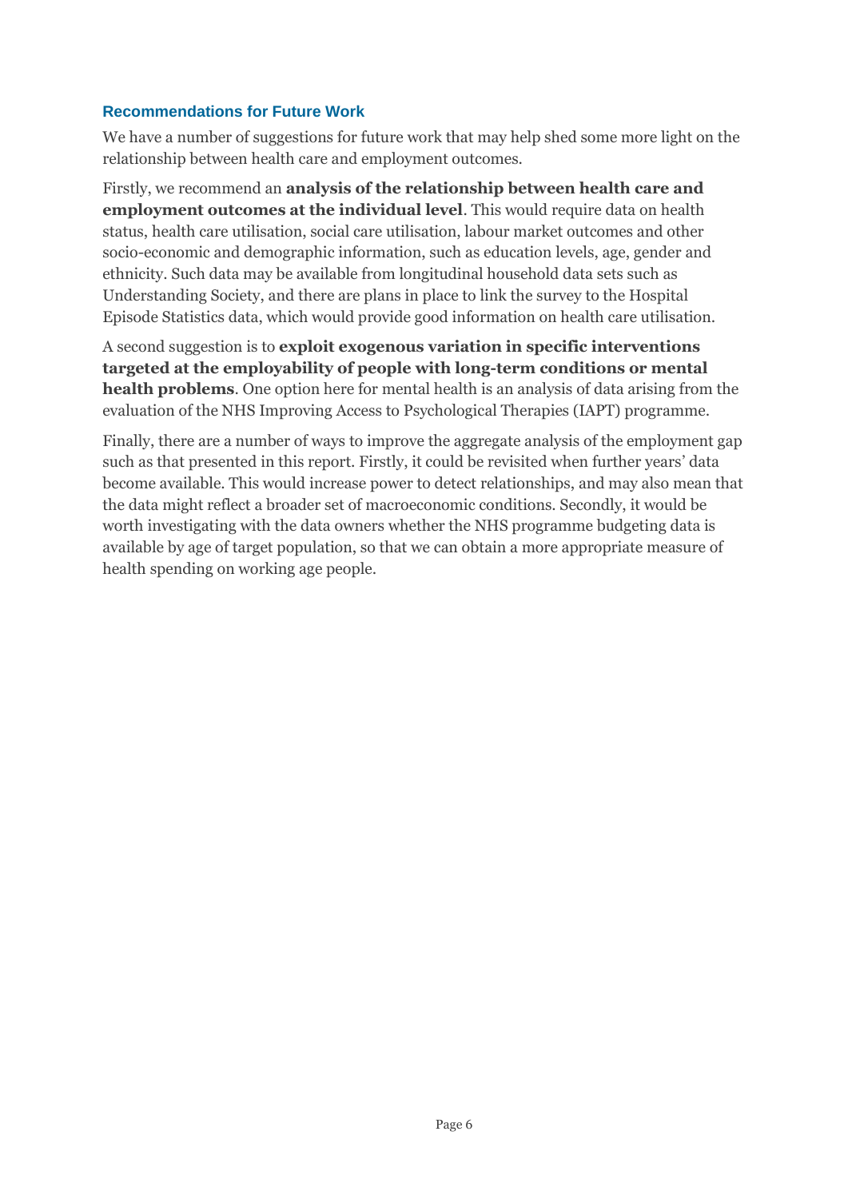### Recommendations for Future Work

We have a number of suggestions for future work that may help shed some more light on the relationship between health care and employment outcomes.

Firstly, we recommend an **analysis of the relationship between health care and employment outcomes at the individual level**. This would require data on health status, health care utilisation, social care utilisation, labour market outcomes and other socio-economic and demographic information, such as education levels, age, gender and ethnicity. Such data may be available from longitudinal household data sets such as Understanding Society, and there are plans in place to link the survey to the Hospital Episode Statistics data, which would provide good information on health care utilisation.

A second suggestion is to **exploit exogenous variation in specific interventions targeted at the employability of people with long-term conditions or mental health problems**. One option here for mental health is an analysis of data arising from the evaluation of the NHS Improving Access to Psychological Therapies (IAPT) programme.

Finally, there are a number of ways to improve the aggregate analysis of the employment gap such as that presented in this report. Firstly, it could be revisited when further years' data become available. This would increase power to detect relationships, and may also mean that the data might reflect a broader set of macroeconomic conditions. Secondly, it would be worth investigating with the data owners whether the NHS programme budgeting data is available by age of target population, so that we can obtain a more appropriate measure of health spending on working age people.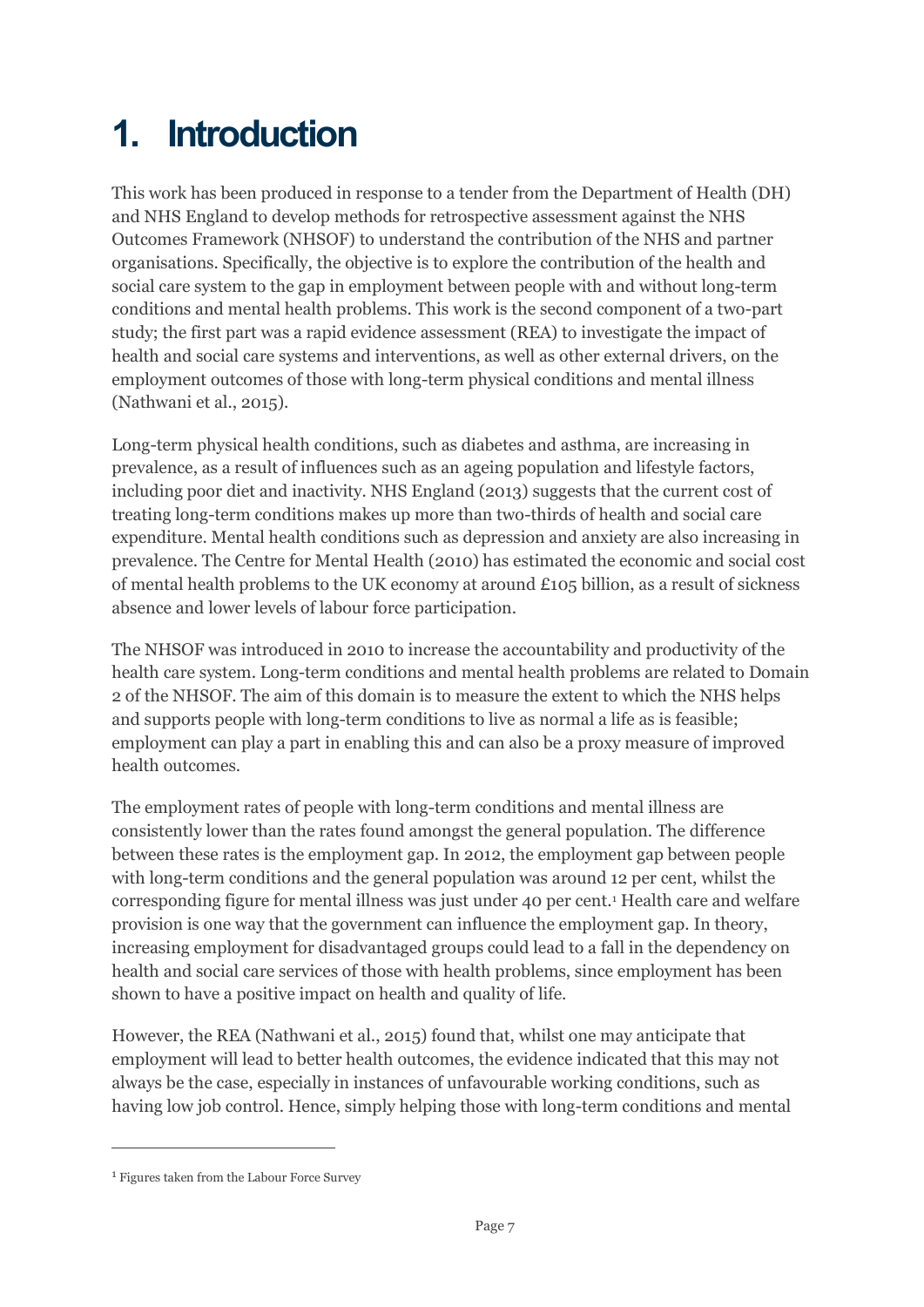# 1. Introduction

This work has been produced in response to a tender from the Department of Health (DH) and NHS England to develop methods for retrospective assessment against the NHS Outcomes Framework (NHSOF) to understand the contribution of the NHS and partner organisations. Specifically, the objective is to explore the contribution of the health and social care system to the gap in employment between people with and without long-term conditions and mental health problems. This work is the second component of a two-part study; the first part was a rapid evidence assessment (REA) to investigate the impact of health and social care systems and interventions, as well as other external drivers, on the employment outcomes of those with long-term physical conditions and mental illness (Nathwani et al., 2015).

Long-term physical health conditions, such as diabetes and asthma, are increasing in prevalence, as a result of influences such as an ageing population and lifestyle factors, including poor diet and inactivity. NHS England (2013) suggests that the current cost of treating long-term conditions makes up more than two-thirds of health and social care expenditure. Mental health conditions such as depression and anxiety are also increasing in prevalence. The Centre for Mental Health (2010) has estimated the economic and social cost of mental health problems to the UK economy at around £105 billion, as a result of sickness absence and lower levels of labour force participation.

The NHSOF was introduced in 2010 to increase the accountability and productivity of the health care system. Long-term conditions and mental health problems are related to Domain 2 of the NHSOF. The aim of this domain is to measure the extent to which the NHS helps and supports people with long-term conditions to live as normal a life as is feasible; employment can play a part in enabling this and can also be a proxy measure of improved health outcomes.

The employment rates of people with long-term conditions and mental illness are consistently lower than the rates found amongst the general population. The difference between these rates is the employment gap. In 2012, the employment gap between people with long-term conditions and the general population was around 12 per cent, whilst the corresponding figure for mental illness was just under 40 per cent.[1] Health care and welfare provision is one way that the government can influence the employment gap. In theory, increasing employment for disadvantaged groups could lead to a fall in the dependency on health and social care services of those with health problems, since employment has been shown to have a positive impact on health and quality of life.

However, the REA (Nathwani et al., 2015) found that, whilst one may anticipate that employment will lead to better health outcomes, the evidence indicated that this may not always be the case, especially in instances of unfavourable working conditions, such as having low job control. Hence, simply helping those with long-term conditions and mental

---

[1] Figures taken from the Labour Force Survey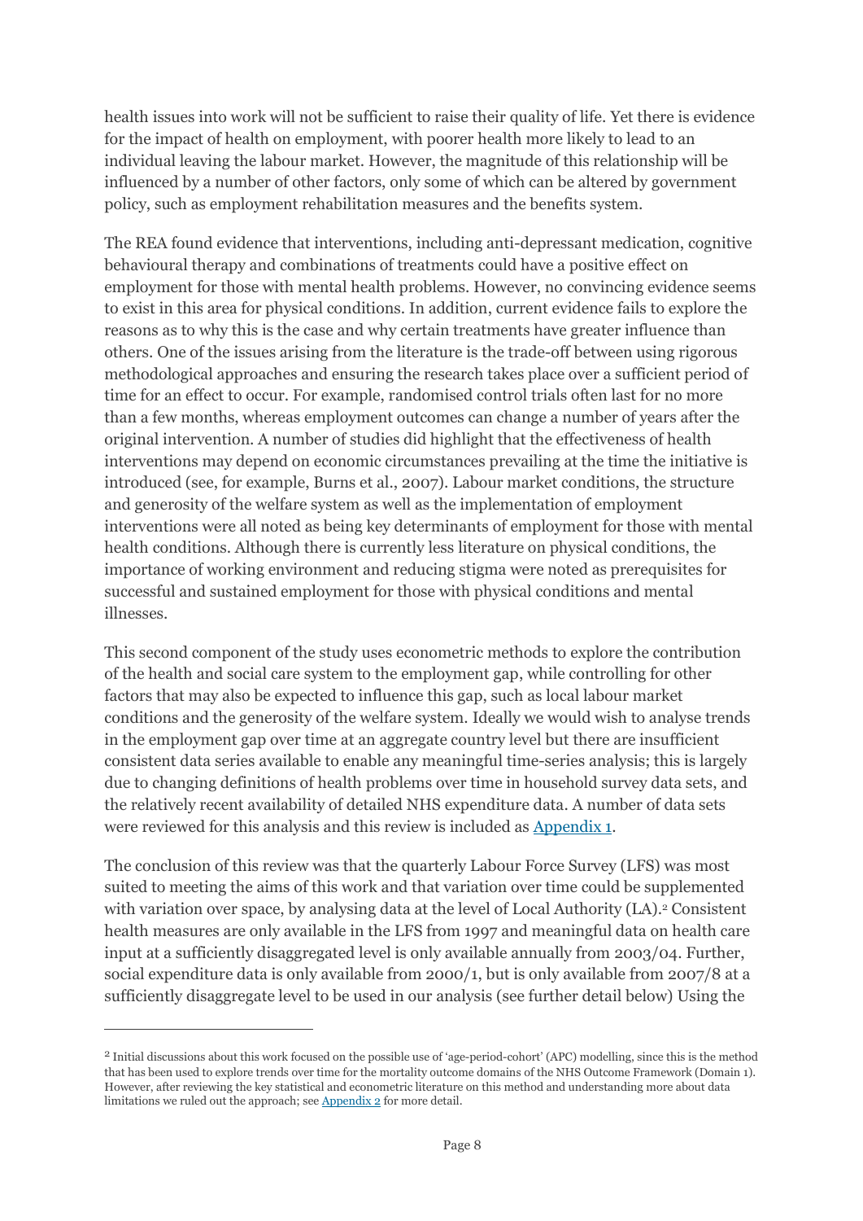health issues into work will not be sufficient to raise their quality of life. Yet there is evidence for the impact of health on employment, with poorer health more likely to lead to an individual leaving the labour market. However, the magnitude of this relationship will be influenced by a number of other factors, only some of which can be altered by government policy, such as employment rehabilitation measures and the benefits system.

The REA found evidence that interventions, including anti-depressant medication, cognitive behavioural therapy and combinations of treatments could have a positive effect on employment for those with mental health problems. However, no convincing evidence seems to exist in this area for physical conditions. In addition, current evidence fails to explore the reasons as to why this is the case and why certain treatments have greater influence than others. One of the issues arising from the literature is the trade-off between using rigorous methodological approaches and ensuring the research takes place over a sufficient period of time for an effect to occur. For example, randomised control trials often last for no more than a few months, whereas employment outcomes can change a number of years after the original intervention. A number of studies did highlight that the effectiveness of health interventions may depend on economic circumstances prevailing at the time the initiative is introduced (see, for example, Burns et al., 2007). Labour market conditions, the structure and generosity of the welfare system as well as the implementation of employment interventions were all noted as being key determinants of employment for those with mental health conditions. Although there is currently less literature on physical conditions, the importance of working environment and reducing stigma were noted as prerequisites for successful and sustained employment for those with physical conditions and mental illnesses.

This second component of the study uses econometric methods to explore the contribution of the health and social care system to the employment gap, while controlling for other factors that may also be expected to influence this gap, such as local labour market conditions and the generosity of the welfare system. Ideally we would wish to analyse trends in the employment gap over time at an aggregate country level but there are insufficient consistent data series available to enable any meaningful time-series analysis; this is largely due to changing definitions of health problems over time in household survey data sets, and the relatively recent availability of detailed NHS expenditure data. A number of data sets were reviewed for this analysis and this review is included as [Appendix 1](#).

The conclusion of this review was that the quarterly Labour Force Survey (LFS) was most suited to meeting the aims of this work and that variation over time could be supplemented with variation over space, by analysing data at the level of Local Authority (LA).[2] Consistent health measures are only available in the LFS from 1997 and meaningful data on health care input at a sufficiently disaggregated level is only available annually from 2003/04. Further, social expenditure data is only available from 2000/1, but is only available from 2007/8 at a sufficiently disaggregate level to be used in our analysis (see further detail below) Using the

---

[2] Initial discussions about this work focused on the possible use of 'age-period-cohort' (APC) modelling, since this is the method that has been used to explore trends over time for the mortality outcome domains of the NHS Outcome Framework (Domain 1). However, after reviewing the key statistical and econometric literature on this method and understanding more about data limitations we ruled out the approach; see [Appendix 2](#) for more detail.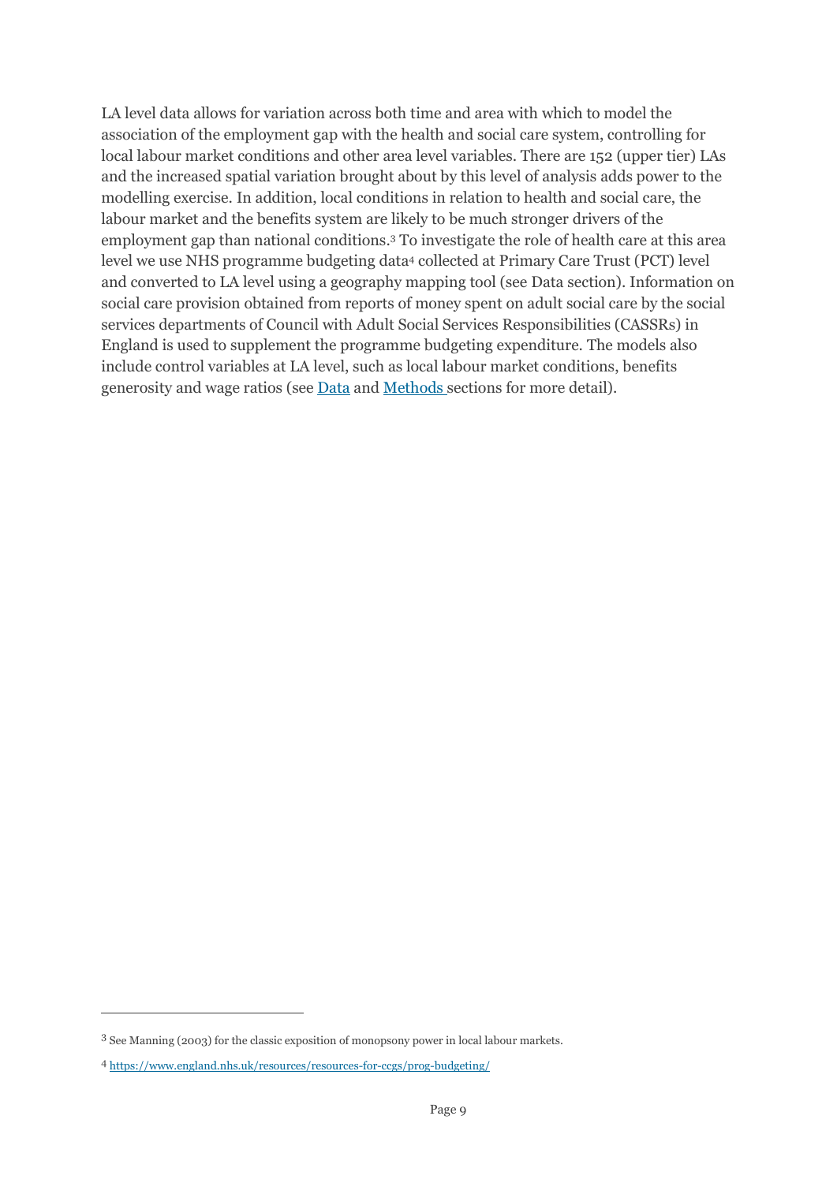LA level data allows for variation across both time and area with which to model the association of the employment gap with the health and social care system, controlling for local labour market conditions and other area level variables. There are 152 (upper tier) LAs and the increased spatial variation brought about by this level of analysis adds power to the modelling exercise. In addition, local conditions in relation to health and social care, the labour market and the benefits system are likely to be much stronger drivers of the employment gap than national conditions.[3] To investigate the role of health care at this area level we use NHS programme budgeting data[4] collected at Primary Care Trust (PCT) level and converted to LA level using a geography mapping tool (see Data section). Information on social care provision obtained from reports of money spent on adult social care by the social services departments of Council with Adult Social Services Responsibilities (CASSRs) in England is used to supplement the programme budgeting expenditure. The models also include control variables at LA level, such as local labour market conditions, benefits generosity and wage ratios (see [Data](#) and [Methods](#) sections for more detail).

---

[3] See Manning (2003) for the classic exposition of monopsony power in local labour markets.

[4] https://www.england.nhs.uk/resources/resources-for-ccgs/prog-budgeting/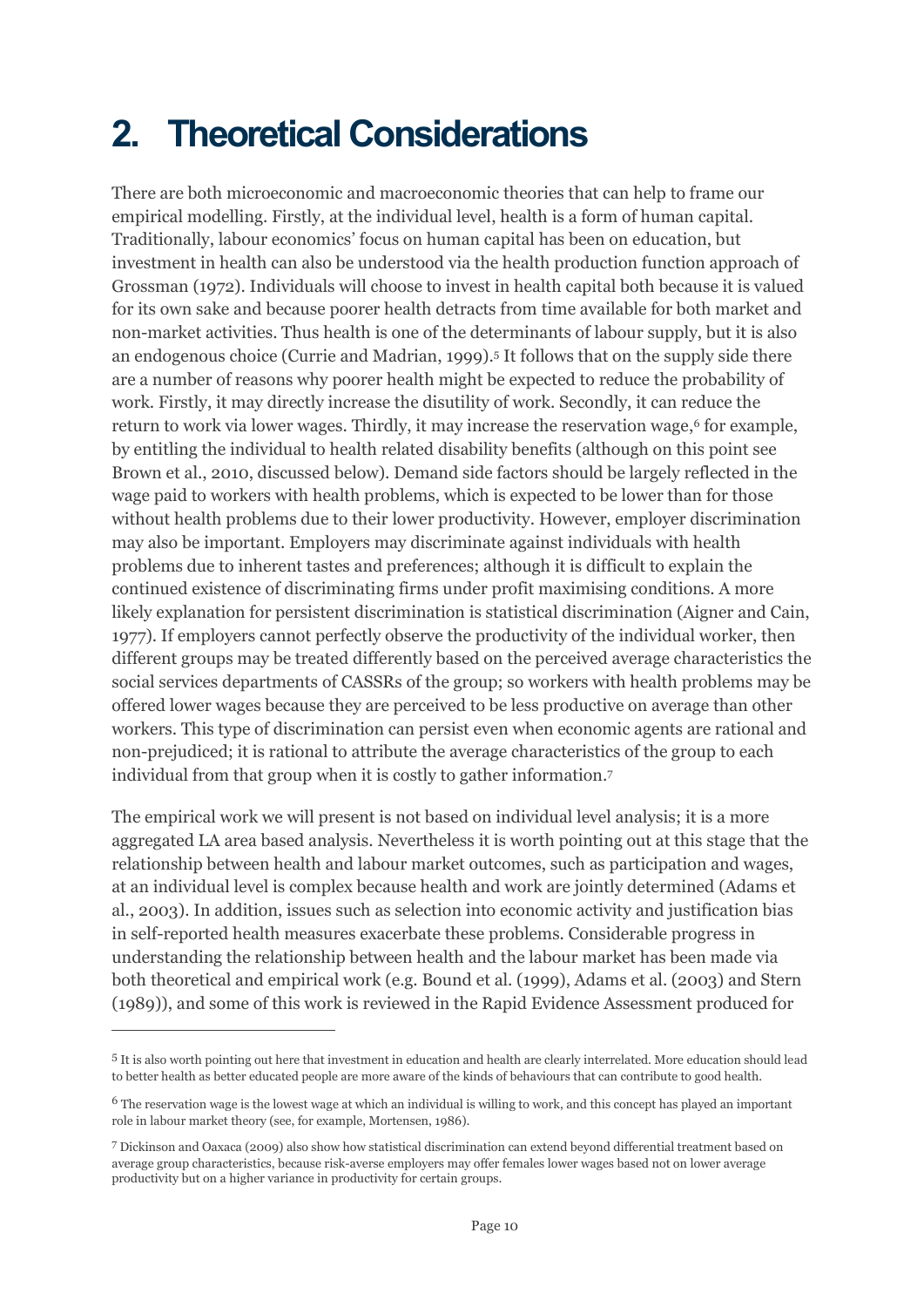# 2. Theoretical Considerations

There are both microeconomic and macroeconomic theories that can help to frame our empirical modelling. Firstly, at the individual level, health is a form of human capital. Traditionally, labour economics' focus on human capital has been on education, but investment in health can also be understood via the health production function approach of Grossman (1972). Individuals will choose to invest in health capital both because it is valued for its own sake and because poorer health detracts from time available for both market and non-market activities. Thus health is one of the determinants of labour supply, but it is also an endogenous choice (Currie and Madrian, 1999).[5] It follows that on the supply side there are a number of reasons why poorer health might be expected to reduce the probability of work. Firstly, it may directly increase the disutility of work. Secondly, it can reduce the return to work via lower wages. Thirdly, it may increase the reservation wage,[6] for example, by entitling the individual to health related disability benefits (although on this point see Brown et al., 2010, discussed below). Demand side factors should be largely reflected in the wage paid to workers with health problems, which is expected to be lower than for those without health problems due to their lower productivity. However, employer discrimination may also be important. Employers may discriminate against individuals with health problems due to inherent tastes and preferences; although it is difficult to explain the continued existence of discriminating firms under profit maximising conditions. A more likely explanation for persistent discrimination is statistical discrimination (Aigner and Cain, 1977). If employers cannot perfectly observe the productivity of the individual worker, then different groups may be treated differently based on the perceived average characteristics the social services departments of CASSRs of the group; so workers with health problems may be offered lower wages because they are perceived to be less productive on average than other workers. This type of discrimination can persist even when economic agents are rational and non-prejudiced; it is rational to attribute the average characteristics of the group to each individual from that group when it is costly to gather information.[7]

The empirical work we will present is not based on individual level analysis; it is a more aggregated LA area based analysis. Nevertheless it is worth pointing out at this stage that the relationship between health and labour market outcomes, such as participation and wages, at an individual level is complex because health and work are jointly determined (Adams et al., 2003). In addition, issues such as selection into economic activity and justification bias in self-reported health measures exacerbate these problems. Considerable progress in understanding the relationship between health and the labour market has been made via both theoretical and empirical work (e.g. Bound et al. (1999), Adams et al. (2003) and Stern (1989)), and some of this work is reviewed in the Rapid Evidence Assessment produced for

---

[5] It is also worth pointing out here that investment in education and health are clearly interrelated. More education should lead to better health as better educated people are more aware of the kinds of behaviours that can contribute to good health.

[6] The reservation wage is the lowest wage at which an individual is willing to work, and this concept has played an important role in labour market theory (see, for example, Mortensen, 1986).

[7] Dickinson and Oaxaca (2009) also show how statistical discrimination can extend beyond differential treatment based on average group characteristics, because risk-averse employers may offer females lower wages based not on lower average productivity but on a higher variance in productivity for certain groups.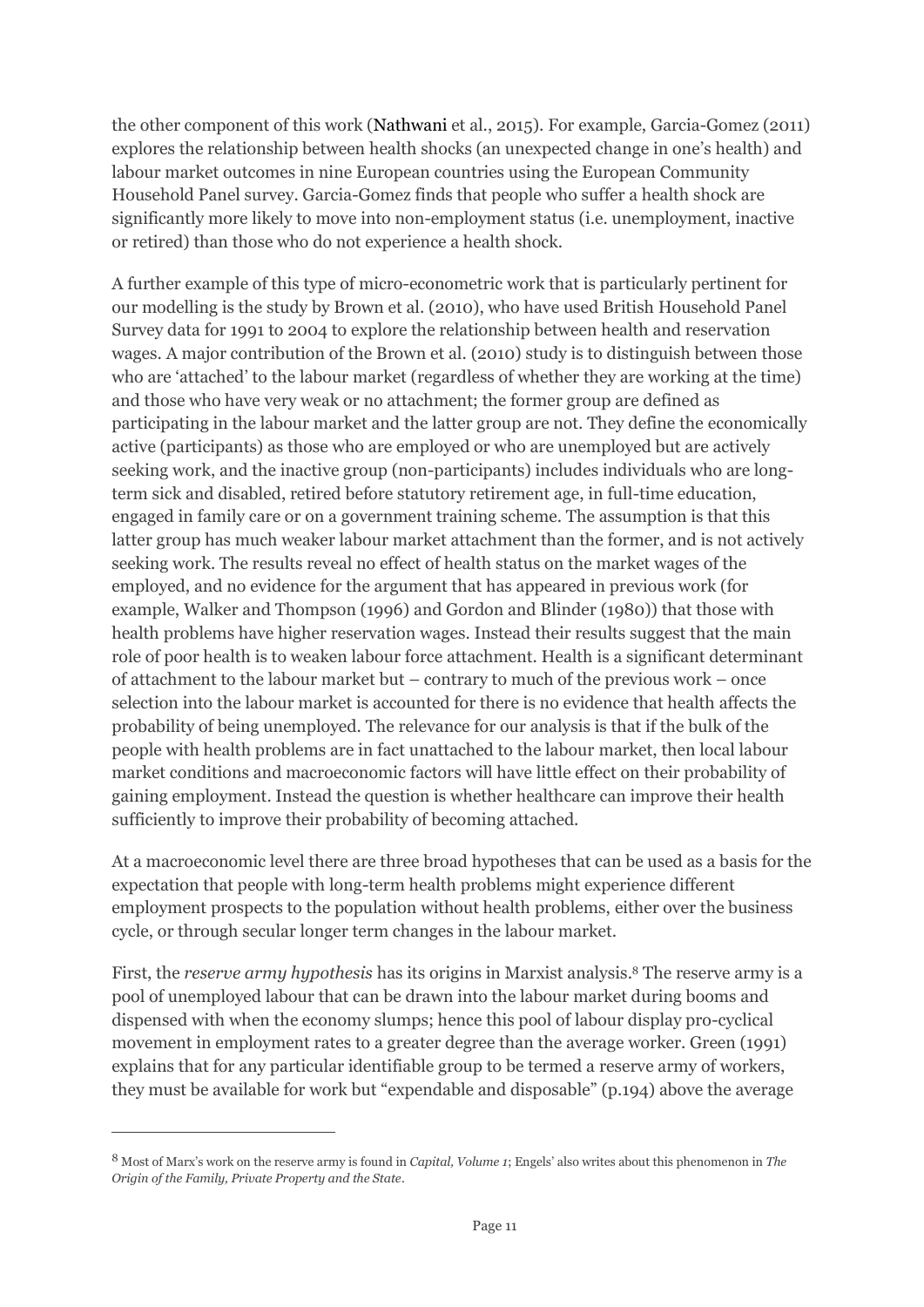the other component of this work (Nathwani et al., 2015). For example, Garcia-Gomez (2011) explores the relationship between health shocks (an unexpected change in one's health) and labour market outcomes in nine European countries using the European Community Household Panel survey. Garcia-Gomez finds that people who suffer a health shock are significantly more likely to move into non-employment status (i.e. unemployment, inactive or retired) than those who do not experience a health shock.

A further example of this type of micro-econometric work that is particularly pertinent for our modelling is the study by Brown et al. (2010), who have used British Household Panel Survey data for 1991 to 2004 to explore the relationship between health and reservation wages. A major contribution of the Brown et al. (2010) study is to distinguish between those who are 'attached' to the labour market (regardless of whether they are working at the time) and those who have very weak or no attachment; the former group are defined as participating in the labour market and the latter group are not. They define the economically active (participants) as those who are employed or who are unemployed but are actively seeking work, and the inactive group (non-participants) includes individuals who are long-term sick and disabled, retired before statutory retirement age, in full-time education, engaged in family care or on a government training scheme. The assumption is that this latter group has much weaker labour market attachment than the former, and is not actively seeking work. The results reveal no effect of health status on the market wages of the employed, and no evidence for the argument that has appeared in previous work (for example, Walker and Thompson (1996) and Gordon and Blinder (1980)) that those with health problems have higher reservation wages. Instead their results suggest that the main role of poor health is to weaken labour force attachment. Health is a significant determinant of attachment to the labour market but – contrary to much of the previous work – once selection into the labour market is accounted for there is no evidence that health affects the probability of being unemployed. The relevance for our analysis is that if the bulk of the people with health problems are in fact unattached to the labour market, then local labour market conditions and macroeconomic factors will have little effect on their probability of gaining employment. Instead the question is whether healthcare can improve their health sufficiently to improve their probability of becoming attached.

At a macroeconomic level there are three broad hypotheses that can be used as a basis for the expectation that people with long-term health problems might experience different employment prospects to the population without health problems, either over the business cycle, or through secular longer term changes in the labour market.

First, the *reserve army hypothesis* has its origins in Marxist analysis.[8] The reserve army is a pool of unemployed labour that can be drawn into the labour market during booms and dispensed with when the economy slumps; hence this pool of labour display pro-cyclical movement in employment rates to a greater degree than the average worker. Green (1991) explains that for any particular identifiable group to be termed a reserve army of workers, they must be available for work but "expendable and disposable" (p.194) above the average

[8] Most of Marx's work on the reserve army is found in *Capital, Volume 1*; Engels' also writes about this phenomenon in *The Origin of the Family, Private Property and the State*.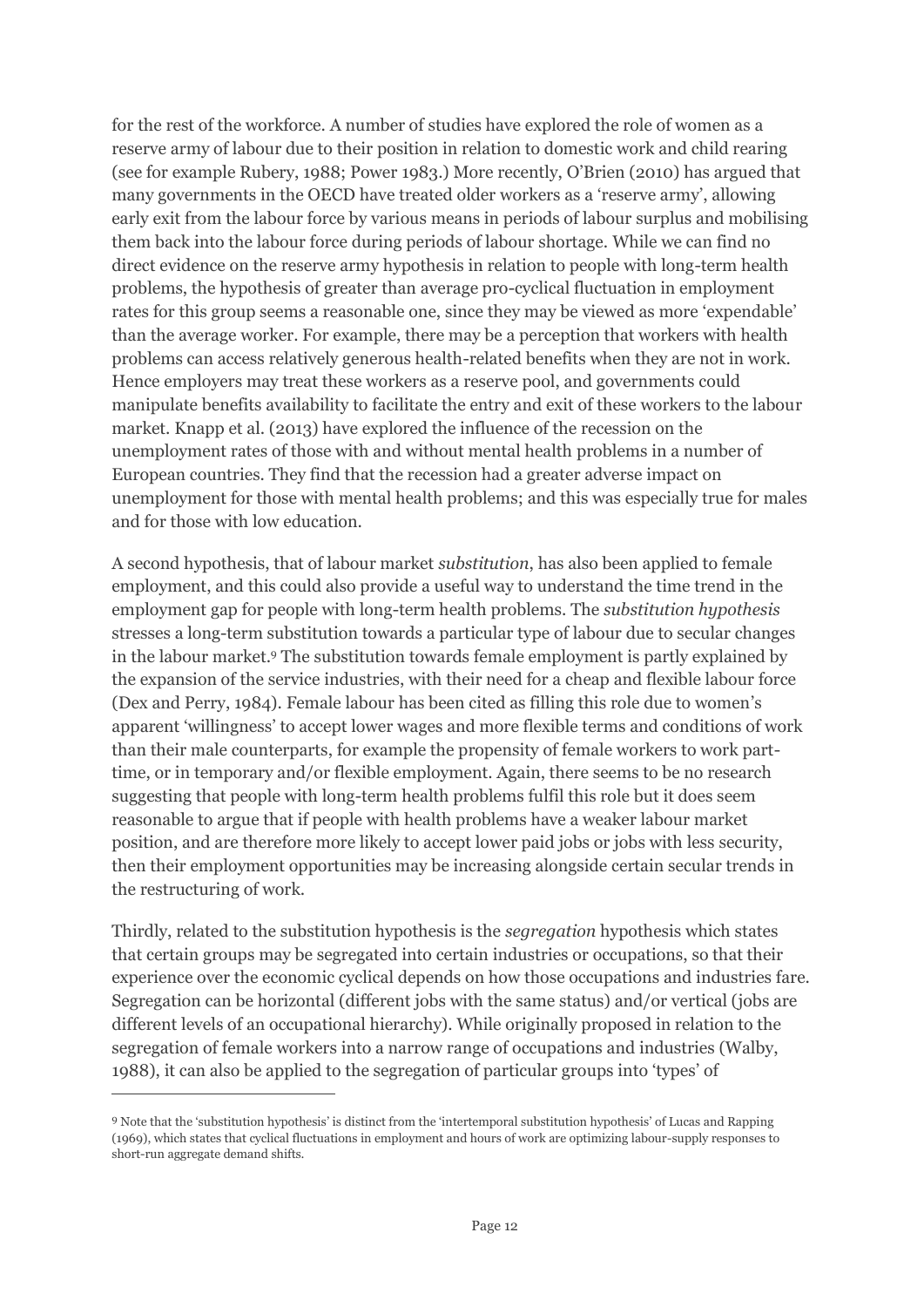for the rest of the workforce. A number of studies have explored the role of women as a reserve army of labour due to their position in relation to domestic work and child rearing (see for example Rubery, 1988; Power 1983.) More recently, O'Brien (2010) has argued that many governments in the OECD have treated older workers as a 'reserve army', allowing early exit from the labour force by various means in periods of labour surplus and mobilising them back into the labour force during periods of labour shortage. While we can find no direct evidence on the reserve army hypothesis in relation to people with long-term health problems, the hypothesis of greater than average pro-cyclical fluctuation in employment rates for this group seems a reasonable one, since they may be viewed as more 'expendable' than the average worker. For example, there may be a perception that workers with health problems can access relatively generous health-related benefits when they are not in work. Hence employers may treat these workers as a reserve pool, and governments could manipulate benefits availability to facilitate the entry and exit of these workers to the labour market. Knapp et al. (2013) have explored the influence of the recession on the unemployment rates of those with and without mental health problems in a number of European countries. They find that the recession had a greater adverse impact on unemployment for those with mental health problems; and this was especially true for males and for those with low education.

A second hypothesis, that of labour market *substitution*, has also been applied to female employment, and this could also provide a useful way to understand the time trend in the employment gap for people with long-term health problems. The *substitution hypothesis* stresses a long-term substitution towards a particular type of labour due to secular changes in the labour market.[9] The substitution towards female employment is partly explained by the expansion of the service industries, with their need for a cheap and flexible labour force (Dex and Perry, 1984). Female labour has been cited as filling this role due to women's apparent 'willingness' to accept lower wages and more flexible terms and conditions of work than their male counterparts, for example the propensity of female workers to work part-time, or in temporary and/or flexible employment. Again, there seems to be no research suggesting that people with long-term health problems fulfil this role but it does seem reasonable to argue that if people with health problems have a weaker labour market position, and are therefore more likely to accept lower paid jobs or jobs with less security, then their employment opportunities may be increasing alongside certain secular trends in the restructuring of work.

Thirdly, related to the substitution hypothesis is the *segregation* hypothesis which states that certain groups may be segregated into certain industries or occupations, so that their experience over the economic cyclical depends on how those occupations and industries fare. Segregation can be horizontal (different jobs with the same status) and/or vertical (jobs are different levels of an occupational hierarchy). While originally proposed in relation to the segregation of female workers into a narrow range of occupations and industries (Walby, 1988), it can also be applied to the segregation of particular groups into 'types' of

[9] Note that the 'substitution hypothesis' is distinct from the 'intertemporal substitution hypothesis' of Lucas and Rapping (1969), which states that cyclical fluctuations in employment and hours of work are optimizing labour-supply responses to short-run aggregate demand shifts.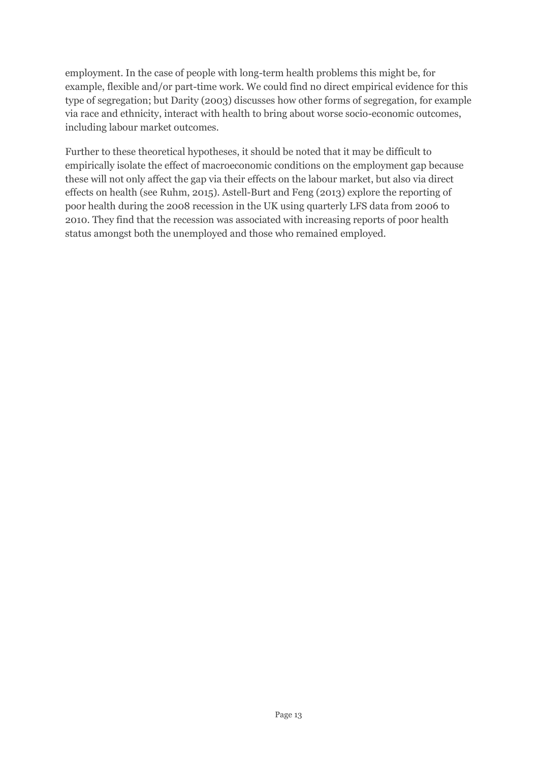employment. In the case of people with long-term health problems this might be, for example, flexible and/or part-time work. We could find no direct empirical evidence for this type of segregation; but Darity (2003) discusses how other forms of segregation, for example via race and ethnicity, interact with health to bring about worse socio-economic outcomes, including labour market outcomes.

Further to these theoretical hypotheses, it should be noted that it may be difficult to empirically isolate the effect of macroeconomic conditions on the employment gap because these will not only affect the gap via their effects on the labour market, but also via direct effects on health (see Ruhm, 2015). Astell-Burt and Feng (2013) explore the reporting of poor health during the 2008 recession in the UK using quarterly LFS data from 2006 to 2010. They find that the recession was associated with increasing reports of poor health status amongst both the unemployed and those who remained employed.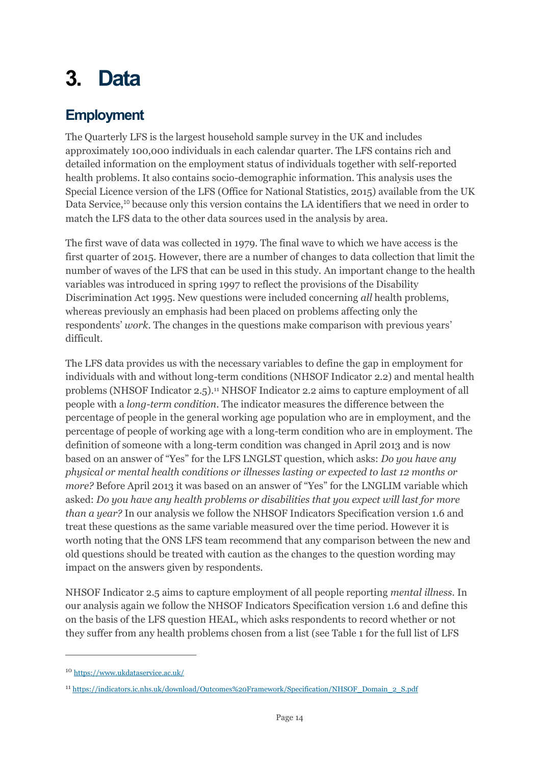# 3. Data

## Employment

The Quarterly LFS is the largest household sample survey in the UK and includes approximately 100,000 individuals in each calendar quarter. The LFS contains rich and detailed information on the employment status of individuals together with self-reported health problems. It also contains socio-demographic information. This analysis uses the Special Licence version of the LFS (Office for National Statistics, 2015) available from the UK Data Service,[10] because only this version contains the LA identifiers that we need in order to match the LFS data to the other data sources used in the analysis by area.

The first wave of data was collected in 1979. The final wave to which we have access is the first quarter of 2015. However, there are a number of changes to data collection that limit the number of waves of the LFS that can be used in this study. An important change to the health variables was introduced in spring 1997 to reflect the provisions of the Disability Discrimination Act 1995. New questions were included concerning *all* health problems, whereas previously an emphasis had been placed on problems affecting only the respondents' *work*. The changes in the questions make comparison with previous years' difficult.

The LFS data provides us with the necessary variables to define the gap in employment for individuals with and without long-term conditions (NHSOF Indicator 2.2) and mental health problems (NHSOF Indicator 2.5).[11] NHSOF Indicator 2.2 aims to capture employment of all people with a *long-term condition*. The indicator measures the difference between the percentage of people in the general working age population who are in employment, and the percentage of people of working age with a long-term condition who are in employment. The definition of someone with a long-term condition was changed in April 2013 and is now based on an answer of "Yes" for the LFS LNGLST question, which asks: *Do you have any physical or mental health conditions or illnesses lasting or expected to last 12 months or more?* Before April 2013 it was based on an answer of "Yes" for the LNGLIM variable which asked: *Do you have any health problems or disabilities that you expect will last for more than a year?* In our analysis we follow the NHSOF Indicators Specification version 1.6 and treat these questions as the same variable measured over the time period. However it is worth noting that the ONS LFS team recommend that any comparison between the new and old questions should be treated with caution as the changes to the question wording may impact on the answers given by respondents.

NHSOF Indicator 2.5 aims to capture employment of all people reporting *mental illness*. In our analysis again we follow the NHSOF Indicators Specification version 1.6 and define this on the basis of the LFS question HEAL, which asks respondents to record whether or not they suffer from any health problems chosen from a list (see Table 1 for the full list of LFS

---

[10] https://www.ukdataservice.ac.uk/

[11] https://indicators.ic.nhs.uk/download/Outcomes%20Framework/Specification/NHSOF_Domain_2_S.pdf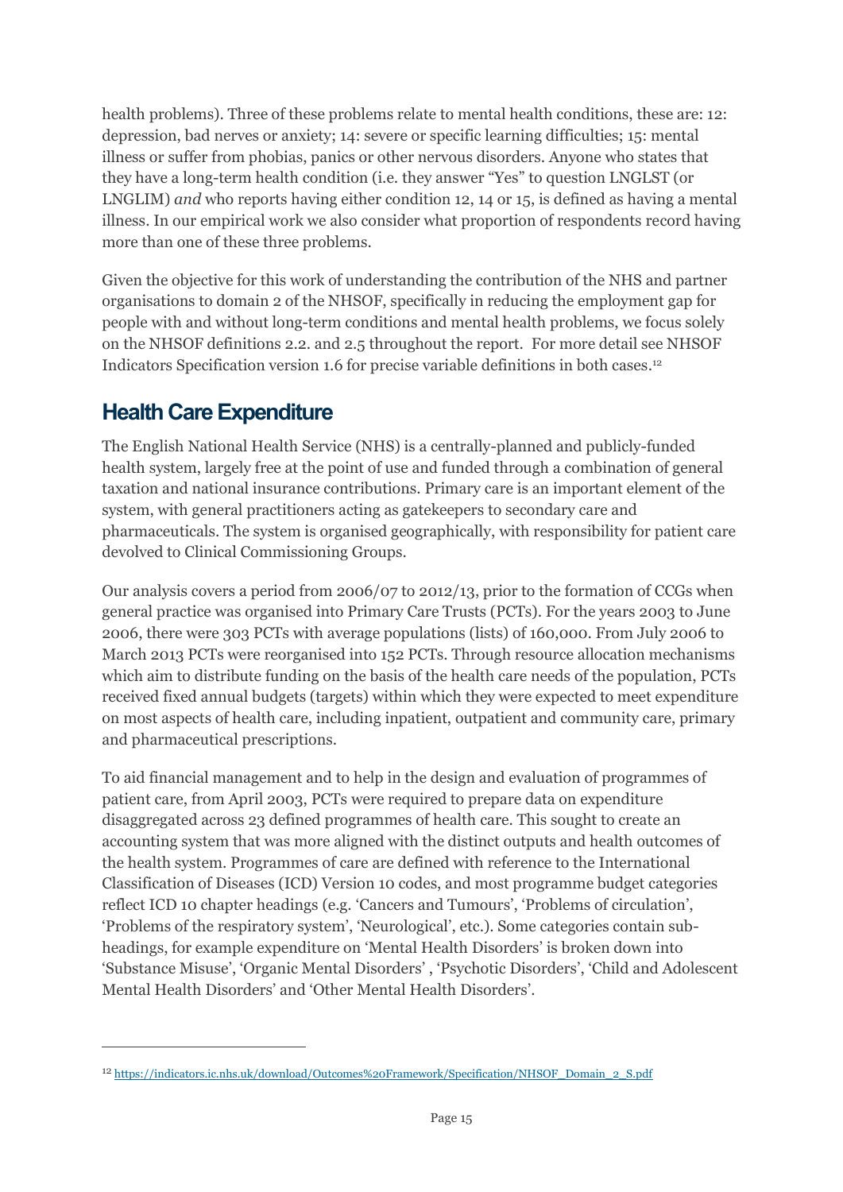health problems). Three of these problems relate to mental health conditions, these are: 12: depression, bad nerves or anxiety; 14: severe or specific learning difficulties; 15: mental illness or suffer from phobias, panics or other nervous disorders. Anyone who states that they have a long-term health condition (i.e. they answer "Yes" to question LNGLST (or LNGLIM) *and* who reports having either condition 12, 14 or 15, is defined as having a mental illness. In our empirical work we also consider what proportion of respondents record having more than one of these three problems.

Given the objective for this work of understanding the contribution of the NHS and partner organisations to domain 2 of the NHSOF, specifically in reducing the employment gap for people with and without long-term conditions and mental health problems, we focus solely on the NHSOF definitions 2.2. and 2.5 throughout the report. For more detail see NHSOF Indicators Specification version 1.6 for precise variable definitions in both cases.[12]

## Health Care Expenditure

The English National Health Service (NHS) is a centrally-planned and publicly-funded health system, largely free at the point of use and funded through a combination of general taxation and national insurance contributions. Primary care is an important element of the system, with general practitioners acting as gatekeepers to secondary care and pharmaceuticals. The system is organised geographically, with responsibility for patient care devolved to Clinical Commissioning Groups.

Our analysis covers a period from 2006/07 to 2012/13, prior to the formation of CCGs when general practice was organised into Primary Care Trusts (PCTs). For the years 2003 to June 2006, there were 303 PCTs with average populations (lists) of 160,000. From July 2006 to March 2013 PCTs were reorganised into 152 PCTs. Through resource allocation mechanisms which aim to distribute funding on the basis of the health care needs of the population, PCTs received fixed annual budgets (targets) within which they were expected to meet expenditure on most aspects of health care, including inpatient, outpatient and community care, primary and pharmaceutical prescriptions.

To aid financial management and to help in the design and evaluation of programmes of patient care, from April 2003, PCTs were required to prepare data on expenditure disaggregated across 23 defined programmes of health care. This sought to create an accounting system that was more aligned with the distinct outputs and health outcomes of the health system. Programmes of care are defined with reference to the International Classification of Diseases (ICD) Version 10 codes, and most programme budget categories reflect ICD 10 chapter headings (e.g. 'Cancers and Tumours', 'Problems of circulation', 'Problems of the respiratory system', 'Neurological', etc.). Some categories contain sub-headings, for example expenditure on 'Mental Health Disorders' is broken down into 'Substance Misuse', 'Organic Mental Disorders' , 'Psychotic Disorders', 'Child and Adolescent Mental Health Disorders' and 'Other Mental Health Disorders'.

---

[12] https://indicators.ic.nhs.uk/download/Outcomes%20Framework/Specification/NHSOF_Domain_2_S.pdf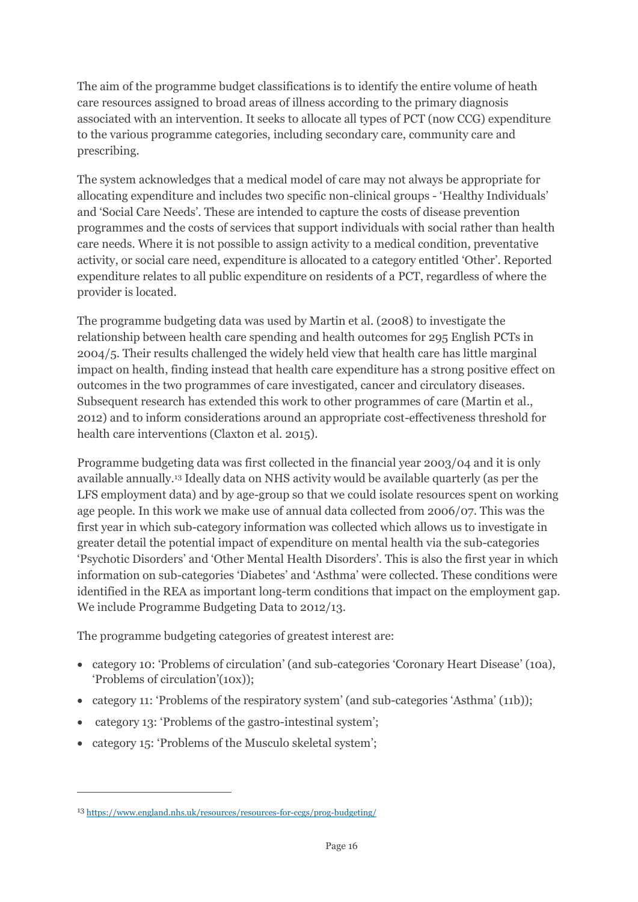The aim of the programme budget classifications is to identify the entire volume of heath care resources assigned to broad areas of illness according to the primary diagnosis associated with an intervention. It seeks to allocate all types of PCT (now CCG) expenditure to the various programme categories, including secondary care, community care and prescribing.

The system acknowledges that a medical model of care may not always be appropriate for allocating expenditure and includes two specific non-clinical groups - 'Healthy Individuals' and 'Social Care Needs'. These are intended to capture the costs of disease prevention programmes and the costs of services that support individuals with social rather than health care needs. Where it is not possible to assign activity to a medical condition, preventative activity, or social care need, expenditure is allocated to a category entitled 'Other'. Reported expenditure relates to all public expenditure on residents of a PCT, regardless of where the provider is located.

The programme budgeting data was used by Martin et al. (2008) to investigate the relationship between health care spending and health outcomes for 295 English PCTs in 2004/5. Their results challenged the widely held view that health care has little marginal impact on health, finding instead that health care expenditure has a strong positive effect on outcomes in the two programmes of care investigated, cancer and circulatory diseases. Subsequent research has extended this work to other programmes of care (Martin et al., 2012) and to inform considerations around an appropriate cost-effectiveness threshold for health care interventions (Claxton et al. 2015).

Programme budgeting data was first collected in the financial year 2003/04 and it is only available annually.[13] Ideally data on NHS activity would be available quarterly (as per the LFS employment data) and by age-group so that we could isolate resources spent on working age people. In this work we make use of annual data collected from 2006/07. This was the first year in which sub-category information was collected which allows us to investigate in greater detail the potential impact of expenditure on mental health via the sub-categories 'Psychotic Disorders' and 'Other Mental Health Disorders'. This is also the first year in which information on sub-categories 'Diabetes' and 'Asthma' were collected. These conditions were identified in the REA as important long-term conditions that impact on the employment gap. We include Programme Budgeting Data to 2012/13.

The programme budgeting categories of greatest interest are:

- category 10: 'Problems of circulation' (and sub-categories 'Coronary Heart Disease' (10a), 'Problems of circulation'(10x));
- category 11: 'Problems of the respiratory system' (and sub-categories 'Asthma' (11b));
- category 13: 'Problems of the gastro-intestinal system';
- category 15: 'Problems of the Musculo skeletal system';

[13] https://www.england.nhs.uk/resources/resources-for-ccgs/prog-budgeting/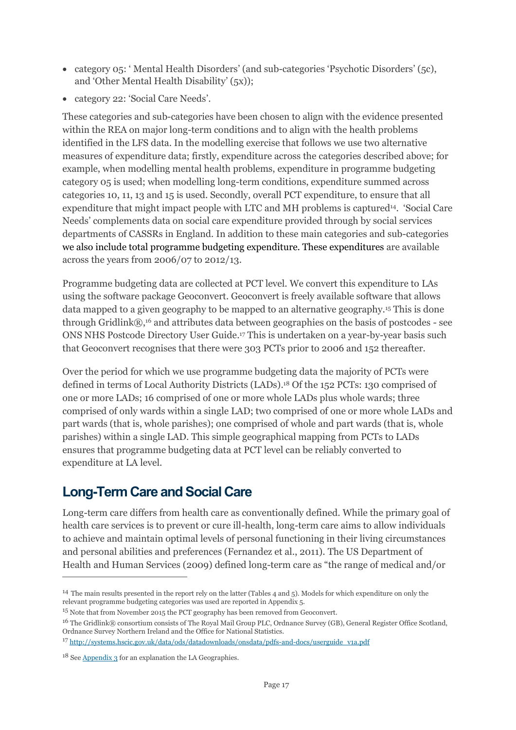- category 05: ' Mental Health Disorders' (and sub-categories 'Psychotic Disorders' (5c), and 'Other Mental Health Disability' (5x));
- category 22: 'Social Care Needs'.

These categories and sub-categories have been chosen to align with the evidence presented within the REA on major long-term conditions and to align with the health problems identified in the LFS data. In the modelling exercise that follows we use two alternative measures of expenditure data; firstly, expenditure across the categories described above; for example, when modelling mental health problems, expenditure in programme budgeting category 05 is used; when modelling long-term conditions, expenditure summed across categories 10, 11, 13 and 15 is used. Secondly, overall PCT expenditure, to ensure that all expenditure that might impact people with LTC and MH problems is captured[14]. 'Social Care Needs' complements data on social care expenditure provided through by social services departments of CASSRs in England. In addition to these main categories and sub-categories we also include total programme budgeting expenditure. These expenditures are available across the years from 2006/07 to 2012/13.

Programme budgeting data are collected at PCT level. We convert this expenditure to LAs using the software package Geoconvert. Geoconvert is freely available software that allows data mapped to a given geography to be mapped to an alternative geography.[15] This is done through Gridlink®,[16] and attributes data between geographies on the basis of postcodes - see ONS NHS Postcode Directory User Guide.[17] This is undertaken on a year-by-year basis such that Geoconvert recognises that there were 303 PCTs prior to 2006 and 152 thereafter.

Over the period for which we use programme budgeting data the majority of PCTs were defined in terms of Local Authority Districts (LADs).[18] Of the 152 PCTs: 130 comprised of one or more LADs; 16 comprised of one or more whole LADs plus whole wards; three comprised of only wards within a single LAD; two comprised of one or more whole LADs and part wards (that is, whole parishes); one comprised of whole and part wards (that is, whole parishes) within a single LAD. This simple geographical mapping from PCTs to LADs ensures that programme budgeting data at PCT level can be reliably converted to expenditure at LA level.

## Long-Term Care and Social Care

Long-term care differs from health care as conventionally defined. While the primary goal of health care services is to prevent or cure ill-health, long-term care aims to allow individuals to achieve and maintain optimal levels of personal functioning in their living circumstances and personal abilities and preferences (Fernandez et al., 2011). The US Department of Health and Human Services (2009) defined long-term care as "the range of medical and/or

---

[14] The main results presented in the report rely on the latter (Tables 4 and 5). Models for which expenditure on only the relevant programme budgeting categories was used are reported in Appendix 5.

[15] Note that from November 2015 the PCT geography has been removed from Geoconvert.

[16] The Gridlink® consortium consists of The Royal Mail Group PLC, Ordnance Survey (GB), General Register Office Scotland, Ordnance Survey Northern Ireland and the Office for National Statistics.

[17] http://systems.hscic.gov.uk/data/ods/datadownloads/onsdata/pdfs-and-docs/userguide_v1a.pdf

[18] See Appendix 3 for an explanation the LA Geographies.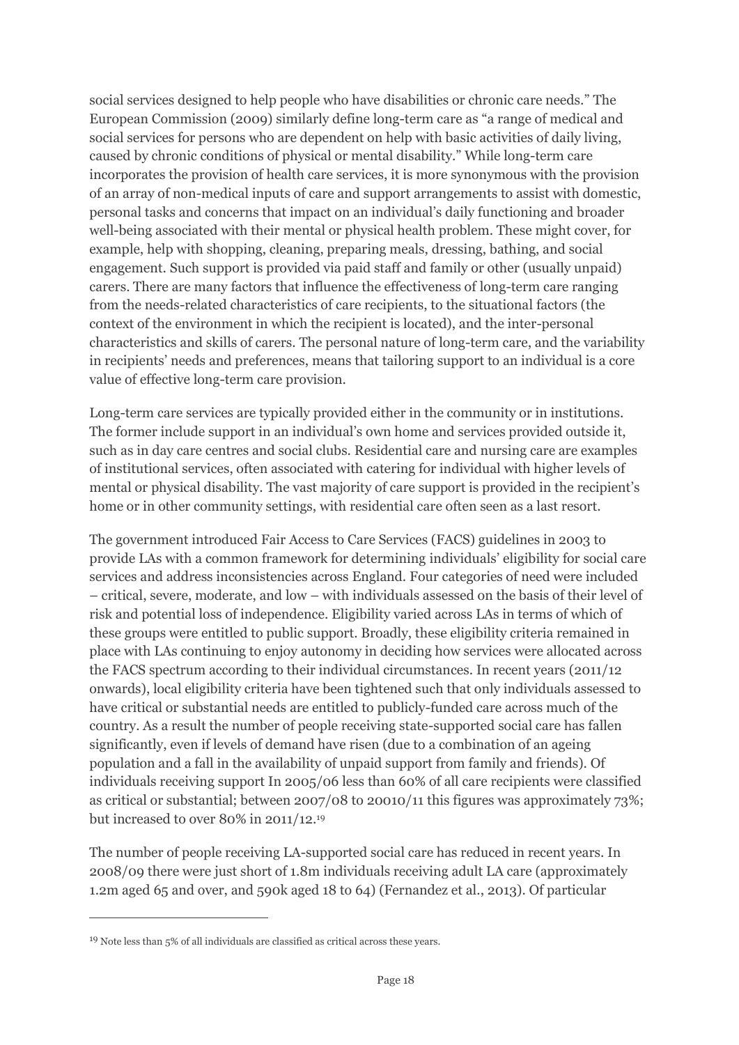social services designed to help people who have disabilities or chronic care needs." The European Commission (2009) similarly define long-term care as "a range of medical and social services for persons who are dependent on help with basic activities of daily living, caused by chronic conditions of physical or mental disability." While long-term care incorporates the provision of health care services, it is more synonymous with the provision of an array of non-medical inputs of care and support arrangements to assist with domestic, personal tasks and concerns that impact on an individual's daily functioning and broader well-being associated with their mental or physical health problem. These might cover, for example, help with shopping, cleaning, preparing meals, dressing, bathing, and social engagement. Such support is provided via paid staff and family or other (usually unpaid) carers. There are many factors that influence the effectiveness of long-term care ranging from the needs-related characteristics of care recipients, to the situational factors (the context of the environment in which the recipient is located), and the inter-personal characteristics and skills of carers. The personal nature of long-term care, and the variability in recipients' needs and preferences, means that tailoring support to an individual is a core value of effective long-term care provision.

Long-term care services are typically provided either in the community or in institutions. The former include support in an individual's own home and services provided outside it, such as in day care centres and social clubs. Residential care and nursing care are examples of institutional services, often associated with catering for individual with higher levels of mental or physical disability. The vast majority of care support is provided in the recipient's home or in other community settings, with residential care often seen as a last resort.

The government introduced Fair Access to Care Services (FACS) guidelines in 2003 to provide LAs with a common framework for determining individuals' eligibility for social care services and address inconsistencies across England. Four categories of need were included – critical, severe, moderate, and low – with individuals assessed on the basis of their level of risk and potential loss of independence. Eligibility varied across LAs in terms of which of these groups were entitled to public support. Broadly, these eligibility criteria remained in place with LAs continuing to enjoy autonomy in deciding how services were allocated across the FACS spectrum according to their individual circumstances. In recent years (2011/12 onwards), local eligibility criteria have been tightened such that only individuals assessed to have critical or substantial needs are entitled to publicly-funded care across much of the country. As a result the number of people receiving state-supported social care has fallen significantly, even if levels of demand have risen (due to a combination of an ageing population and a fall in the availability of unpaid support from family and friends). Of individuals receiving support In 2005/06 less than 60% of all care recipients were classified as critical or substantial; between 2007/08 to 20010/11 this figures was approximately 73%; but increased to over 80% in 2011/12.[19]

The number of people receiving LA-supported social care has reduced in recent years. In 2008/09 there were just short of 1.8m individuals receiving adult LA care (approximately 1.2m aged 65 and over, and 590k aged 18 to 64) (Fernandez et al., 2013). Of particular

[19] Note less than 5% of all individuals are classified as critical across these years.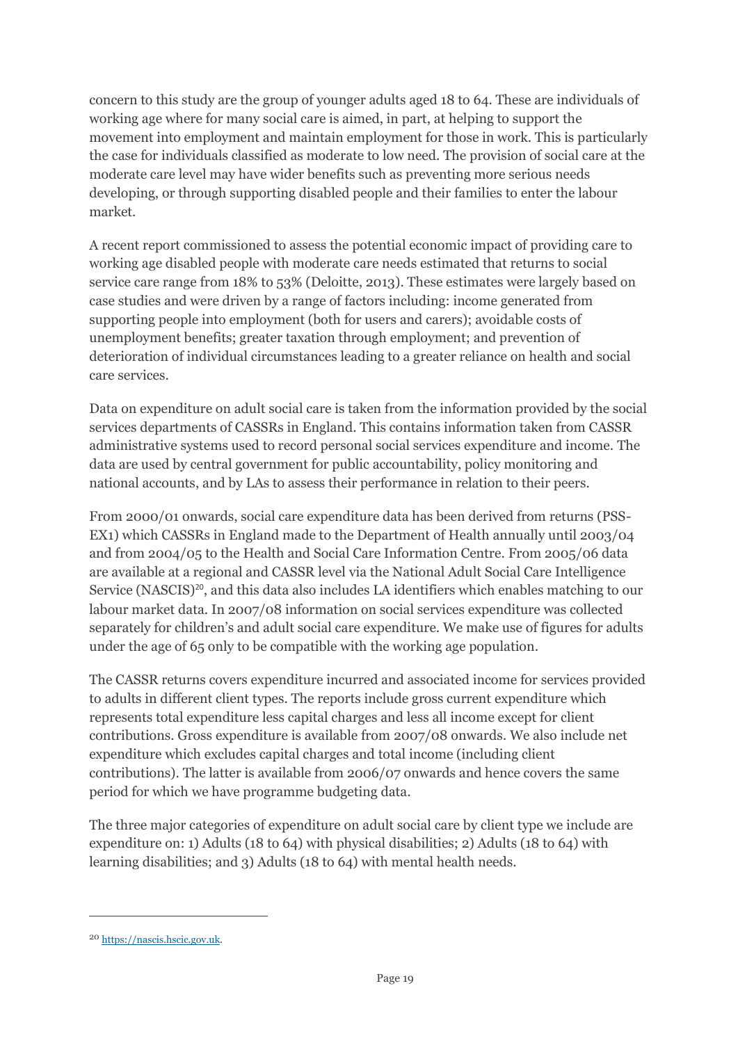concern to this study are the group of younger adults aged 18 to 64. These are individuals of working age where for many social care is aimed, in part, at helping to support the movement into employment and maintain employment for those in work. This is particularly the case for individuals classified as moderate to low need. The provision of social care at the moderate care level may have wider benefits such as preventing more serious needs developing, or through supporting disabled people and their families to enter the labour market.

A recent report commissioned to assess the potential economic impact of providing care to working age disabled people with moderate care needs estimated that returns to social service care range from 18% to 53% (Deloitte, 2013). These estimates were largely based on case studies and were driven by a range of factors including: income generated from supporting people into employment (both for users and carers); avoidable costs of unemployment benefits; greater taxation through employment; and prevention of deterioration of individual circumstances leading to a greater reliance on health and social care services.

Data on expenditure on adult social care is taken from the information provided by the social services departments of CASSRs in England. This contains information taken from CASSR administrative systems used to record personal social services expenditure and income. The data are used by central government for public accountability, policy monitoring and national accounts, and by LAs to assess their performance in relation to their peers.

From 2000/01 onwards, social care expenditure data has been derived from returns (PSS-EX1) which CASSRs in England made to the Department of Health annually until 2003/04 and from 2004/05 to the Health and Social Care Information Centre. From 2005/06 data are available at a regional and CASSR level via the National Adult Social Care Intelligence Service (NASCIS)[20], and this data also includes LA identifiers which enables matching to our labour market data. In 2007/08 information on social services expenditure was collected separately for children's and adult social care expenditure. We make use of figures for adults under the age of 65 only to be compatible with the working age population.

The CASSR returns covers expenditure incurred and associated income for services provided to adults in different client types. The reports include gross current expenditure which represents total expenditure less capital charges and less all income except for client contributions. Gross expenditure is available from 2007/08 onwards. We also include net expenditure which excludes capital charges and total income (including client contributions). The latter is available from 2006/07 onwards and hence covers the same period for which we have programme budgeting data.

The three major categories of expenditure on adult social care by client type we include are expenditure on: 1) Adults (18 to 64) with physical disabilities; 2) Adults (18 to 64) with learning disabilities; and 3) Adults (18 to 64) with mental health needs.

---

[20] https://nascis.hscic.gov.uk.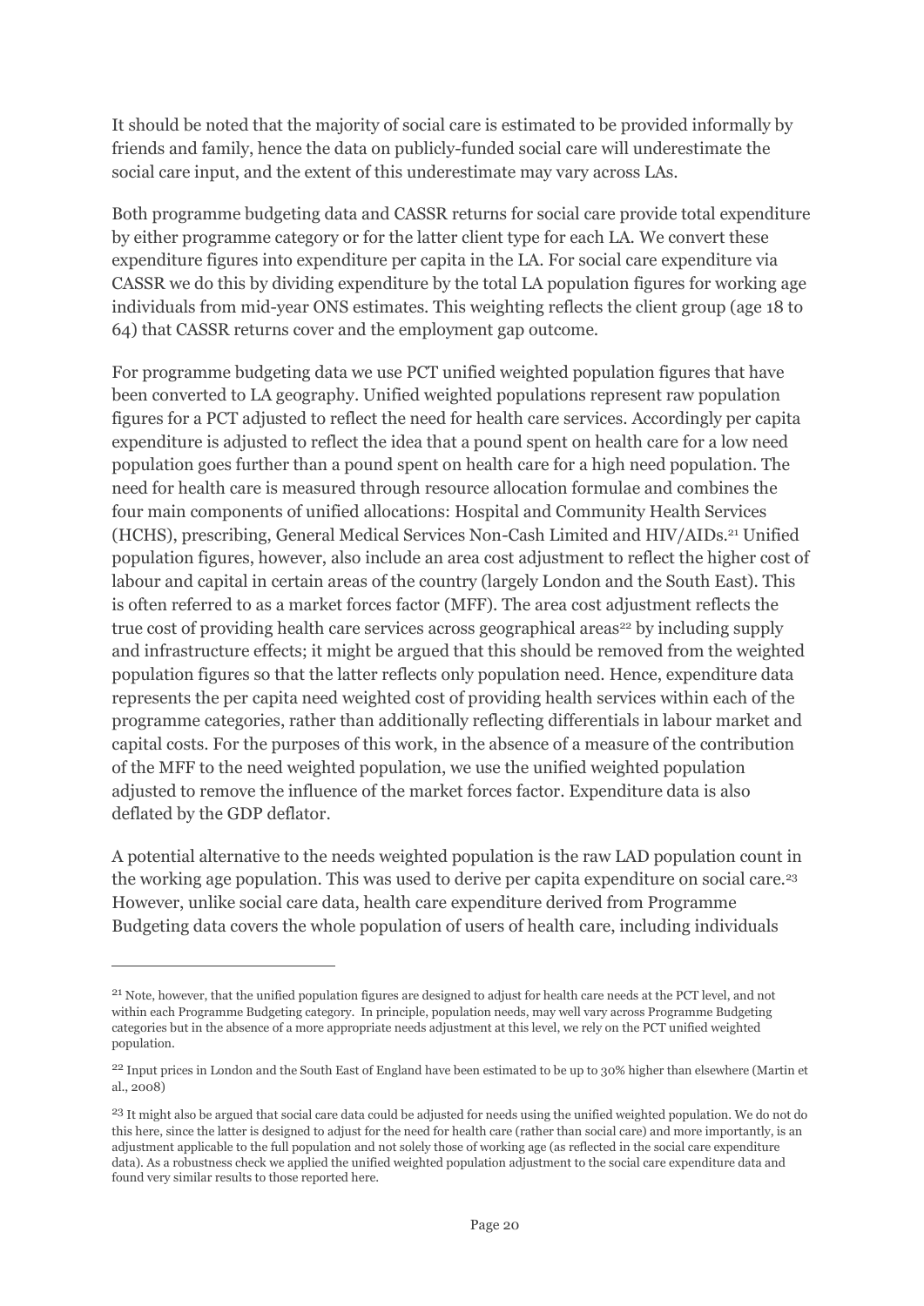It should be noted that the majority of social care is estimated to be provided informally by friends and family, hence the data on publicly-funded social care will underestimate the social care input, and the extent of this underestimate may vary across LAs.

Both programme budgeting data and CASSR returns for social care provide total expenditure by either programme category or for the latter client type for each LA. We convert these expenditure figures into expenditure per capita in the LA. For social care expenditure via CASSR we do this by dividing expenditure by the total LA population figures for working age individuals from mid-year ONS estimates. This weighting reflects the client group (age 18 to 64) that CASSR returns cover and the employment gap outcome.

For programme budgeting data we use PCT unified weighted population figures that have been converted to LA geography. Unified weighted populations represent raw population figures for a PCT adjusted to reflect the need for health care services. Accordingly per capita expenditure is adjusted to reflect the idea that a pound spent on health care for a low need population goes further than a pound spent on health care for a high need population. The need for health care is measured through resource allocation formulae and combines the four main components of unified allocations: Hospital and Community Health Services (HCHS), prescribing, General Medical Services Non-Cash Limited and HIV/AIDs.[21] Unified population figures, however, also include an area cost adjustment to reflect the higher cost of labour and capital in certain areas of the country (largely London and the South East). This is often referred to as a market forces factor (MFF). The area cost adjustment reflects the true cost of providing health care services across geographical areas[22] by including supply and infrastructure effects; it might be argued that this should be removed from the weighted population figures so that the latter reflects only population need. Hence, expenditure data represents the per capita need weighted cost of providing health services within each of the programme categories, rather than additionally reflecting differentials in labour market and capital costs. For the purposes of this work, in the absence of a measure of the contribution of the MFF to the need weighted population, we use the unified weighted population adjusted to remove the influence of the market forces factor. Expenditure data is also deflated by the GDP deflator.

A potential alternative to the needs weighted population is the raw LAD population count in the working age population. This was used to derive per capita expenditure on social care.[23] However, unlike social care data, health care expenditure derived from Programme Budgeting data covers the whole population of users of health care, including individuals

---

[21] Note, however, that the unified population figures are designed to adjust for health care needs at the PCT level, and not within each Programme Budgeting category. In principle, population needs, may well vary across Programme Budgeting categories but in the absence of a more appropriate needs adjustment at this level, we rely on the PCT unified weighted population.

[22] Input prices in London and the South East of England have been estimated to be up to 30% higher than elsewhere (Martin et al., 2008)

[23] It might also be argued that social care data could be adjusted for needs using the unified weighted population. We do not do this here, since the latter is designed to adjust for the need for health care (rather than social care) and more importantly, is an adjustment applicable to the full population and not solely those of working age (as reflected in the social care expenditure data). As a robustness check we applied the unified weighted population adjustment to the social care expenditure data and found very similar results to those reported here.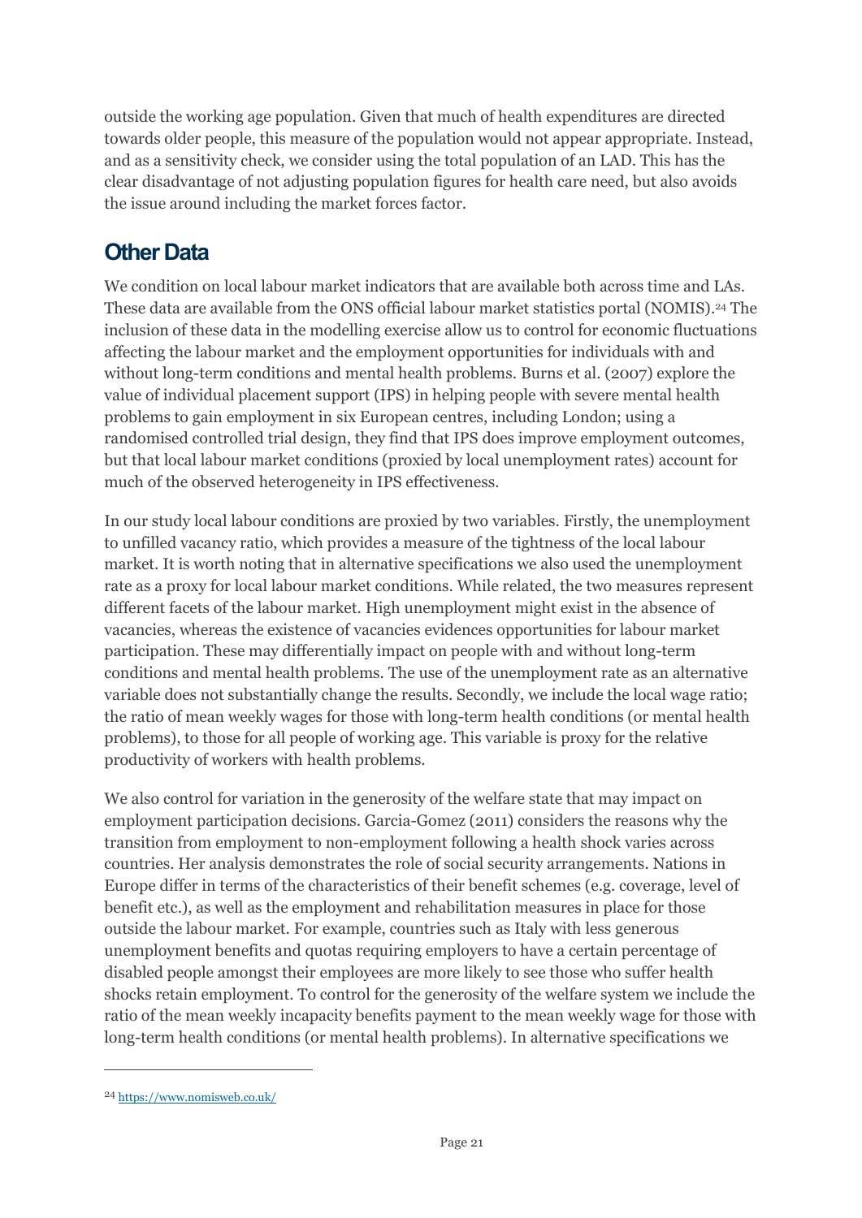outside the working age population. Given that much of health expenditures are directed towards older people, this measure of the population would not appear appropriate. Instead, and as a sensitivity check, we consider using the total population of an LAD. This has the clear disadvantage of not adjusting population figures for health care need, but also avoids the issue around including the market forces factor.

## Other Data

We condition on local labour market indicators that are available both across time and LAs. These data are available from the ONS official labour market statistics portal (NOMIS).[24] The inclusion of these data in the modelling exercise allow us to control for economic fluctuations affecting the labour market and the employment opportunities for individuals with and without long-term conditions and mental health problems. Burns et al. (2007) explore the value of individual placement support (IPS) in helping people with severe mental health problems to gain employment in six European centres, including London; using a randomised controlled trial design, they find that IPS does improve employment outcomes, but that local labour market conditions (proxied by local unemployment rates) account for much of the observed heterogeneity in IPS effectiveness.

In our study local labour conditions are proxied by two variables. Firstly, the unemployment to unfilled vacancy ratio, which provides a measure of the tightness of the local labour market. It is worth noting that in alternative specifications we also used the unemployment rate as a proxy for local labour market conditions. While related, the two measures represent different facets of the labour market. High unemployment might exist in the absence of vacancies, whereas the existence of vacancies evidences opportunities for labour market participation. These may differentially impact on people with and without long-term conditions and mental health problems. The use of the unemployment rate as an alternative variable does not substantially change the results. Secondly, we include the local wage ratio; the ratio of mean weekly wages for those with long-term health conditions (or mental health problems), to those for all people of working age. This variable is proxy for the relative productivity of workers with health problems.

We also control for variation in the generosity of the welfare state that may impact on employment participation decisions. Garcia-Gomez (2011) considers the reasons why the transition from employment to non-employment following a health shock varies across countries. Her analysis demonstrates the role of social security arrangements. Nations in Europe differ in terms of the characteristics of their benefit schemes (e.g. coverage, level of benefit etc.), as well as the employment and rehabilitation measures in place for those outside the labour market. For example, countries such as Italy with less generous unemployment benefits and quotas requiring employers to have a certain percentage of disabled people amongst their employees are more likely to see those who suffer health shocks retain employment. To control for the generosity of the welfare system we include the ratio of the mean weekly incapacity benefits payment to the mean weekly wage for those with long-term health conditions (or mental health problems). In alternative specifications we

---

[24] https://www.nomisweb.co.uk/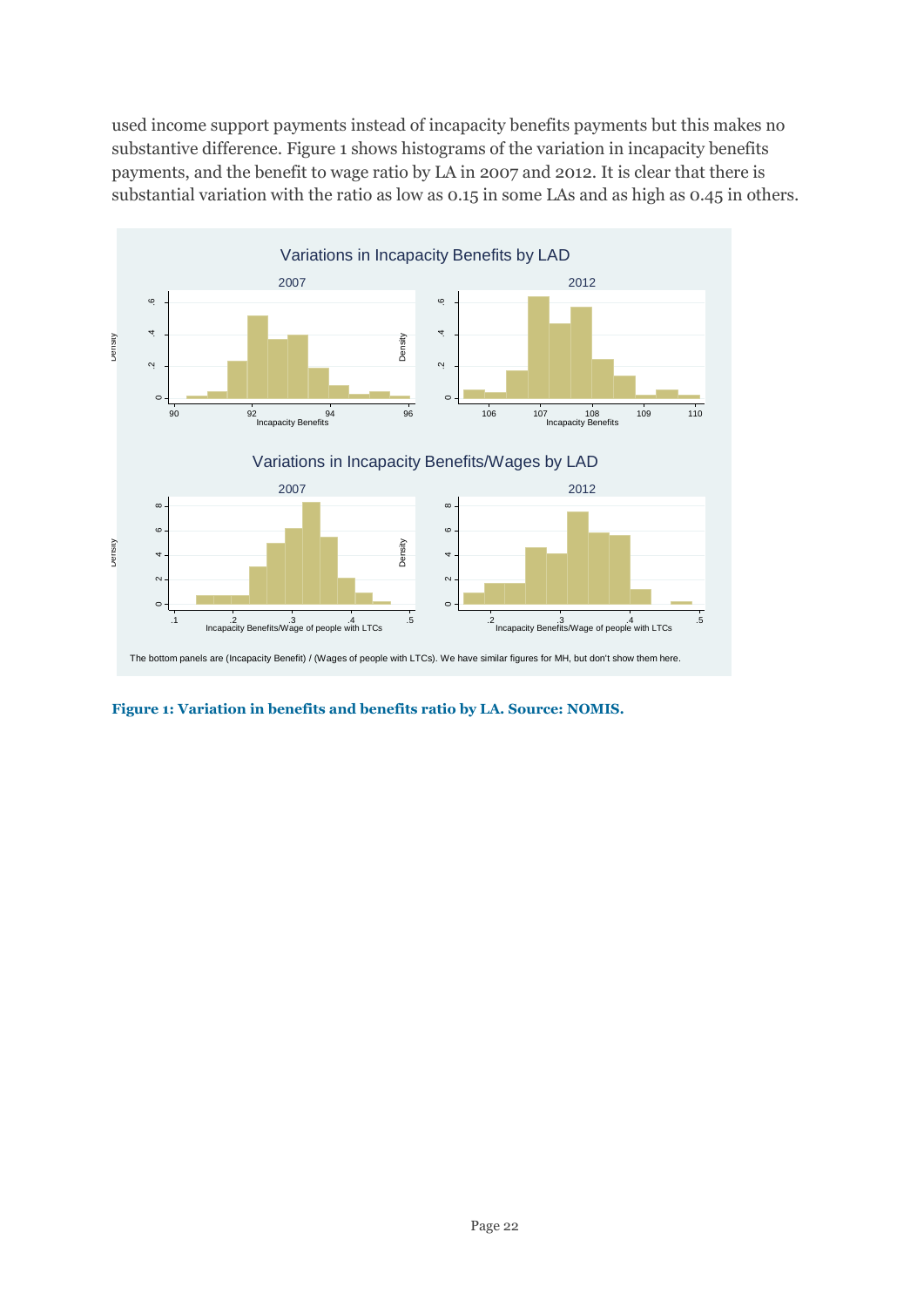used income support payments instead of incapacity benefits payments but this makes no substantive difference. Figure 1 shows histograms of the variation in incapacity benefits payments, and the benefit to wage ratio by LA in 2007 and 2012. It is clear that there is substantial variation with the ratio as low as 0.15 in some LAs and as high as 0.45 in others.

**Figure 1: Variation in benefits and benefits ratio by LA. Source: NOMIS.**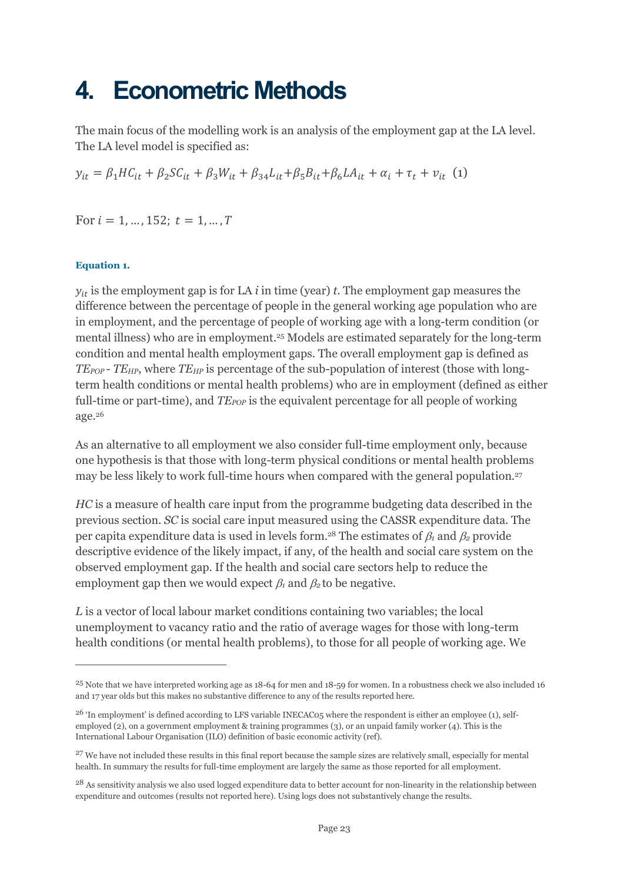# 4. Econometric Methods

The main focus of the modelling work is an analysis of the employment gap at the LA level. The LA level model is specified as:

$$y_{it} = \beta_1 HC_{it} + \beta_2 SC_{it} + \beta_3 W_{it} + \beta_{34} L_{it} + \beta_5 B_{it} + \beta_6 LA_{it} + \alpha_i + \tau_t + v_{it} \quad (1)$$

For $i = 1, \ldots, 152;\ t = 1, \ldots, T$

**Equation 1.**

$y_{it}$ is the employment gap is for LA *i* in time (year) *t*. The employment gap measures the difference between the percentage of people in the general working age population who are in employment, and the percentage of people of working age with a long-term condition (or mental illness) who are in employment.[25] Models are estimated separately for the long-term condition and mental health employment gaps. The overall employment gap is defined as $TE_{POP} - TE_{HP}$, where $TE_{HP}$ is percentage of the sub-population of interest (those with long-term health conditions or mental health problems) who are in employment (defined as either full-time or part-time), and $TE_{POP}$ is the equivalent percentage for all people of working age.[26]

As an alternative to all employment we also consider full-time employment only, because one hypothesis is that those with long-term physical conditions or mental health problems may be less likely to work full-time hours when compared with the general population.[27]

*HC* is a measure of health care input from the programme budgeting data described in the previous section. *SC* is social care input measured using the CASSR expenditure data. The per capita expenditure data is used in levels form.[28] The estimates of $\beta_1$ and $\beta_2$ provide descriptive evidence of the likely impact, if any, of the health and social care system on the observed employment gap. If the health and social care sectors help to reduce the employment gap then we would expect $\beta_1$ and $\beta_2$ to be negative.

*L* is a vector of local labour market conditions containing two variables; the local unemployment to vacancy ratio and the ratio of average wages for those with long-term health conditions (or mental health problems), to those for all people of working age. We

---

[25] Note that we have interpreted working age as 18-64 for men and 18-59 for women. In a robustness check we also included 16 and 17 year olds but this makes no substantive difference to any of the results reported here.

[26] 'In employment' is defined according to LFS variable INECAC05 where the respondent is either an employee (1), self-employed (2), on a government employment & training programmes (3), or an unpaid family worker (4). This is the International Labour Organisation (ILO) definition of basic economic activity (ref).

[27] We have not included these results in this final report because the sample sizes are relatively small, especially for mental health. In summary the results for full-time employment are largely the same as those reported for all employment.

[28] As sensitivity analysis we also used logged expenditure data to better account for non-linearity in the relationship between expenditure and outcomes (results not reported here). Using logs does not substantively change the results.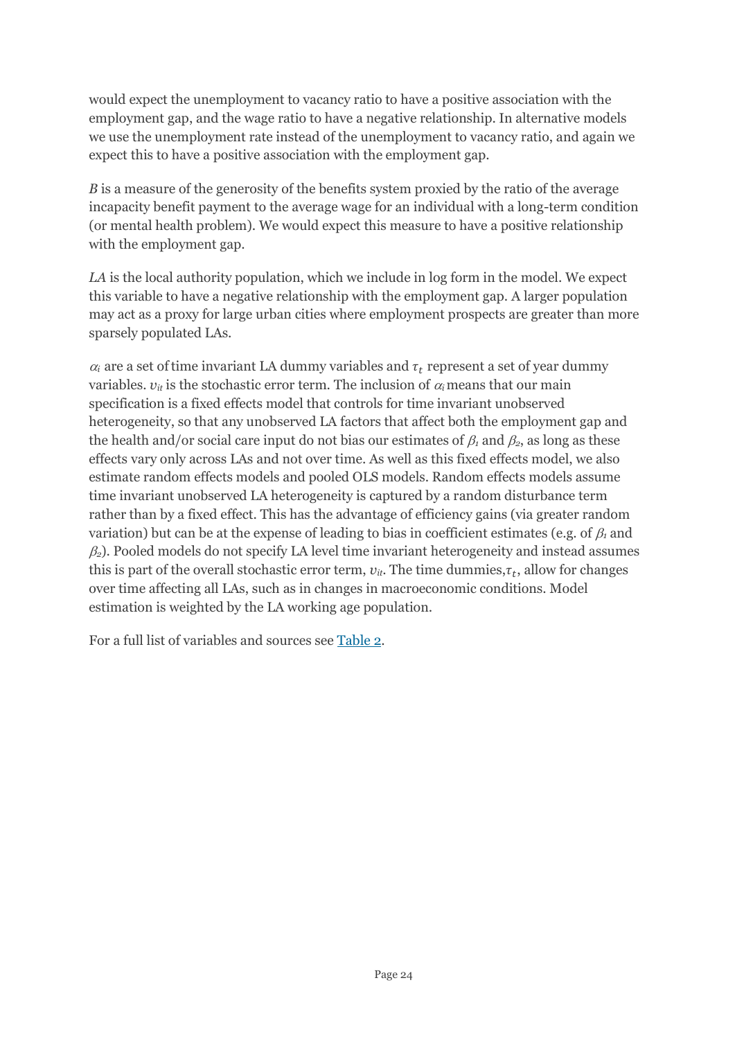would expect the unemployment to vacancy ratio to have a positive association with the employment gap, and the wage ratio to have a negative relationship. In alternative models we use the unemployment rate instead of the unemployment to vacancy ratio, and again we expect this to have a positive association with the employment gap.

*B* is a measure of the generosity of the benefits system proxied by the ratio of the average incapacity benefit payment to the average wage for an individual with a long-term condition (or mental health problem). We would expect this measure to have a positive relationship with the employment gap.

*LA* is the local authority population, which we include in log form in the model. We expect this variable to have a negative relationship with the employment gap. A larger population may act as a proxy for large urban cities where employment prospects are greater than more sparsely populated LAs.

$\alpha_i$ are a set of time invariant LA dummy variables and $\tau_t$ represent a set of year dummy variables. $\upsilon_{it}$ is the stochastic error term. The inclusion of $\alpha_i$ means that our main specification is a fixed effects model that controls for time invariant unobserved heterogeneity, so that any unobserved LA factors that affect both the employment gap and the health and/or social care input do not bias our estimates of $\beta_1$ and $\beta_2$, as long as these effects vary only across LAs and not over time. As well as this fixed effects model, we also estimate random effects models and pooled OLS models. Random effects models assume time invariant unobserved LA heterogeneity is captured by a random disturbance term rather than by a fixed effect. This has the advantage of efficiency gains (via greater random variation) but can be at the expense of leading to bias in coefficient estimates (e.g. of $\beta_1$ and $\beta_2$). Pooled models do not specify LA level time invariant heterogeneity and instead assumes this is part of the overall stochastic error term, $\upsilon_{it}$. The time dummies, $\tau_t$, allow for changes over time affecting all LAs, such as in changes in macroeconomic conditions. Model estimation is weighted by the LA working age population.

For a full list of variables and sources see Table 2.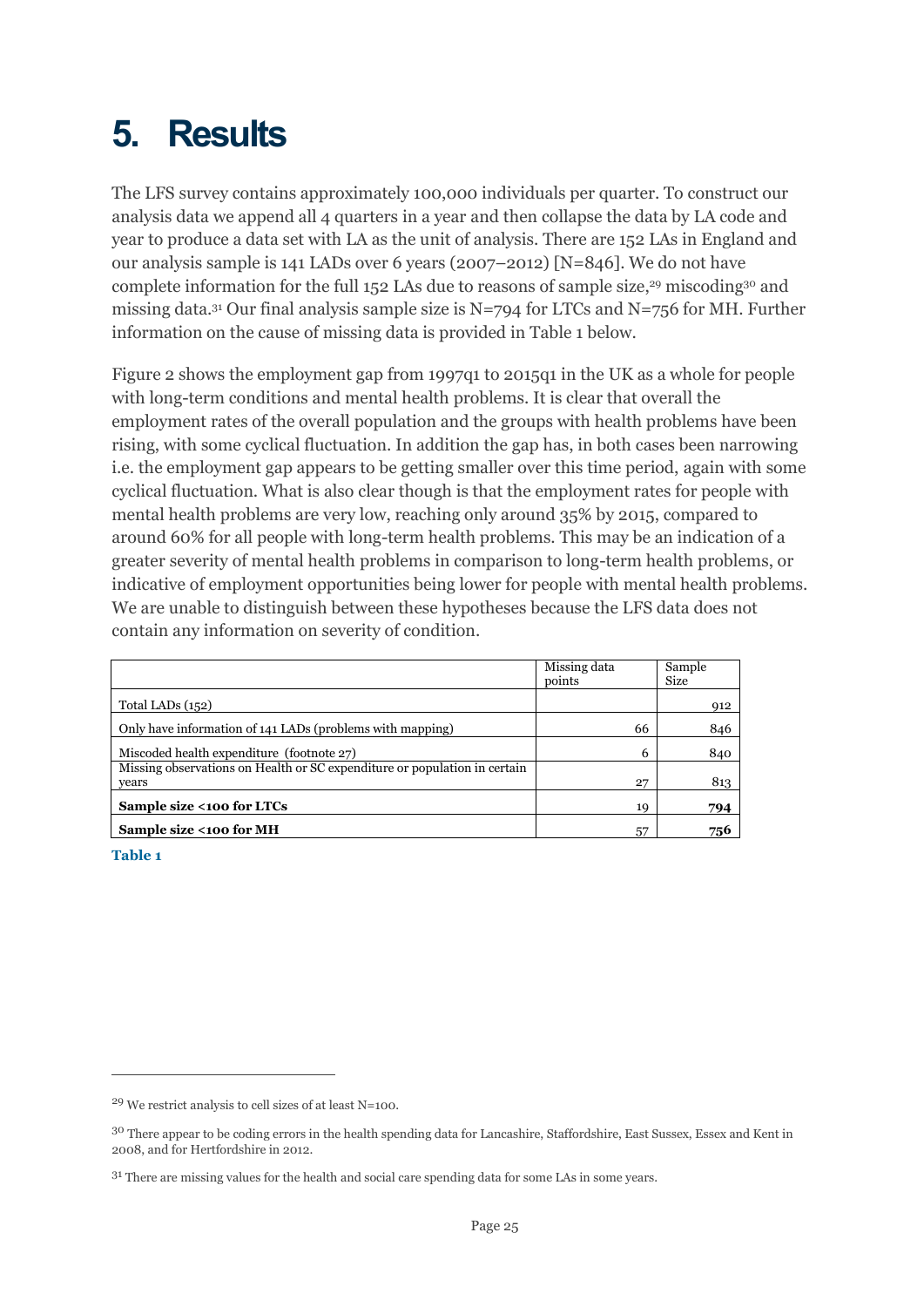# 5. Results

The LFS survey contains approximately 100,000 individuals per quarter. To construct our analysis data we append all 4 quarters in a year and then collapse the data by LA code and year to produce a data set with LA as the unit of analysis. There are 152 LAs in England and our analysis sample is 141 LADs over 6 years (2007–2012) [N=846]. We do not have complete information for the full 152 LAs due to reasons of sample size,[29] miscoding[30] and missing data.[31] Our final analysis sample size is N=794 for LTCs and N=756 for MH. Further information on the cause of missing data is provided in Table 1 below.

Figure 2 shows the employment gap from 1997q1 to 2015q1 in the UK as a whole for people with long-term conditions and mental health problems. It is clear that overall the employment rates of the overall population and the groups with health problems have been rising, with some cyclical fluctuation. In addition the gap has, in both cases been narrowing i.e. the employment gap appears to be getting smaller over this time period, again with some cyclical fluctuation. What is also clear though is that the employment rates for people with mental health problems are very low, reaching only around 35% by 2015, compared to around 60% for all people with long-term health problems. This may be an indication of a greater severity of mental health problems in comparison to long-term health problems, or indicative of employment opportunities being lower for people with mental health problems. We are unable to distinguish between these hypotheses because the LFS data does not contain any information on severity of condition.

| | Missing data points | Sample Size |
|---|---|---|
| Total LADs (152) | | 912 |
| Only have information of 141 LADs (problems with mapping) | 66 | 846 |
| Miscoded health expenditure (footnote 27) | 6 | 840 |
| Missing observations on Health or SC expenditure or population in certain years | 27 | 813 |
| **Sample size <100 for LTCs** | 19 | **794** |
| **Sample size <100 for MH** | 57 | **756** |

**Table 1**

[29] We restrict analysis to cell sizes of at least N=100.

[30] There appear to be coding errors in the health spending data for Lancashire, Staffordshire, East Sussex, Essex and Kent in 2008, and for Hertfordshire in 2012.

[31] There are missing values for the health and social care spending data for some LAs in some years.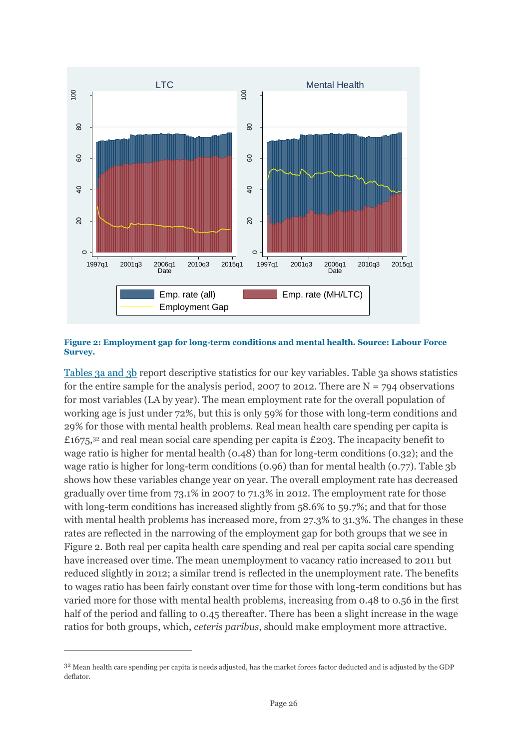**Figure 2: Employment gap for long-term conditions and mental health. Source: Labour Force Survey.**

Tables 3a and 3b report descriptive statistics for our key variables. Table 3a shows statistics for the entire sample for the analysis period, 2007 to 2012. There are N = 794 observations for most variables (LA by year). The mean employment rate for the overall population of working age is just under 72%, but this is only 59% for those with long-term conditions and 29% for those with mental health problems. Real mean health care spending per capita is £1675,[32] and real mean social care spending per capita is £203. The incapacity benefit to wage ratio is higher for mental health (0.48) than for long-term conditions (0.32); and the wage ratio is higher for long-term conditions (0.96) than for mental health (0.77). Table 3b shows how these variables change year on year. The overall employment rate has decreased gradually over time from 73.1% in 2007 to 71.3% in 2012. The employment rate for those with long-term conditions has increased slightly from 58.6% to 59.7%; and that for those with mental health problems has increased more, from 27.3% to 31.3%. The changes in these rates are reflected in the narrowing of the employment gap for both groups that we see in Figure 2. Both real per capita health care spending and real per capita social care spending have increased over time. The mean unemployment to vacancy ratio increased to 2011 but reduced slightly in 2012; a similar trend is reflected in the unemployment rate. The benefits to wages ratio has been fairly constant over time for those with long-term conditions but has varied more for those with mental health problems, increasing from 0.48 to 0.56 in the first half of the period and falling to 0.45 thereafter. There has been a slight increase in the wage ratios for both groups, which, *ceteris paribus*, should make employment more attractive.

[32] Mean health care spending per capita is needs adjusted, has the market forces factor deducted and is adjusted by the GDP deflator.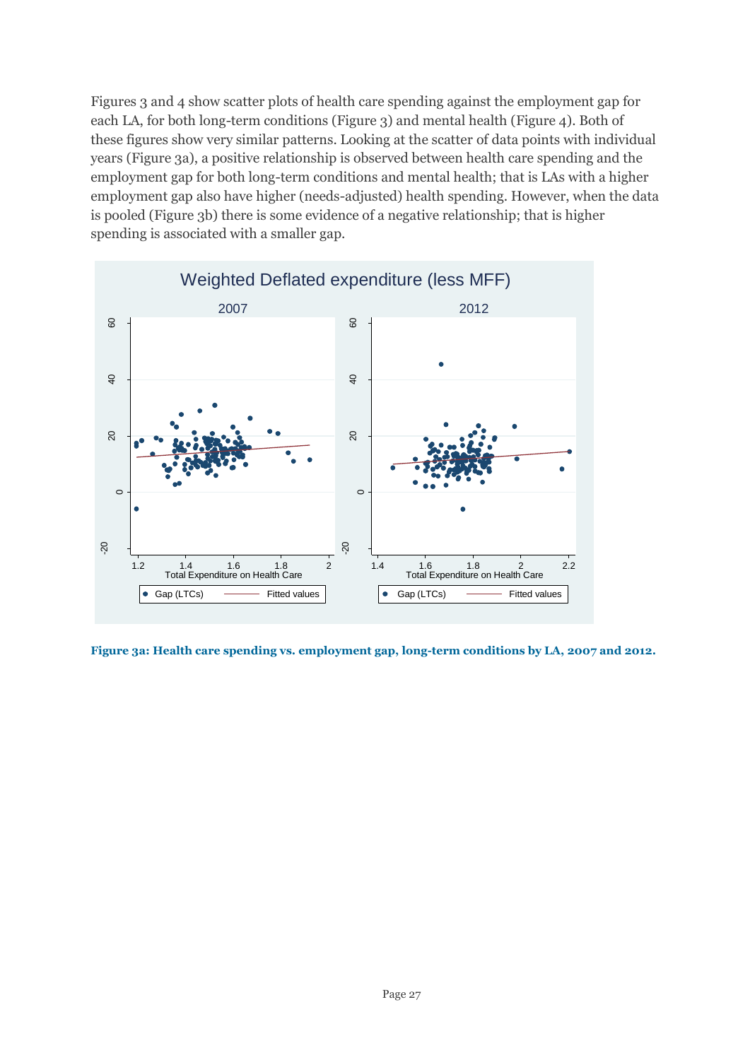Figures 3 and 4 show scatter plots of health care spending against the employment gap for each LA, for both long-term conditions (Figure 3) and mental health (Figure 4). Both of these figures show very similar patterns. Looking at the scatter of data points with individual years (Figure 3a), a positive relationship is observed between health care spending and the employment gap for both long-term conditions and mental health; that is LAs with a higher employment gap also have higher (needs-adjusted) health spending. However, when the data is pooled (Figure 3b) there is some evidence of a negative relationship; that is higher spending is associated with a smaller gap.

**Figure 3a: Health care spending vs. employment gap, long-term conditions by LA, 2007 and 2012.**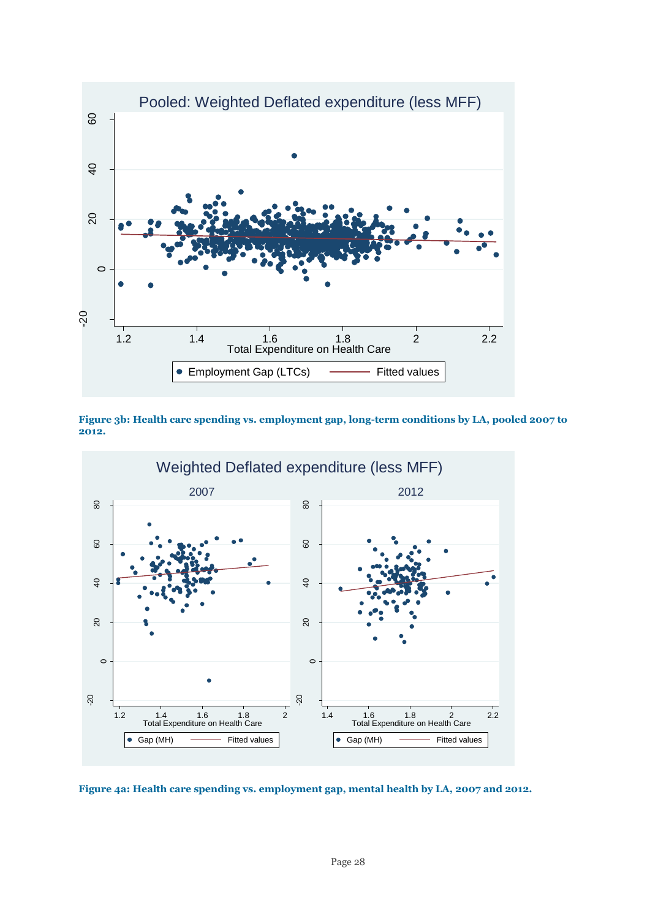**Figure 3b: Health care spending vs. employment gap, long-term conditions by LA, pooled 2007 to 2012.**

**Figure 4a: Health care spending vs. employment gap, mental health by LA, 2007 and 2012.**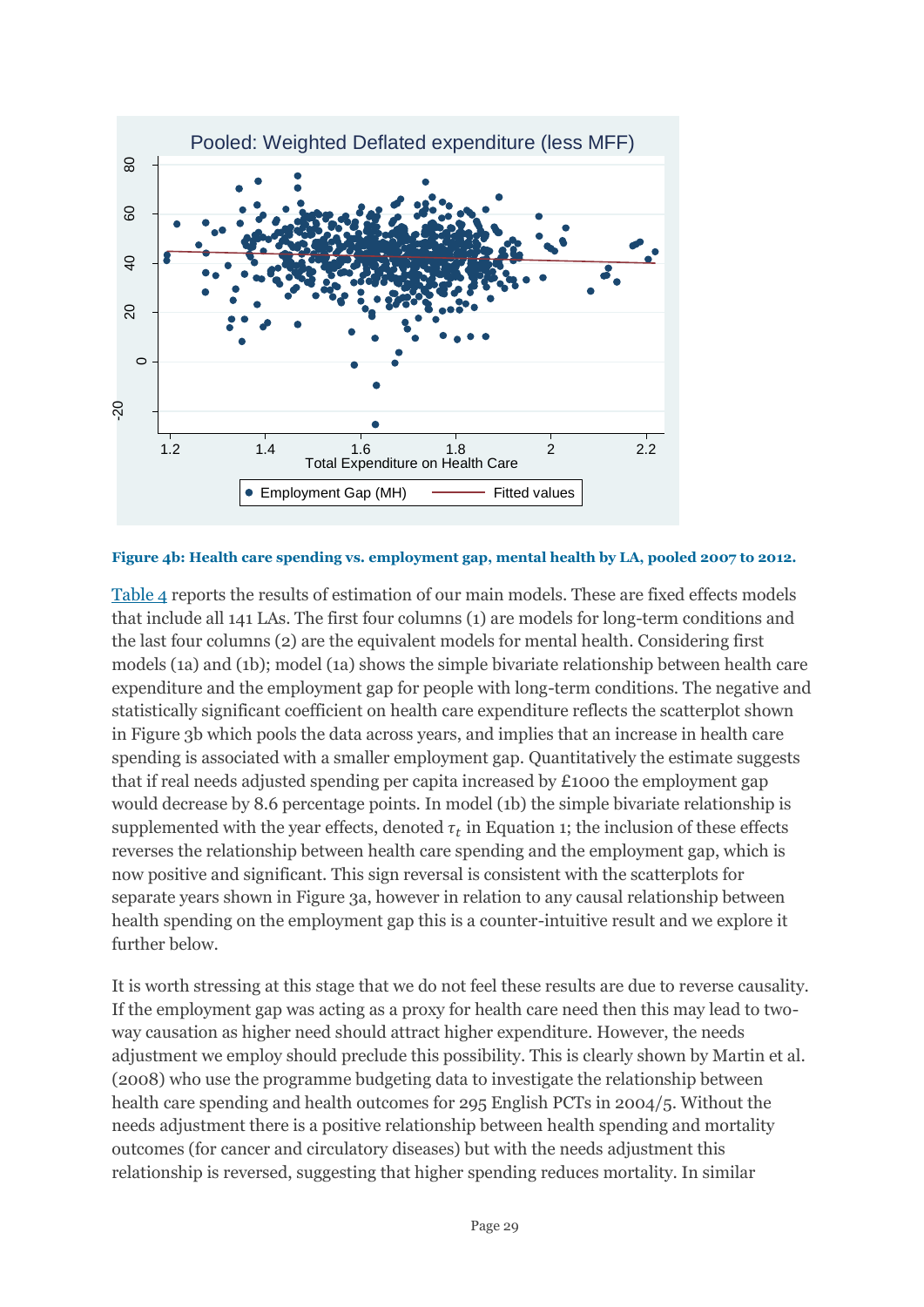**Figure 4b: Health care spending vs. employment gap, mental health by LA, pooled 2007 to 2012.**

Table 4 reports the results of estimation of our main models. These are fixed effects models that include all 141 LAs. The first four columns (1) are models for long-term conditions and the last four columns (2) are the equivalent models for mental health. Considering first models (1a) and (1b); model (1a) shows the simple bivariate relationship between health care expenditure and the employment gap for people with long-term conditions. The negative and statistically significant coefficient on health care expenditure reflects the scatterplot shown in Figure 3b which pools the data across years, and implies that an increase in health care spending is associated with a smaller employment gap. Quantitatively the estimate suggests that if real needs adjusted spending per capita increased by £1000 the employment gap would decrease by 8.6 percentage points. In model (1b) the simple bivariate relationship is supplemented with the year effects, denoted $\tau_t$ in Equation 1; the inclusion of these effects reverses the relationship between health care spending and the employment gap, which is now positive and significant. This sign reversal is consistent with the scatterplots for separate years shown in Figure 3a, however in relation to any causal relationship between health spending on the employment gap this is a counter-intuitive result and we explore it further below.

It is worth stressing at this stage that we do not feel these results are due to reverse causality. If the employment gap was acting as a proxy for health care need then this may lead to two-way causation as higher need should attract higher expenditure. However, the needs adjustment we employ should preclude this possibility. This is clearly shown by Martin et al. (2008) who use the programme budgeting data to investigate the relationship between health care spending and health outcomes for 295 English PCTs in 2004/5. Without the needs adjustment there is a positive relationship between health spending and mortality outcomes (for cancer and circulatory diseases) but with the needs adjustment this relationship is reversed, suggesting that higher spending reduces mortality. In similar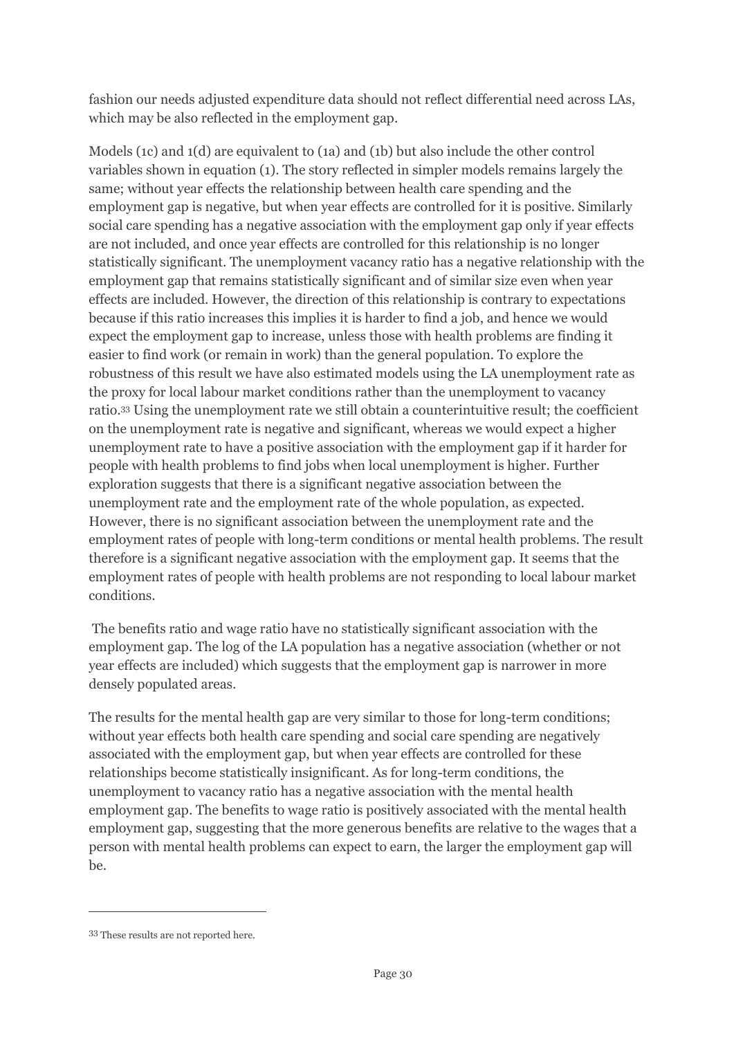fashion our needs adjusted expenditure data should not reflect differential need across LAs, which may be also reflected in the employment gap.

Models (1c) and 1(d) are equivalent to (1a) and (1b) but also include the other control variables shown in equation (1). The story reflected in simpler models remains largely the same; without year effects the relationship between health care spending and the employment gap is negative, but when year effects are controlled for it is positive. Similarly social care spending has a negative association with the employment gap only if year effects are not included, and once year effects are controlled for this relationship is no longer statistically significant. The unemployment vacancy ratio has a negative relationship with the employment gap that remains statistically significant and of similar size even when year effects are included. However, the direction of this relationship is contrary to expectations because if this ratio increases this implies it is harder to find a job, and hence we would expect the employment gap to increase, unless those with health problems are finding it easier to find work (or remain in work) than the general population. To explore the robustness of this result we have also estimated models using the LA unemployment rate as the proxy for local labour market conditions rather than the unemployment to vacancy ratio.[33] Using the unemployment rate we still obtain a counterintuitive result; the coefficient on the unemployment rate is negative and significant, whereas we would expect a higher unemployment rate to have a positive association with the employment gap if it harder for people with health problems to find jobs when local unemployment is higher. Further exploration suggests that there is a significant negative association between the unemployment rate and the employment rate of the whole population, as expected. However, there is no significant association between the unemployment rate and the employment rates of people with long-term conditions or mental health problems. The result therefore is a significant negative association with the employment gap. It seems that the employment rates of people with health problems are not responding to local labour market conditions.

The benefits ratio and wage ratio have no statistically significant association with the employment gap. The log of the LA population has a negative association (whether or not year effects are included) which suggests that the employment gap is narrower in more densely populated areas.

The results for the mental health gap are very similar to those for long-term conditions; without year effects both health care spending and social care spending are negatively associated with the employment gap, but when year effects are controlled for these relationships become statistically insignificant. As for long-term conditions, the unemployment to vacancy ratio has a negative association with the mental health employment gap. The benefits to wage ratio is positively associated with the mental health employment gap, suggesting that the more generous benefits are relative to the wages that a person with mental health problems can expect to earn, the larger the employment gap will be.

---

[33] These results are not reported here.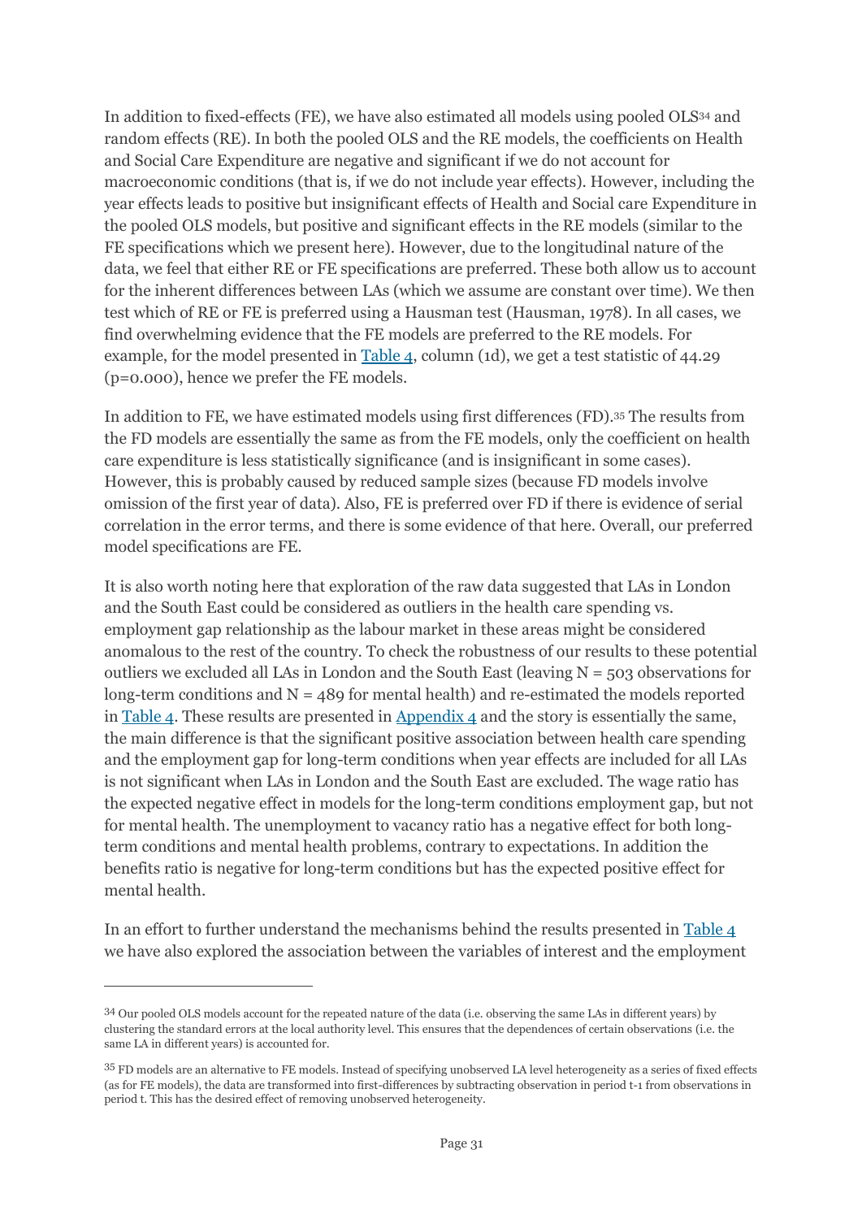In addition to fixed-effects (FE), we have also estimated all models using pooled OLS[34] and random effects (RE). In both the pooled OLS and the RE models, the coefficients on Health and Social Care Expenditure are negative and significant if we do not account for macroeconomic conditions (that is, if we do not include year effects). However, including the year effects leads to positive but insignificant effects of Health and Social care Expenditure in the pooled OLS models, but positive and significant effects in the RE models (similar to the FE specifications which we present here). However, due to the longitudinal nature of the data, we feel that either RE or FE specifications are preferred. These both allow us to account for the inherent differences between LAs (which we assume are constant over time). We then test which of RE or FE is preferred using a Hausman test (Hausman, 1978). In all cases, we find overwhelming evidence that the FE models are preferred to the RE models. For example, for the model presented in Table 4, column (1d), we get a test statistic of 44.29 (p=0.000), hence we prefer the FE models.

In addition to FE, we have estimated models using first differences (FD).[35] The results from the FD models are essentially the same as from the FE models, only the coefficient on health care expenditure is less statistically significance (and is insignificant in some cases). However, this is probably caused by reduced sample sizes (because FD models involve omission of the first year of data). Also, FE is preferred over FD if there is evidence of serial correlation in the error terms, and there is some evidence of that here. Overall, our preferred model specifications are FE.

It is also worth noting here that exploration of the raw data suggested that LAs in London and the South East could be considered as outliers in the health care spending vs. employment gap relationship as the labour market in these areas might be considered anomalous to the rest of the country. To check the robustness of our results to these potential outliers we excluded all LAs in London and the South East (leaving N = 503 observations for long-term conditions and N = 489 for mental health) and re-estimated the models reported in Table 4. These results are presented in Appendix 4 and the story is essentially the same, the main difference is that the significant positive association between health care spending and the employment gap for long-term conditions when year effects are included for all LAs is not significant when LAs in London and the South East are excluded. The wage ratio has the expected negative effect in models for the long-term conditions employment gap, but not for mental health. The unemployment to vacancy ratio has a negative effect for both long-term conditions and mental health problems, contrary to expectations. In addition the benefits ratio is negative for long-term conditions but has the expected positive effect for mental health.

In an effort to further understand the mechanisms behind the results presented in Table 4 we have also explored the association between the variables of interest and the employment

---

[34] Our pooled OLS models account for the repeated nature of the data (i.e. observing the same LAs in different years) by clustering the standard errors at the local authority level. This ensures that the dependences of certain observations (i.e. the same LA in different years) is accounted for.

[35] FD models are an alternative to FE models. Instead of specifying unobserved LA level heterogeneity as a series of fixed effects (as for FE models), the data are transformed into first-differences by subtracting observation in period t-1 from observations in period t. This has the desired effect of removing unobserved heterogeneity.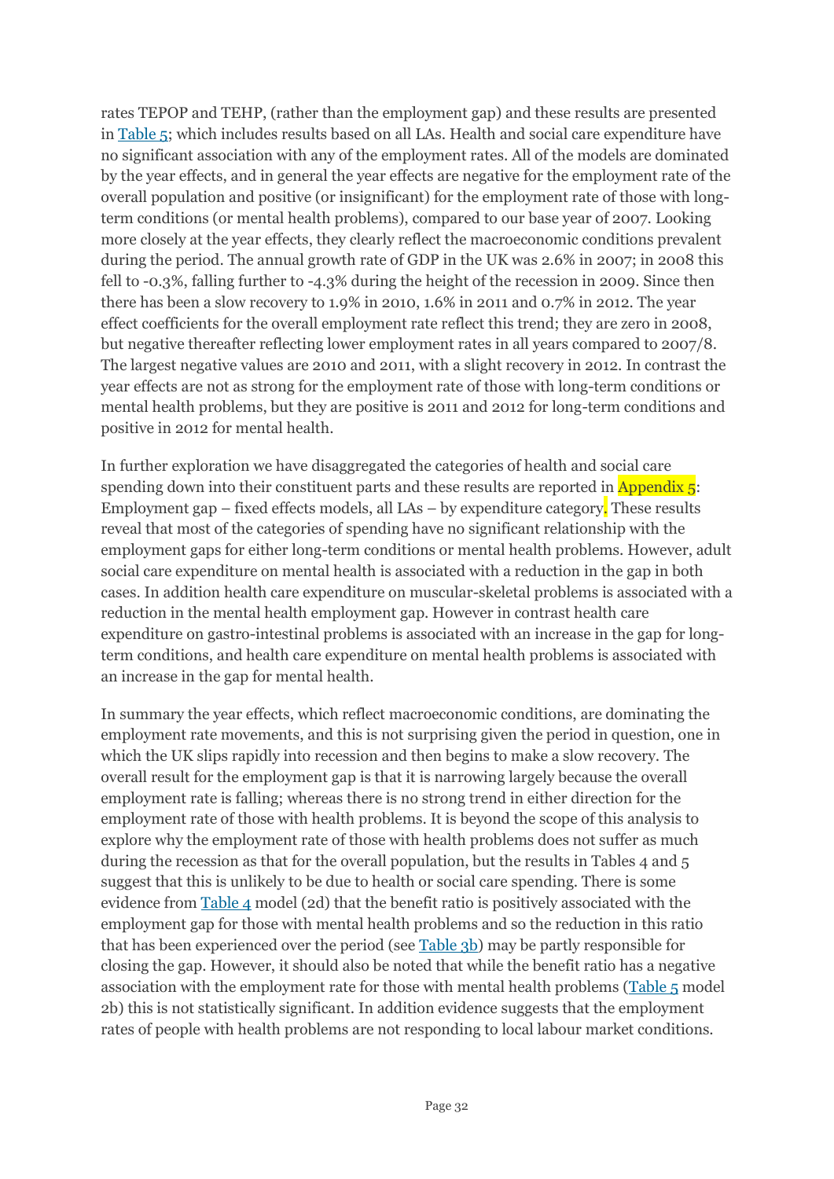rates TEPOP and TEHP, (rather than the employment gap) and these results are presented in Table 5; which includes results based on all LAs. Health and social care expenditure have no significant association with any of the employment rates. All of the models are dominated by the year effects, and in general the year effects are negative for the employment rate of the overall population and positive (or insignificant) for the employment rate of those with long-term conditions (or mental health problems), compared to our base year of 2007. Looking more closely at the year effects, they clearly reflect the macroeconomic conditions prevalent during the period. The annual growth rate of GDP in the UK was 2.6% in 2007; in 2008 this fell to -0.3%, falling further to -4.3% during the height of the recession in 2009. Since then there has been a slow recovery to 1.9% in 2010, 1.6% in 2011 and 0.7% in 2012. The year effect coefficients for the overall employment rate reflect this trend; they are zero in 2008, but negative thereafter reflecting lower employment rates in all years compared to 2007/8. The largest negative values are 2010 and 2011, with a slight recovery in 2012. In contrast the year effects are not as strong for the employment rate of those with long-term conditions or mental health problems, but they are positive is 2011 and 2012 for long-term conditions and positive in 2012 for mental health.

In further exploration we have disaggregated the categories of health and social care spending down into their constituent parts and these results are reported in Appendix 5: Employment gap – fixed effects models, all LAs – by expenditure category. These results reveal that most of the categories of spending have no significant relationship with the employment gaps for either long-term conditions or mental health problems. However, adult social care expenditure on mental health is associated with a reduction in the gap in both cases. In addition health care expenditure on muscular-skeletal problems is associated with a reduction in the mental health employment gap. However in contrast health care expenditure on gastro-intestinal problems is associated with an increase in the gap for long-term conditions, and health care expenditure on mental health problems is associated with an increase in the gap for mental health.

In summary the year effects, which reflect macroeconomic conditions, are dominating the employment rate movements, and this is not surprising given the period in question, one in which the UK slips rapidly into recession and then begins to make a slow recovery. The overall result for the employment gap is that it is narrowing largely because the overall employment rate is falling; whereas there is no strong trend in either direction for the employment rate of those with health problems. It is beyond the scope of this analysis to explore why the employment rate of those with health problems does not suffer as much during the recession as that for the overall population, but the results in Tables 4 and 5 suggest that this is unlikely to be due to health or social care spending. There is some evidence from Table 4 model (2d) that the benefit ratio is positively associated with the employment gap for those with mental health problems and so the reduction in this ratio that has been experienced over the period (see Table 3b) may be partly responsible for closing the gap. However, it should also be noted that while the benefit ratio has a negative association with the employment rate for those with mental health problems (Table 5 model 2b) this is not statistically significant. In addition evidence suggests that the employment rates of people with health problems are not responding to local labour market conditions.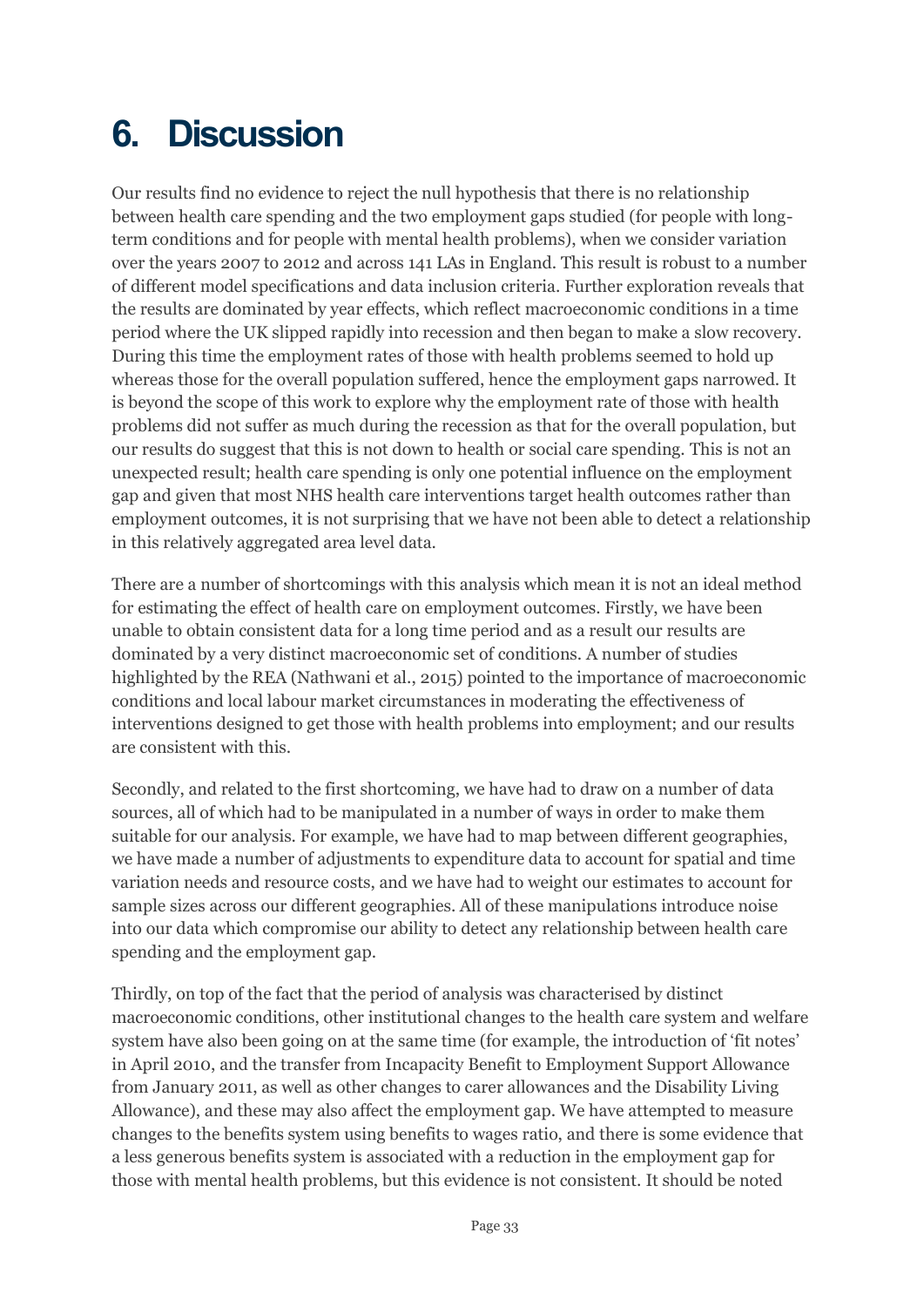# 6. Discussion

Our results find no evidence to reject the null hypothesis that there is no relationship between health care spending and the two employment gaps studied (for people with long-term conditions and for people with mental health problems), when we consider variation over the years 2007 to 2012 and across 141 LAs in England. This result is robust to a number of different model specifications and data inclusion criteria. Further exploration reveals that the results are dominated by year effects, which reflect macroeconomic conditions in a time period where the UK slipped rapidly into recession and then began to make a slow recovery. During this time the employment rates of those with health problems seemed to hold up whereas those for the overall population suffered, hence the employment gaps narrowed. It is beyond the scope of this work to explore why the employment rate of those with health problems did not suffer as much during the recession as that for the overall population, but our results do suggest that this is not down to health or social care spending. This is not an unexpected result; health care spending is only one potential influence on the employment gap and given that most NHS health care interventions target health outcomes rather than employment outcomes, it is not surprising that we have not been able to detect a relationship in this relatively aggregated area level data.

There are a number of shortcomings with this analysis which mean it is not an ideal method for estimating the effect of health care on employment outcomes. Firstly, we have been unable to obtain consistent data for a long time period and as a result our results are dominated by a very distinct macroeconomic set of conditions. A number of studies highlighted by the REA (Nathwani et al., 2015) pointed to the importance of macroeconomic conditions and local labour market circumstances in moderating the effectiveness of interventions designed to get those with health problems into employment; and our results are consistent with this.

Secondly, and related to the first shortcoming, we have had to draw on a number of data sources, all of which had to be manipulated in a number of ways in order to make them suitable for our analysis. For example, we have had to map between different geographies, we have made a number of adjustments to expenditure data to account for spatial and time variation needs and resource costs, and we have had to weight our estimates to account for sample sizes across our different geographies. All of these manipulations introduce noise into our data which compromise our ability to detect any relationship between health care spending and the employment gap.

Thirdly, on top of the fact that the period of analysis was characterised by distinct macroeconomic conditions, other institutional changes to the health care system and welfare system have also been going on at the same time (for example, the introduction of 'fit notes' in April 2010, and the transfer from Incapacity Benefit to Employment Support Allowance from January 2011, as well as other changes to carer allowances and the Disability Living Allowance), and these may also affect the employment gap. We have attempted to measure changes to the benefits system using benefits to wages ratio, and there is some evidence that a less generous benefits system is associated with a reduction in the employment gap for those with mental health problems, but this evidence is not consistent. It should be noted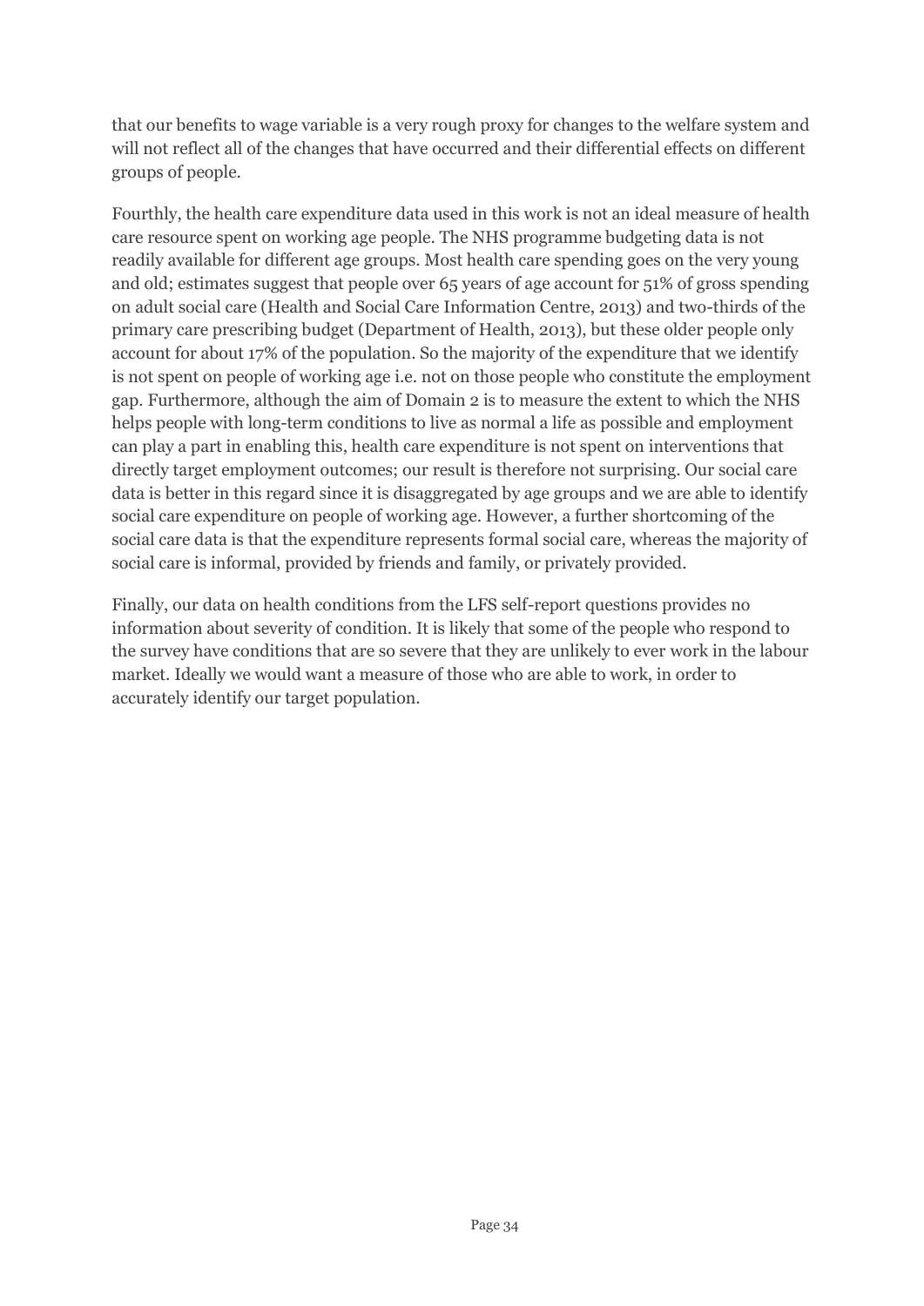that our benefits to wage variable is a very rough proxy for changes to the welfare system and will not reflect all of the changes that have occurred and their differential effects on different groups of people.

Fourthly, the health care expenditure data used in this work is not an ideal measure of health care resource spent on working age people. The NHS programme budgeting data is not readily available for different age groups. Most health care spending goes on the very young and old; estimates suggest that people over 65 years of age account for 51% of gross spending on adult social care (Health and Social Care Information Centre, 2013) and two-thirds of the primary care prescribing budget (Department of Health, 2013), but these older people only account for about 17% of the population. So the majority of the expenditure that we identify is not spent on people of working age i.e. not on those people who constitute the employment gap. Furthermore, although the aim of Domain 2 is to measure the extent to which the NHS helps people with long-term conditions to live as normal a life as possible and employment can play a part in enabling this, health care expenditure is not spent on interventions that directly target employment outcomes; our result is therefore not surprising. Our social care data is better in this regard since it is disaggregated by age groups and we are able to identify social care expenditure on people of working age. However, a further shortcoming of the social care data is that the expenditure represents formal social care, whereas the majority of social care is informal, provided by friends and family, or privately provided.

Finally, our data on health conditions from the LFS self-report questions provides no information about severity of condition. It is likely that some of the people who respond to the survey have conditions that are so severe that they are unlikely to ever work in the labour market. Ideally we would want a measure of those who are able to work, in order to accurately identify our target population.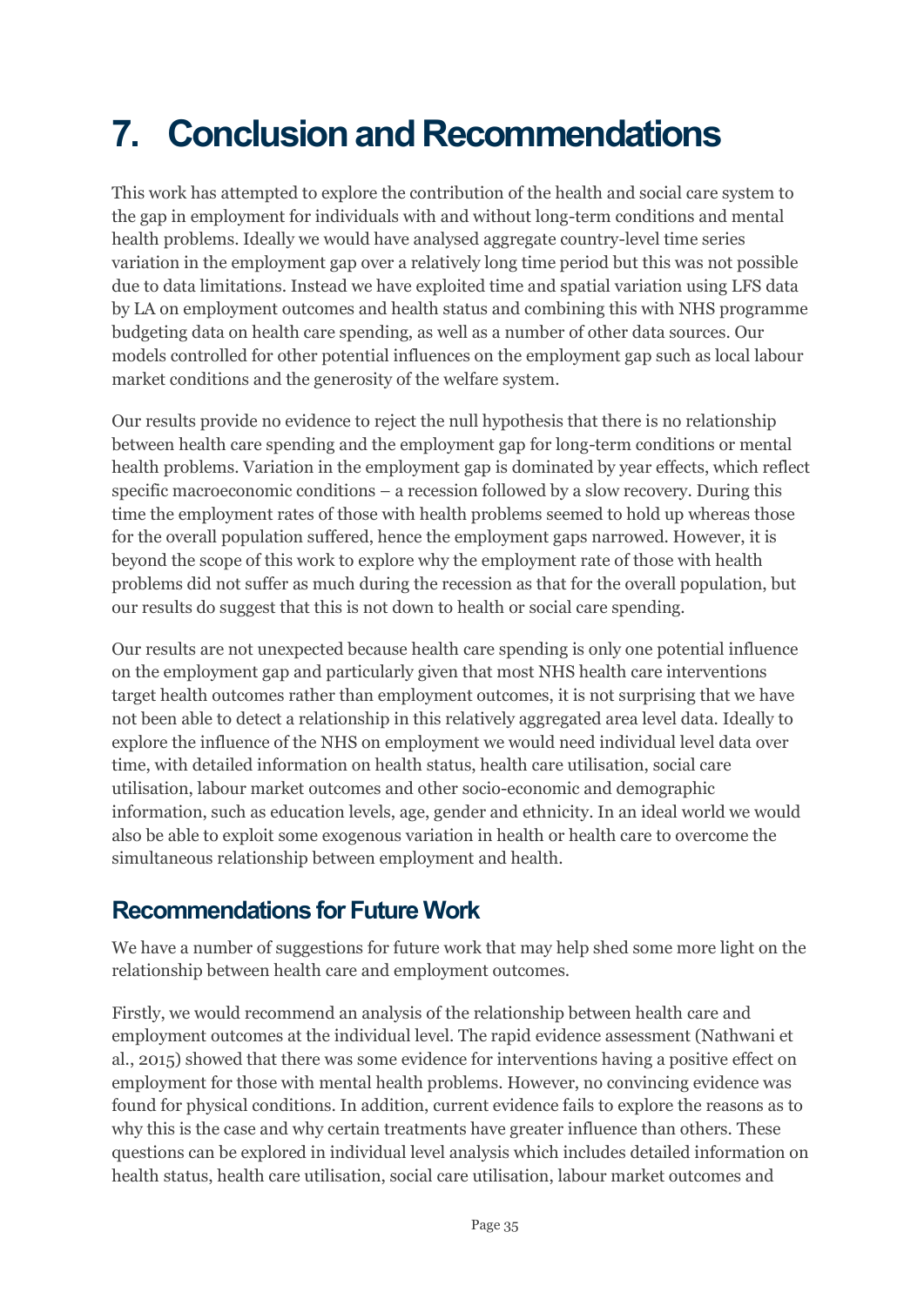# 7. Conclusion and Recommendations

This work has attempted to explore the contribution of the health and social care system to the gap in employment for individuals with and without long-term conditions and mental health problems. Ideally we would have analysed aggregate country-level time series variation in the employment gap over a relatively long time period but this was not possible due to data limitations. Instead we have exploited time and spatial variation using LFS data by LA on employment outcomes and health status and combining this with NHS programme budgeting data on health care spending, as well as a number of other data sources. Our models controlled for other potential influences on the employment gap such as local labour market conditions and the generosity of the welfare system.

Our results provide no evidence to reject the null hypothesis that there is no relationship between health care spending and the employment gap for long-term conditions or mental health problems. Variation in the employment gap is dominated by year effects, which reflect specific macroeconomic conditions – a recession followed by a slow recovery. During this time the employment rates of those with health problems seemed to hold up whereas those for the overall population suffered, hence the employment gaps narrowed. However, it is beyond the scope of this work to explore why the employment rate of those with health problems did not suffer as much during the recession as that for the overall population, but our results do suggest that this is not down to health or social care spending.

Our results are not unexpected because health care spending is only one potential influence on the employment gap and particularly given that most NHS health care interventions target health outcomes rather than employment outcomes, it is not surprising that we have not been able to detect a relationship in this relatively aggregated area level data. Ideally to explore the influence of the NHS on employment we would need individual level data over time, with detailed information on health status, health care utilisation, social care utilisation, labour market outcomes and other socio-economic and demographic information, such as education levels, age, gender and ethnicity. In an ideal world we would also be able to exploit some exogenous variation in health or health care to overcome the simultaneous relationship between employment and health.

## Recommendations for Future Work

We have a number of suggestions for future work that may help shed some more light on the relationship between health care and employment outcomes.

Firstly, we would recommend an analysis of the relationship between health care and employment outcomes at the individual level. The rapid evidence assessment (Nathwani et al., 2015) showed that there was some evidence for interventions having a positive effect on employment for those with mental health problems. However, no convincing evidence was found for physical conditions. In addition, current evidence fails to explore the reasons as to why this is the case and why certain treatments have greater influence than others. These questions can be explored in individual level analysis which includes detailed information on health status, health care utilisation, social care utilisation, labour market outcomes and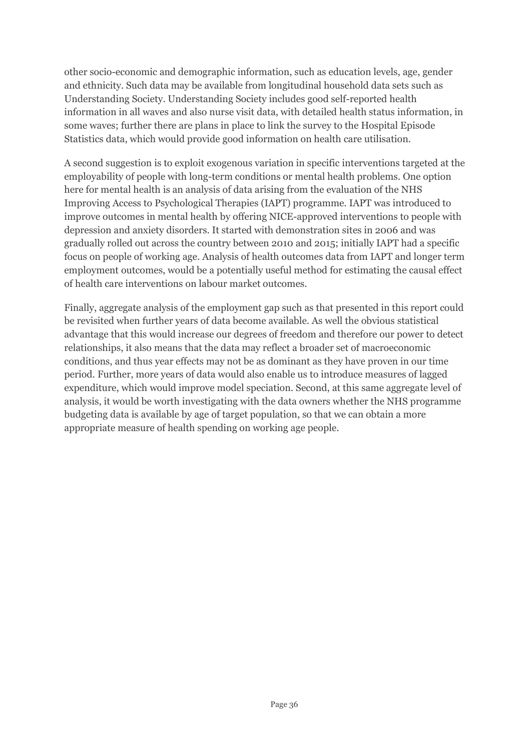other socio-economic and demographic information, such as education levels, age, gender and ethnicity. Such data may be available from longitudinal household data sets such as Understanding Society. Understanding Society includes good self-reported health information in all waves and also nurse visit data, with detailed health status information, in some waves; further there are plans in place to link the survey to the Hospital Episode Statistics data, which would provide good information on health care utilisation.

A second suggestion is to exploit exogenous variation in specific interventions targeted at the employability of people with long-term conditions or mental health problems. One option here for mental health is an analysis of data arising from the evaluation of the NHS Improving Access to Psychological Therapies (IAPT) programme. IAPT was introduced to improve outcomes in mental health by offering NICE-approved interventions to people with depression and anxiety disorders. It started with demonstration sites in 2006 and was gradually rolled out across the country between 2010 and 2015; initially IAPT had a specific focus on people of working age. Analysis of health outcomes data from IAPT and longer term employment outcomes, would be a potentially useful method for estimating the causal effect of health care interventions on labour market outcomes.

Finally, aggregate analysis of the employment gap such as that presented in this report could be revisited when further years of data become available. As well the obvious statistical advantage that this would increase our degrees of freedom and therefore our power to detect relationships, it also means that the data may reflect a broader set of macroeconomic conditions, and thus year effects may not be as dominant as they have proven in our time period. Further, more years of data would also enable us to introduce measures of lagged expenditure, which would improve model speciation. Second, at this same aggregate level of analysis, it would be worth investigating with the data owners whether the NHS programme budgeting data is available by age of target population, so that we can obtain a more appropriate measure of health spending on working age people.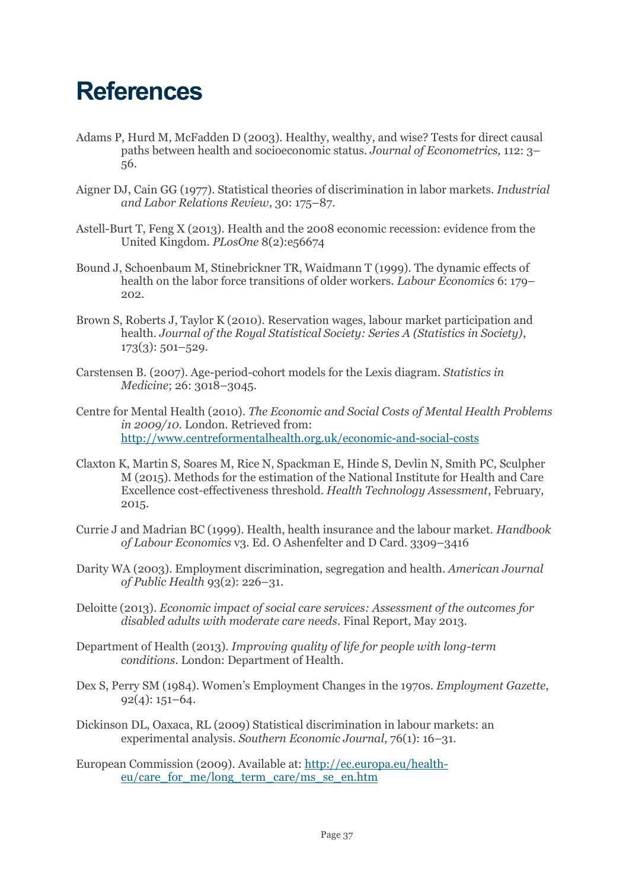# References

Adams P, Hurd M, McFadden D (2003). Healthy, wealthy, and wise? Tests for direct causal paths between health and socioeconomic status. *Journal of Econometrics,* 112: 3–56.

Aigner DJ, Cain GG (1977). Statistical theories of discrimination in labor markets. *Industrial and Labor Relations Review*, 30: 175–87.

Astell-Burt T, Feng X (2013). Health and the 2008 economic recession: evidence from the United Kingdom. *PLosOne* 8(2):e56674

Bound J, Schoenbaum M, Stinebrickner TR, Waidmann T (1999). The dynamic effects of health on the labor force transitions of older workers. *Labour Economics* 6: 179–202.

Brown S, Roberts J, Taylor K (2010). Reservation wages, labour market participation and health. *Journal of the Royal Statistical Society: Series A (Statistics in Society)*, 173(3): 501–529.

Carstensen B. (2007). Age-period-cohort models for the Lexis diagram. *Statistics in Medicine*; 26: 3018–3045.

Centre for Mental Health (2010). *The Economic and Social Costs of Mental Health Problems in 2009/10*. London. Retrieved from: http://www.centreformentalhealth.org.uk/economic-and-social-costs

Claxton K, Martin S, Soares M, Rice N, Spackman E, Hinde S, Devlin N, Smith PC, Sculpher M (2015). Methods for the estimation of the National Institute for Health and Care Excellence cost-effectiveness threshold. *Health Technology Assessment*, February, 2015.

Currie J and Madrian BC (1999). Health, health insurance and the labour market. *Handbook of Labour Economics* v3. Ed. O Ashenfelter and D Card. 3309–3416

Darity WA (2003). Employment discrimination, segregation and health. *American Journal of Public Health* 93(2): 226–31.

Deloitte (2013). *Economic impact of social care services: Assessment of the outcomes for disabled adults with moderate care needs*. Final Report, May 2013.

Department of Health (2013). *Improving quality of life for people with long-term conditions*. London: Department of Health.

Dex S, Perry SM (1984). Women's Employment Changes in the 1970s. *Employment Gazette*, 92(4): 151–64.

Dickinson DL, Oaxaca, RL (2009) Statistical discrimination in labour markets: an experimental analysis. *Southern Economic Journal*, 76(1): 16–31.

European Commission (2009). Available at: http://ec.europa.eu/health-eu/care_for_me/long_term_care/ms_se_en.htm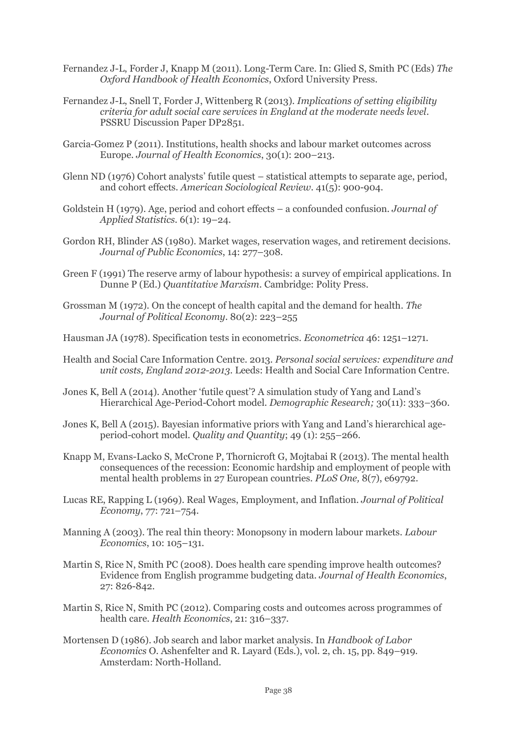Fernandez J-L, Forder J, Knapp M (2011). Long-Term Care. In: Glied S, Smith PC (Eds) *The Oxford Handbook of Health Economics*, Oxford University Press.

Fernandez J-L, Snell T, Forder J, Wittenberg R (2013). *Implications of setting eligibility criteria for adult social care services in England at the moderate needs level*. PSSRU Discussion Paper DP2851.

Garcia-Gomez P (2011). Institutions, health shocks and labour market outcomes across Europe. *Journal of Health Economics*, 30(1): 200–213.

Glenn ND (1976) Cohort analysts' futile quest – statistical attempts to separate age, period, and cohort effects. *American Sociological Review*. 41(5): 900-904.

Goldstein H (1979). Age, period and cohort effects – a confounded confusion. *Journal of Applied Statistics*. 6(1): 19–24.

Gordon RH, Blinder AS (1980). Market wages, reservation wages, and retirement decisions. *Journal of Public Economics*, 14: 277–308.

Green F (1991) The reserve army of labour hypothesis: a survey of empirical applications. In Dunne P (Ed.) *Quantitative Marxism*. Cambridge: Polity Press.

Grossman M (1972). On the concept of health capital and the demand for health. *The Journal of Political Economy*. 80(2): 223–255

Hausman JA (1978). Specification tests in econometrics. *Econometrica* 46: 1251–1271.

Health and Social Care Information Centre. 2013. *Personal social services: expenditure and unit costs, England 2012-2013*. Leeds: Health and Social Care Information Centre.

Jones K, Bell A (2014). Another 'futile quest'? A simulation study of Yang and Land's Hierarchical Age-Period-Cohort model. *Demographic Research;* 30(11): 333–360.

Jones K, Bell A (2015). Bayesian informative priors with Yang and Land's hierarchical age-period-cohort model. *Quality and Quantity*; 49 (1): 255–266.

Knapp M, Evans-Lacko S, McCrone P, Thornicroft G, Mojtabai R (2013). The mental health consequences of the recession: Economic hardship and employment of people with mental health problems in 27 European countries. *PLoS One,* 8(7), e69792.

Lucas RE, Rapping L (1969). Real Wages, Employment, and Inflation. *Journal of Political Economy*, 77: 721–754.

Manning A (2003). The real thin theory: Monopsony in modern labour markets. *Labour Economics*, 10: 105–131.

Martin S, Rice N, Smith PC (2008). Does health care spending improve health outcomes? Evidence from English programme budgeting data. *Journal of Health Economics*, 27: 826-842.

Martin S, Rice N, Smith PC (2012). Comparing costs and outcomes across programmes of health care. *Health Economics*, 21: 316–337.

Mortensen D (1986). Job search and labor market analysis. In *Handbook of Labor Economics* O. Ashenfelter and R. Layard (Eds.), vol. 2, ch. 15, pp. 849–919. Amsterdam: North-Holland.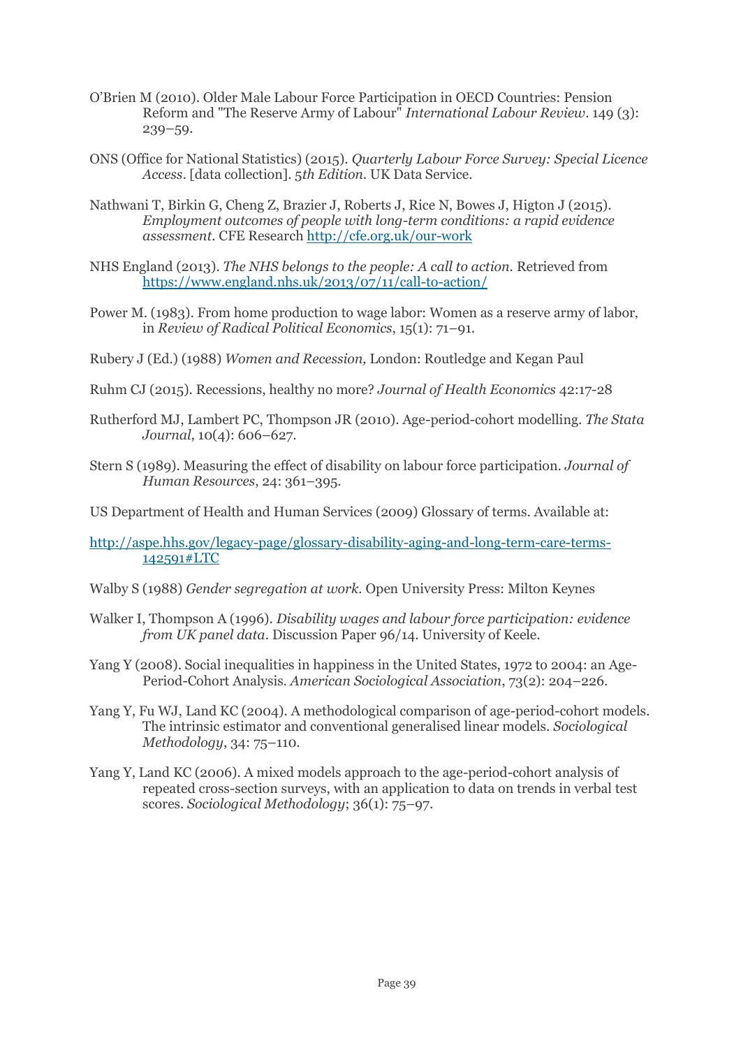O'Brien M (2010). Older Male Labour Force Participation in OECD Countries: Pension Reform and "The Reserve Army of Labour" *International Labour Review*. 149 (3): 239–59.

ONS (Office for National Statistics) (2015). *Quarterly Labour Force Survey: Special Licence Access*. [data collection]. *5th Edition*. UK Data Service.

Nathwani T, Birkin G, Cheng Z, Brazier J, Roberts J, Rice N, Bowes J, Higton J (2015). *Employment outcomes of people with long-term conditions: a rapid evidence assessment*. CFE Research http://cfe.org.uk/our-work

NHS England (2013). *The NHS belongs to the people: A call to action.* Retrieved from https://www.england.nhs.uk/2013/07/11/call-to-action/

Power M. (1983). From home production to wage labor: Women as a reserve army of labor, in *Review of Radical Political Economics*, 15(1): 71–91.

Rubery J (Ed.) (1988) *Women and Recession,* London: Routledge and Kegan Paul

Ruhm CJ (2015). Recessions, healthy no more? *Journal of Health Economics* 42:17-28

Rutherford MJ, Lambert PC, Thompson JR (2010). Age-period-cohort modelling. *The Stata Journal*, 10(4): 606–627.

Stern S (1989). Measuring the effect of disability on labour force participation. *Journal of Human Resources*, 24: 361–395.

US Department of Health and Human Services (2009) Glossary of terms. Available at:

http://aspe.hhs.gov/legacy-page/glossary-disability-aging-and-long-term-care-terms-142591#LTC

Walby S (1988) *Gender segregation at work.* Open University Press: Milton Keynes

Walker I, Thompson A (1996). *Disability wages and labour force participation: evidence from UK panel data*. Discussion Paper 96/14. University of Keele.

Yang Y (2008). Social inequalities in happiness in the United States, 1972 to 2004: an Age-Period-Cohort Analysis. *American Sociological Association*, 73(2): 204–226.

Yang Y, Fu WJ, Land KC (2004). A methodological comparison of age-period-cohort models. The intrinsic estimator and conventional generalised linear models. *Sociological Methodology*, 34: 75–110.

Yang Y, Land KC (2006). A mixed models approach to the age-period-cohort analysis of repeated cross-section surveys, with an application to data on trends in verbal test scores. *Sociological Methodology*; 36(1): 75–97.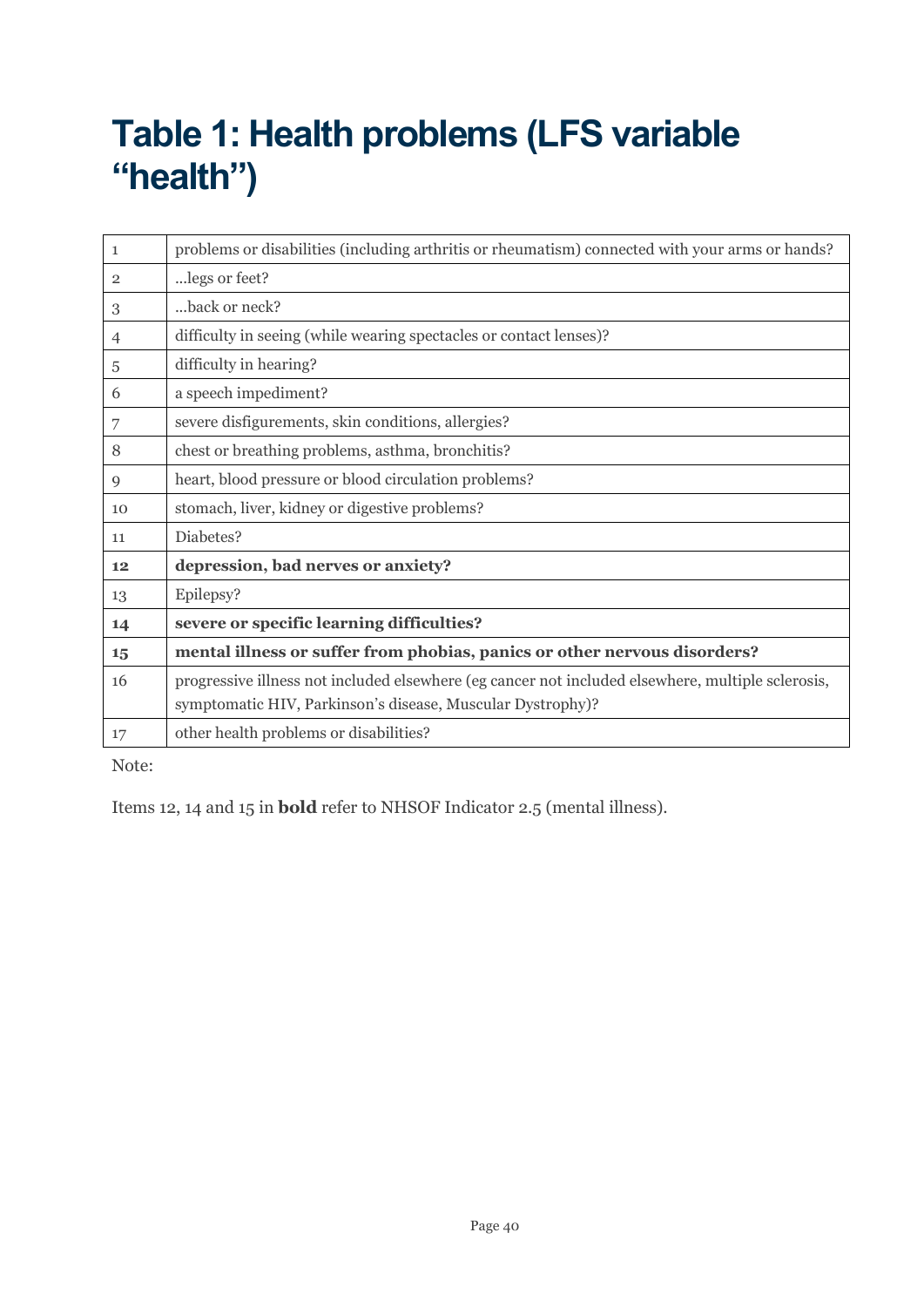# Table 1: Health problems (LFS variable "health")

| | |
|---|---|
| 1 | problems or disabilities (including arthritis or rheumatism) connected with your arms or hands? |
| 2 | …legs or feet? |
| 3 | …back or neck? |
| 4 | difficulty in seeing (while wearing spectacles or contact lenses)? |
| 5 | difficulty in hearing? |
| 6 | a speech impediment? |
| 7 | severe disfigurements, skin conditions, allergies? |
| 8 | chest or breathing problems, asthma, bronchitis? |
| 9 | heart, blood pressure or blood circulation problems? |
| 10 | stomach, liver, kidney or digestive problems? |
| 11 | Diabetes? |
| **12** | **depression, bad nerves or anxiety?** |
| 13 | Epilepsy? |
| **14** | **severe or specific learning difficulties?** |
| **15** | **mental illness or suffer from phobias, panics or other nervous disorders?** |
| 16 | progressive illness not included elsewhere (eg cancer not included elsewhere, multiple sclerosis, symptomatic HIV, Parkinson's disease, Muscular Dystrophy)? |
| 17 | other health problems or disabilities? |

Note:

Items 12, 14 and 15 in **bold** refer to NHSOF Indicator 2.5 (mental illness).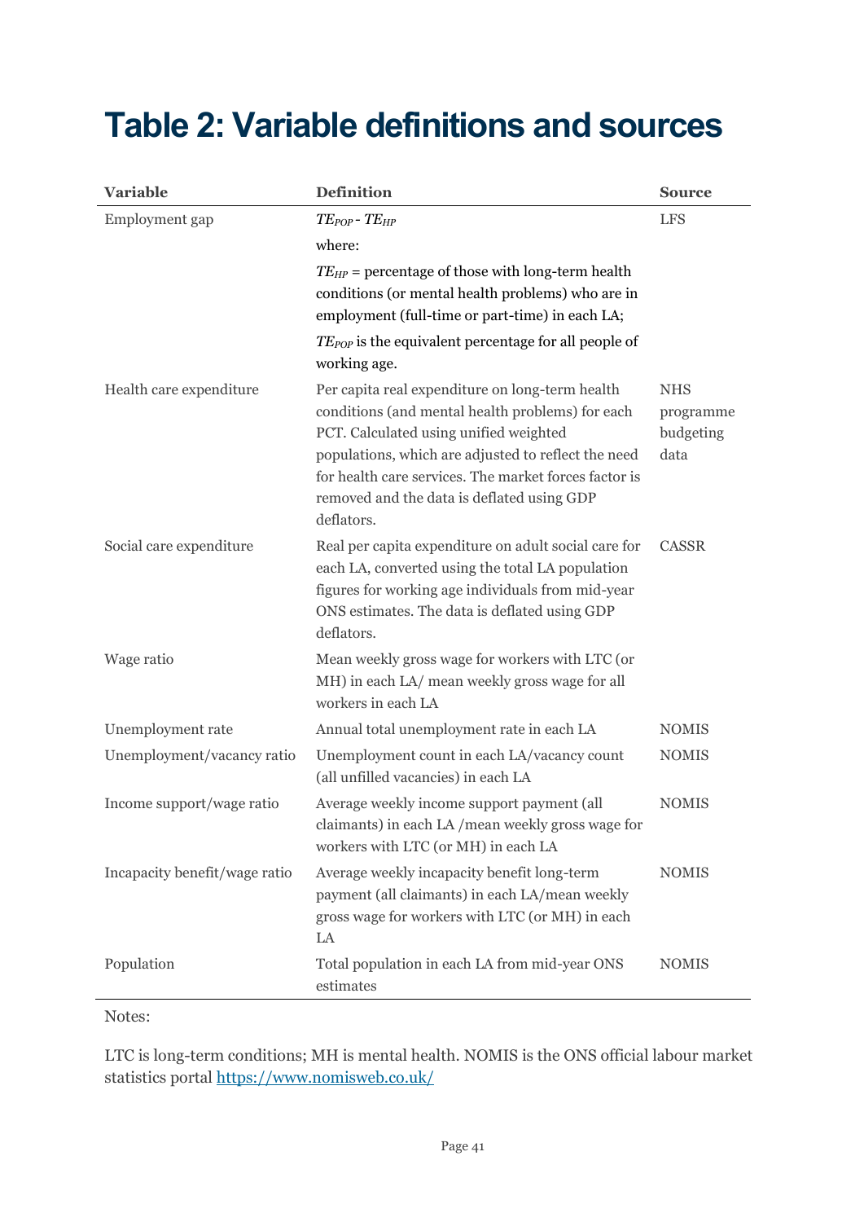# Table 2: Variable definitions and sources

| Variable | Definition | Source |
|---|---|---|
| Employment gap | $TE_{POP} - TE_{HP}$ where: $TE_{HP}$ = percentage of those with long-term health conditions (or mental health problems) who are in employment (full-time or part-time) in each LA; $TE_{POP}$ is the equivalent percentage for all people of working age. | LFS |
| Health care expenditure | Per capita real expenditure on long-term health conditions (and mental health problems) for each PCT. Calculated using unified weighted populations, which are adjusted to reflect the need for health care services. The market forces factor is removed and the data is deflated using GDP deflators. | NHS programme budgeting data |
| Social care expenditure | Real per capita expenditure on adult social care for each LA, converted using the total LA population figures for working age individuals from mid-year ONS estimates. The data is deflated using GDP deflators. | CASSR |
| Wage ratio | Mean weekly gross wage for workers with LTC (or MH) in each LA/ mean weekly gross wage for all workers in each LA | |
| Unemployment rate | Annual total unemployment rate in each LA | NOMIS |
| Unemployment/vacancy ratio | Unemployment count in each LA/vacancy count (all unfilled vacancies) in each LA | NOMIS |
| Income support/wage ratio | Average weekly income support payment (all claimants) in each LA /mean weekly gross wage for workers with LTC (or MH) in each LA | NOMIS |
| Incapacity benefit/wage ratio | Average weekly incapacity benefit long-term payment (all claimants) in each LA/mean weekly gross wage for workers with LTC (or MH) in each LA | NOMIS |
| Population | Total population in each LA from mid-year ONS estimates | NOMIS |

Notes:

LTC is long-term conditions; MH is mental health. NOMIS is the ONS official labour market statistics portal https://www.nomisweb.co.uk/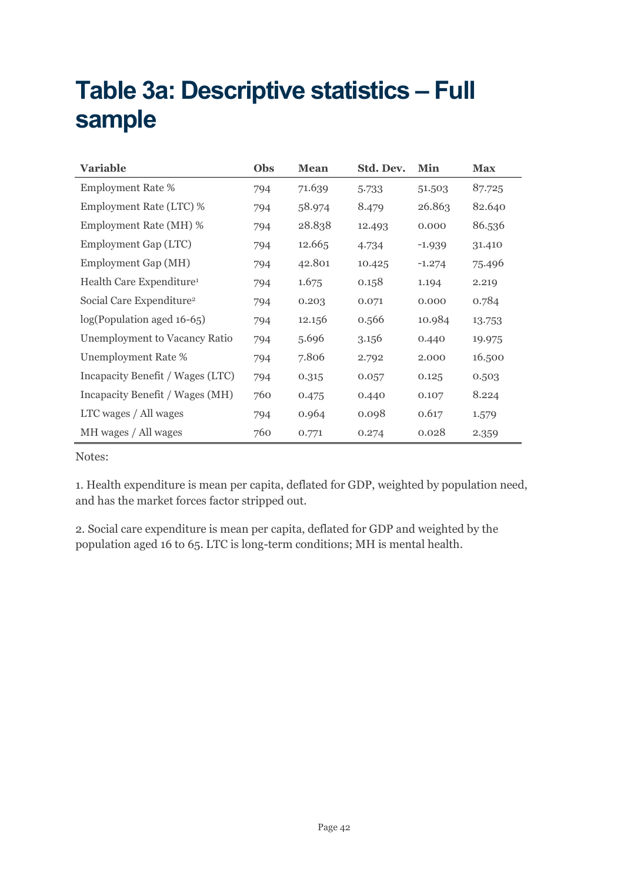# Table 3a: Descriptive statistics – Full sample

| Variable | Obs | Mean | Std. Dev. | Min | Max |
|---|---|---|---|---|---|
| Employment Rate % | 794 | 71.639 | 5.733 | 51.503 | 87.725 |
| Employment Rate (LTC) % | 794 | 58.974 | 8.479 | 26.863 | 82.640 |
| Employment Rate (MH) % | 794 | 28.838 | 12.493 | 0.000 | 86.536 |
| Employment Gap (LTC) | 794 | 12.665 | 4.734 | -1.939 | 31.410 |
| Employment Gap (MH) | 794 | 42.801 | 10.425 | -1.274 | 75.496 |
| Health Care Expenditure[1] | 794 | 1.675 | 0.158 | 1.194 | 2.219 |
| Social Care Expenditure[2] | 794 | 0.203 | 0.071 | 0.000 | 0.784 |
| log(Population aged 16-65) | 794 | 12.156 | 0.566 | 10.984 | 13.753 |
| Unemployment to Vacancy Ratio | 794 | 5.696 | 3.156 | 0.440 | 19.975 |
| Unemployment Rate % | 794 | 7.806 | 2.792 | 2.000 | 16.500 |
| Incapacity Benefit / Wages (LTC) | 794 | 0.315 | 0.057 | 0.125 | 0.503 |
| Incapacity Benefit / Wages (MH) | 760 | 0.475 | 0.440 | 0.107 | 8.224 |
| LTC wages / All wages | 794 | 0.964 | 0.098 | 0.617 | 1.579 |
| MH wages / All wages | 760 | 0.771 | 0.274 | 0.028 | 2.359 |

Notes:

1. Health expenditure is mean per capita, deflated for GDP, weighted by population need, and has the market forces factor stripped out.

2. Social care expenditure is mean per capita, deflated for GDP and weighted by the population aged 16 to 65. LTC is long-term conditions; MH is mental health.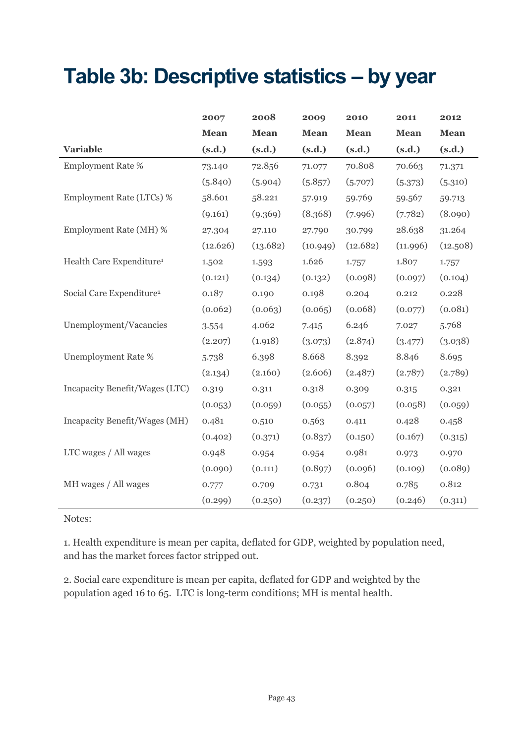# Table 3b: Descriptive statistics – by year

| Variable | 2007 Mean (s.d.) | 2008 Mean (s.d.) | 2009 Mean (s.d.) | 2010 Mean (s.d.) | 2011 Mean (s.d.) | 2012 Mean (s.d.) |
|---|---|---|---|---|---|---|
| Employment Rate % | 73.140 | 72.856 | 71.077 | 70.808 | 70.663 | 71.371 |
| | (5.840) | (5.904) | (5.857) | (5.707) | (5.373) | (5.310) |
| Employment Rate (LTCs) % | 58.601 | 58.221 | 57.919 | 59.769 | 59.567 | 59.713 |
| | (9.161) | (9.369) | (8.368) | (7.996) | (7.782) | (8.090) |
| Employment Rate (MH) % | 27.304 | 27.110 | 27.790 | 30.799 | 28.638 | 31.264 |
| | (12.626) | (13.682) | (10.949) | (12.682) | (11.996) | (12.508) |
| Health Care Expenditure[1] | 1.502 | 1.593 | 1.626 | 1.757 | 1.807 | 1.757 |
| | (0.121) | (0.134) | (0.132) | (0.098) | (0.097) | (0.104) |
| Social Care Expenditure[2] | 0.187 | 0.190 | 0.198 | 0.204 | 0.212 | 0.228 |
| | (0.062) | (0.063) | (0.065) | (0.068) | (0.077) | (0.081) |
| Unemployment/Vacancies | 3.554 | 4.062 | 7.415 | 6.246 | 7.027 | 5.768 |
| | (2.207) | (1.918) | (3.073) | (2.874) | (3.477) | (3.038) |
| Unemployment Rate % | 5.738 | 6.398 | 8.668 | 8.392 | 8.846 | 8.695 |
| | (2.134) | (2.160) | (2.606) | (2.487) | (2.787) | (2.789) |
| Incapacity Benefit/Wages (LTC) | 0.319 | 0.311 | 0.318 | 0.309 | 0.315 | 0.321 |
| | (0.053) | (0.059) | (0.055) | (0.057) | (0.058) | (0.059) |
| Incapacity Benefit/Wages (MH) | 0.481 | 0.510 | 0.563 | 0.411 | 0.428 | 0.458 |
| | (0.402) | (0.371) | (0.837) | (0.150) | (0.167) | (0.315) |
| LTC wages / All wages | 0.948 | 0.954 | 0.954 | 0.981 | 0.973 | 0.970 |
| | (0.090) | (0.111) | (0.897) | (0.096) | (0.109) | (0.089) |
| MH wages / All wages | 0.777 | 0.709 | 0.731 | 0.804 | 0.785 | 0.812 |
| | (0.299) | (0.250) | (0.237) | (0.250) | (0.246) | (0.311) |

Notes:

1. Health expenditure is mean per capita, deflated for GDP, weighted by population need, and has the market forces factor stripped out.

2. Social care expenditure is mean per capita, deflated for GDP and weighted by the population aged 16 to 65. LTC is long-term conditions; MH is mental health.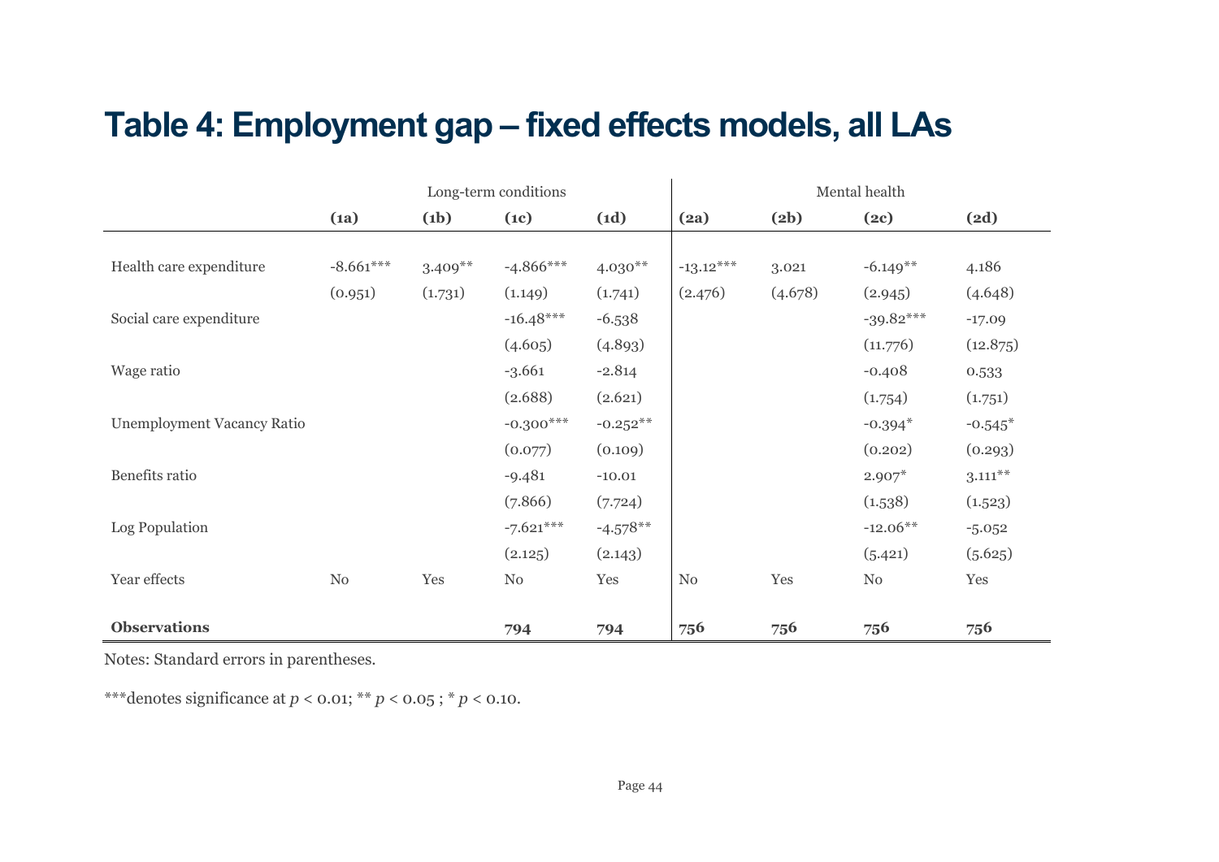# Table 4: Employment gap – fixed effects models, all LAs

| | Long-term conditions | | | | Mental health | | | |
|---|---|---|---|---|---|---|---|---|
| | **(1a)** | **(1b)** | **(1c)** | **(1d)** | **(2a)** | **(2b)** | **(2c)** | **(2d)** |
| Health care expenditure | -8.661*** | 3.409** | -4.866*** | 4.030** | -13.12*** | 3.021 | -6.149** | 4.186 |
| | (0.951) | (1.731) | (1.149) | (1.741) | (2.476) | (4.678) | (2.945) | (4.648) |
| Social care expenditure | | | -16.48*** | -6.538 | | | -39.82*** | -17.09 |
| | | | (4.605) | (4.893) | | | (11.776) | (12.875) |
| Wage ratio | | | -3.661 | -2.814 | | | -0.408 | 0.533 |
| | | | (2.688) | (2.621) | | | (1.754) | (1.751) |
| Unemployment Vacancy Ratio | | | -0.300*** | -0.252** | | | -0.394* | -0.545* |
| | | | (0.077) | (0.109) | | | (0.202) | (0.293) |
| Benefits ratio | | | -9.481 | -10.01 | | | 2.907* | 3.111** |
| | | | (7.866) | (7.724) | | | (1.538) | (1.523) |
| Log Population | | | -7.621*** | -4.578** | | | -12.06** | -5.052 |
| | | | (2.125) | (2.143) | | | (5.421) | (5.625) |
| Year effects | No | Yes | No | Yes | No | Yes | No | Yes |
| **Observations** | | | **794** | **794** | **756** | **756** | **756** | **756** |

Notes: Standard errors in parentheses.

***denotes significance at $p < 0.01$; ** $p < 0.05$ ; * $p < 0.10$.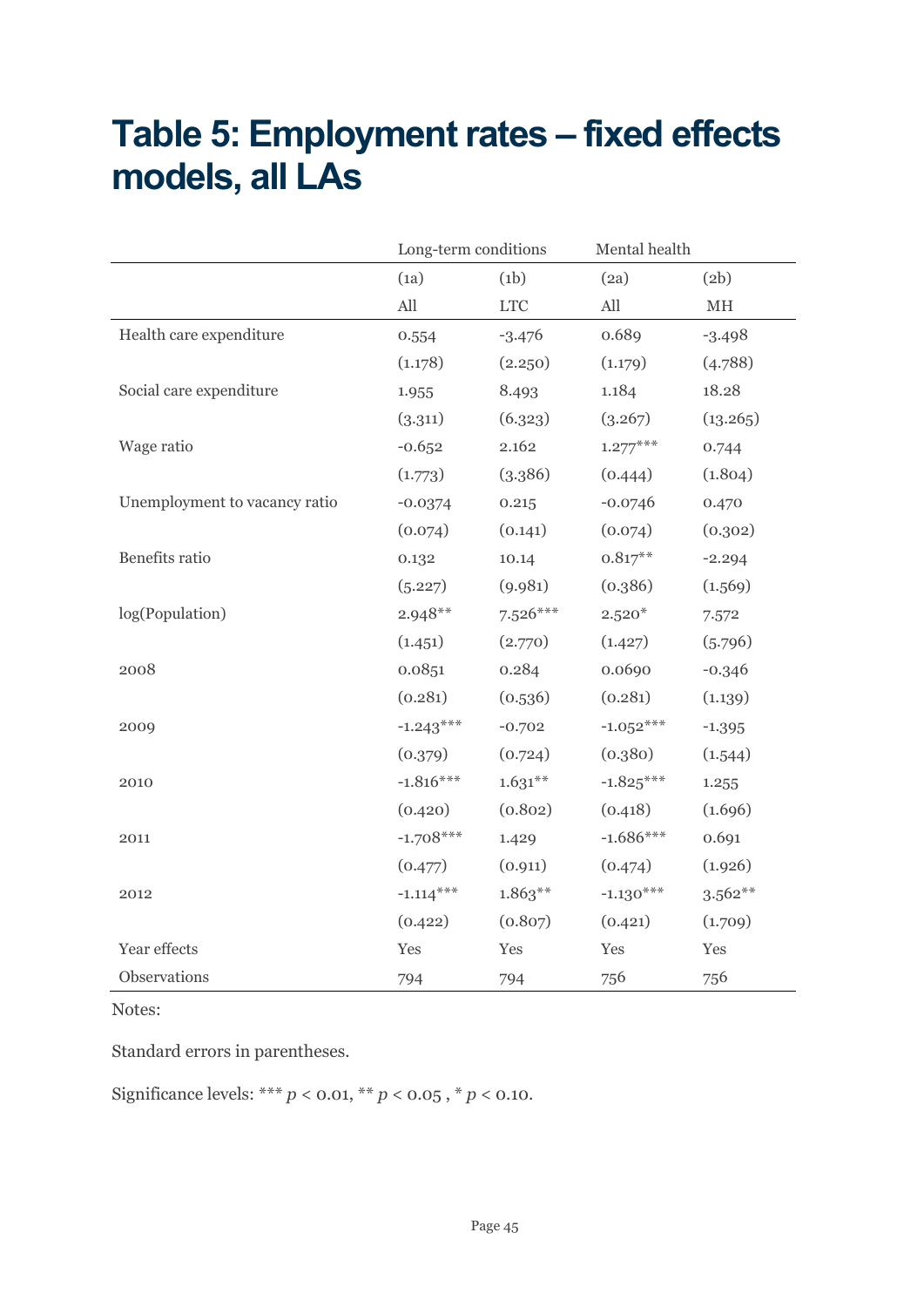# Table 5: Employment rates – fixed effects models, all LAs

| | Long-term conditions | | Mental health | |
|---|---|---|---|---|
| | (1a) | (1b) | (2a) | (2b) |
| | All | LTC | All | MH |
| Health care expenditure | 0.554 | -3.476 | 0.689 | -3.498 |
| | (1.178) | (2.250) | (1.179) | (4.788) |
| Social care expenditure | 1.955 | 8.493 | 1.184 | 18.28 |
| | (3.311) | (6.323) | (3.267) | (13.265) |
| Wage ratio | -0.652 | 2.162 | 1.277*** | 0.744 |
| | (1.773) | (3.386) | (0.444) | (1.804) |
| Unemployment to vacancy ratio | -0.0374 | 0.215 | -0.0746 | 0.470 |
| | (0.074) | (0.141) | (0.074) | (0.302) |
| Benefits ratio | 0.132 | 10.14 | 0.817** | -2.294 |
| | (5.227) | (9.981) | (0.386) | (1.569) |
| log(Population) | 2.948** | 7.526*** | 2.520* | 7.572 |
| | (1.451) | (2.770) | (1.427) | (5.796) |
| 2008 | 0.0851 | 0.284 | 0.0690 | -0.346 |
| | (0.281) | (0.536) | (0.281) | (1.139) |
| 2009 | -1.243*** | -0.702 | -1.052*** | -1.395 |
| | (0.379) | (0.724) | (0.380) | (1.544) |
| 2010 | -1.816*** | 1.631** | -1.825*** | 1.255 |
| | (0.420) | (0.802) | (0.418) | (1.696) |
| 2011 | -1.708*** | 1.429 | -1.686*** | 0.691 |
| | (0.477) | (0.911) | (0.474) | (1.926) |
| 2012 | -1.114*** | 1.863** | -1.130*** | 3.562** |
| | (0.422) | (0.807) | (0.421) | (1.709) |
| Year effects | Yes | Yes | Yes | Yes |
| Observations | 794 | 794 | 756 | 756 |

Notes:

Standard errors in parentheses.

Significance levels: *** $p < 0.01$, ** $p < 0.05$ , * $p < 0.10$.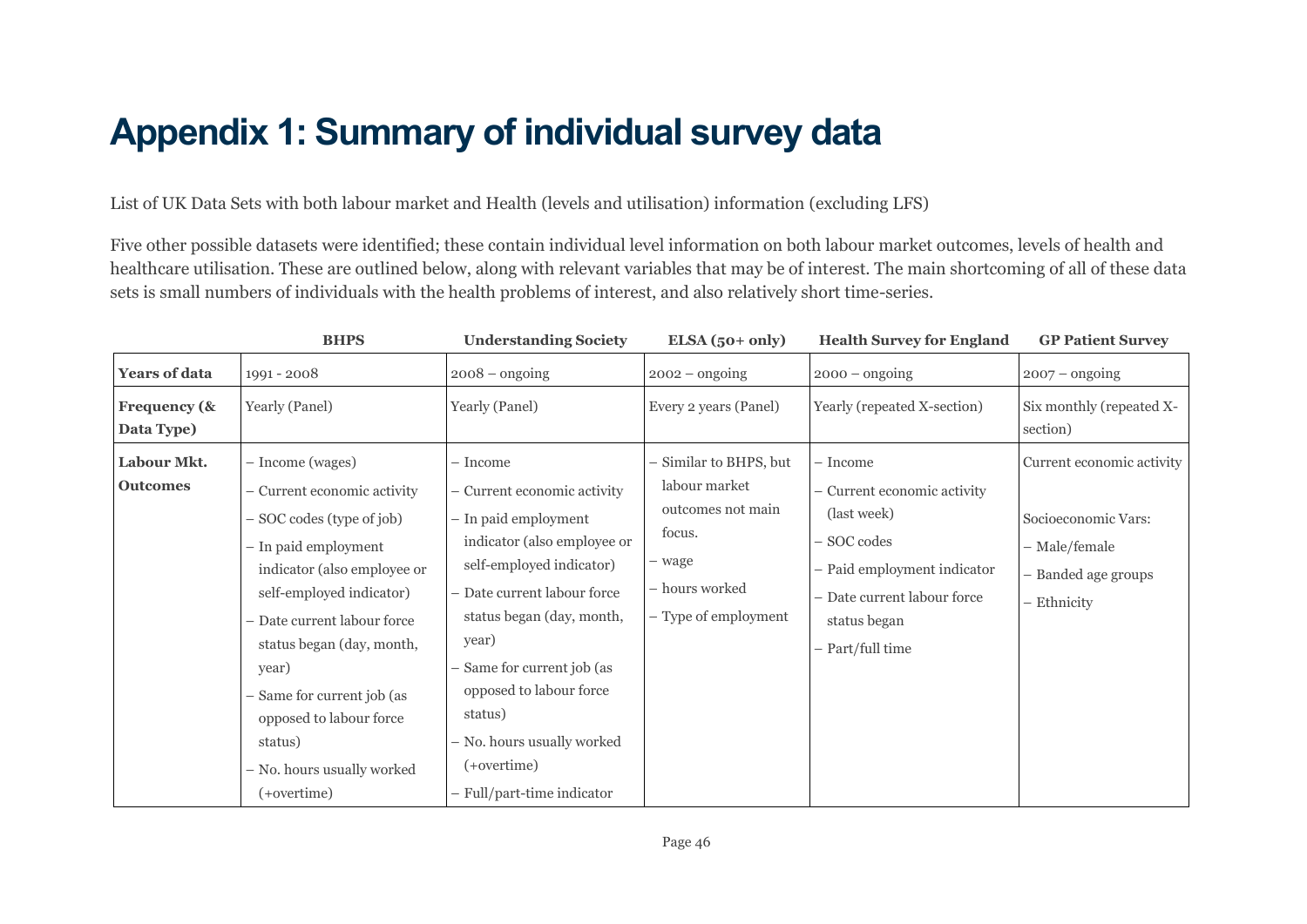# Appendix 1: Summary of individual survey data

List of UK Data Sets with both labour market and Health (levels and utilisation) information (excluding LFS)

Five other possible datasets were identified; these contain individual level information on both labour market outcomes, levels of health and healthcare utilisation. These are outlined below, along with relevant variables that may be of interest. The main shortcoming of all of these data sets is small numbers of individuals with the health problems of interest, and also relatively short time-series.

| | **BHPS** | **Understanding Society** | **ELSA (50+ only)** | **Health Survey for England** | **GP Patient Survey** |
|---|---|---|---|---|---|
| **Years of data** | 1991 - 2008 | 2008 – ongoing | 2002 – ongoing | 2000 – ongoing | 2007 – ongoing |
| **Frequency (& Data Type)** | Yearly (Panel) | Yearly (Panel) | Every 2 years (Panel) | Yearly (repeated X-section) | Six monthly (repeated X-section) |
| **Labour Mkt. Outcomes** | – Income (wages)<br>– Current economic activity<br>– SOC codes (type of job)<br>– In paid employment indicator (also employee or self-employed indicator)<br>– Date current labour force status began (day, month, year)<br>– Same for current job (as opposed to labour force status)<br>– No. hours usually worked (+overtime) | – Income<br>– Current economic activity<br>– In paid employment indicator (also employee or self-employed indicator)<br>– Date current labour force status began (day, month, year)<br>– Same for current job (as opposed to labour force status)<br>– No. hours usually worked (+overtime)<br>– Full/part-time indicator | – Similar to BHPS, but labour market outcomes not main focus.<br>– wage<br>– hours worked<br>– Type of employment | – Income<br>– Current economic activity (last week)<br>– SOC codes<br>– Paid employment indicator<br>– Date current labour force status began<br>– Part/full time | Current economic activity<br><br>Socioeconomic Vars:<br>– Male/female<br>– Banded age groups<br>– Ethnicity |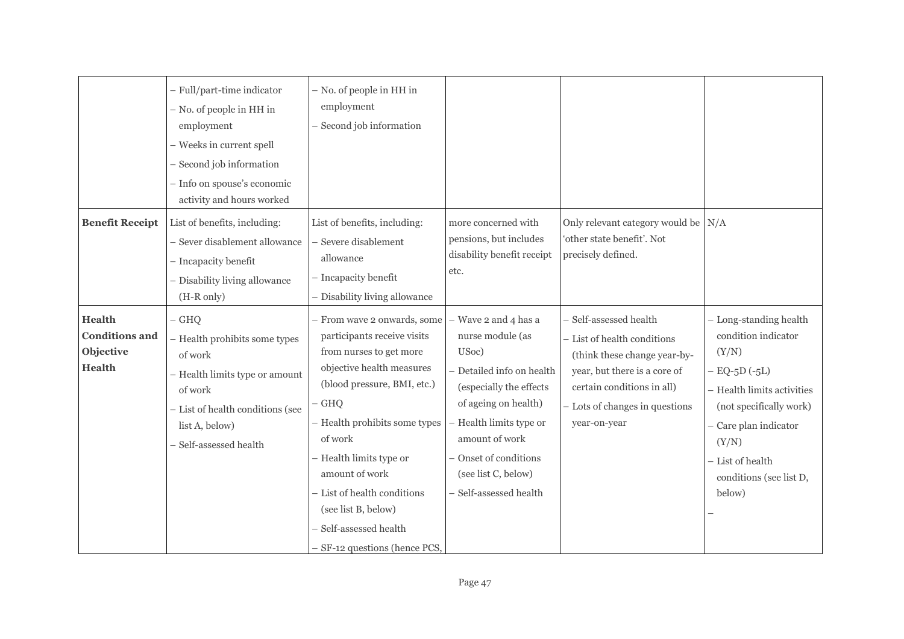| | | | | | |
|---|---|---|---|---|---|
| | – Full/part-time indicator<br>– No. of people in HH in employment<br>– Weeks in current spell<br>– Second job information<br>– Info on spouse's economic activity and hours worked | – No. of people in HH in employment<br>– Second job information | | | |
| **Benefit Receipt** | List of benefits, including:<br>– Sever disablement allowance<br>– Incapacity benefit<br>– Disability living allowance (H-R only) | List of benefits, including:<br>– Severe disablement allowance<br>– Incapacity benefit<br>– Disability living allowance | more concerned with pensions, but includes disability benefit receipt etc. | Only relevant category would be 'other state benefit'. Not precisely defined. | N/A |
| **Health Conditions and Objective Health** | – GHQ<br>– Health prohibits some types of work<br>– Health limits type or amount of work<br>– List of health conditions (see list A, below)<br>– Self-assessed health | – From wave 2 onwards, some participants receive visits from nurses to get more objective health measures (blood pressure, BMI, etc.)<br>– GHQ<br>– Health prohibits some types of work<br>– Health limits type or amount of work<br>– List of health conditions (see list B, below)<br>– Self-assessed health<br>– SF-12 questions (hence PCS, | – Wave 2 and 4 has a nurse module (as USoc)<br>– Detailed info on health (especially the effects of ageing on health)<br>– Health limits type or amount of work<br>– Onset of conditions (see list C, below)<br>– Self-assessed health | – Self-assessed health<br>– List of health conditions (think these change year-by-year, but there is a core of certain conditions in all)<br>– Lots of changes in questions year-on-year | – Long-standing health condition indicator (Y/N)<br>– EQ-5D (-5L)<br>– Health limits activities (not specifically work)<br>– Care plan indicator (Y/N)<br>– List of health conditions (see list D, below)<br>– |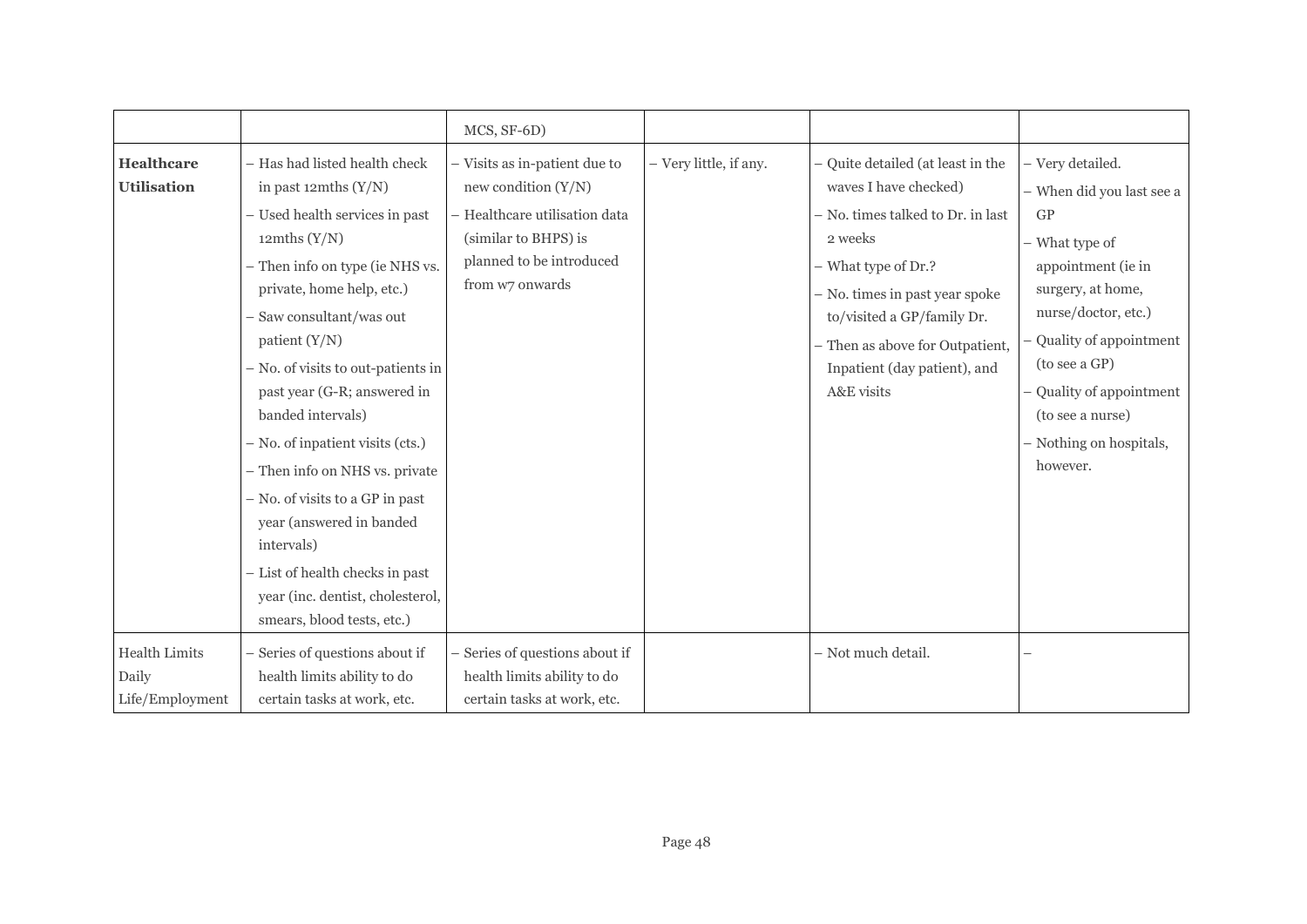| | | | | | |
|---|---|---|---|---|---|
| | | MCS, SF-6D) | | | |
| **Healthcare Utilisation** | – Has had listed health check in past 12mths (Y/N)<br>– Used health services in past 12mths (Y/N)<br>– Then info on type (ie NHS vs. private, home help, etc.)<br>– Saw consultant/was out patient (Y/N)<br>– No. of visits to out-patients in past year (G-R; answered in banded intervals)<br>– No. of inpatient visits (cts.)<br>– Then info on NHS vs. private<br>– No. of visits to a GP in past year (answered in banded intervals)<br>– List of health checks in past year (inc. dentist, cholesterol, smears, blood tests, etc.) | – Visits as in-patient due to new condition (Y/N)<br>– Healthcare utilisation data (similar to BHPS) is planned to be introduced from w7 onwards | – Very little, if any. | – Quite detailed (at least in the waves I have checked)<br>– No. times talked to Dr. in last 2 weeks<br>– What type of Dr.?<br>– No. times in past year spoke to/visited a GP/family Dr.<br>– Then as above for Outpatient, Inpatient (day patient), and A&E visits | – Very detailed.<br>– When did you last see a GP<br>– What type of appointment (ie in surgery, at home, nurse/doctor, etc.)<br>– Quality of appointment (to see a GP)<br>– Quality of appointment (to see a nurse)<br>– Nothing on hospitals, however. |
| Health Limits Daily Life/Employment | – Series of questions about if health limits ability to do certain tasks at work, etc. | – Series of questions about if health limits ability to do certain tasks at work, etc. | | – Not much detail. | – |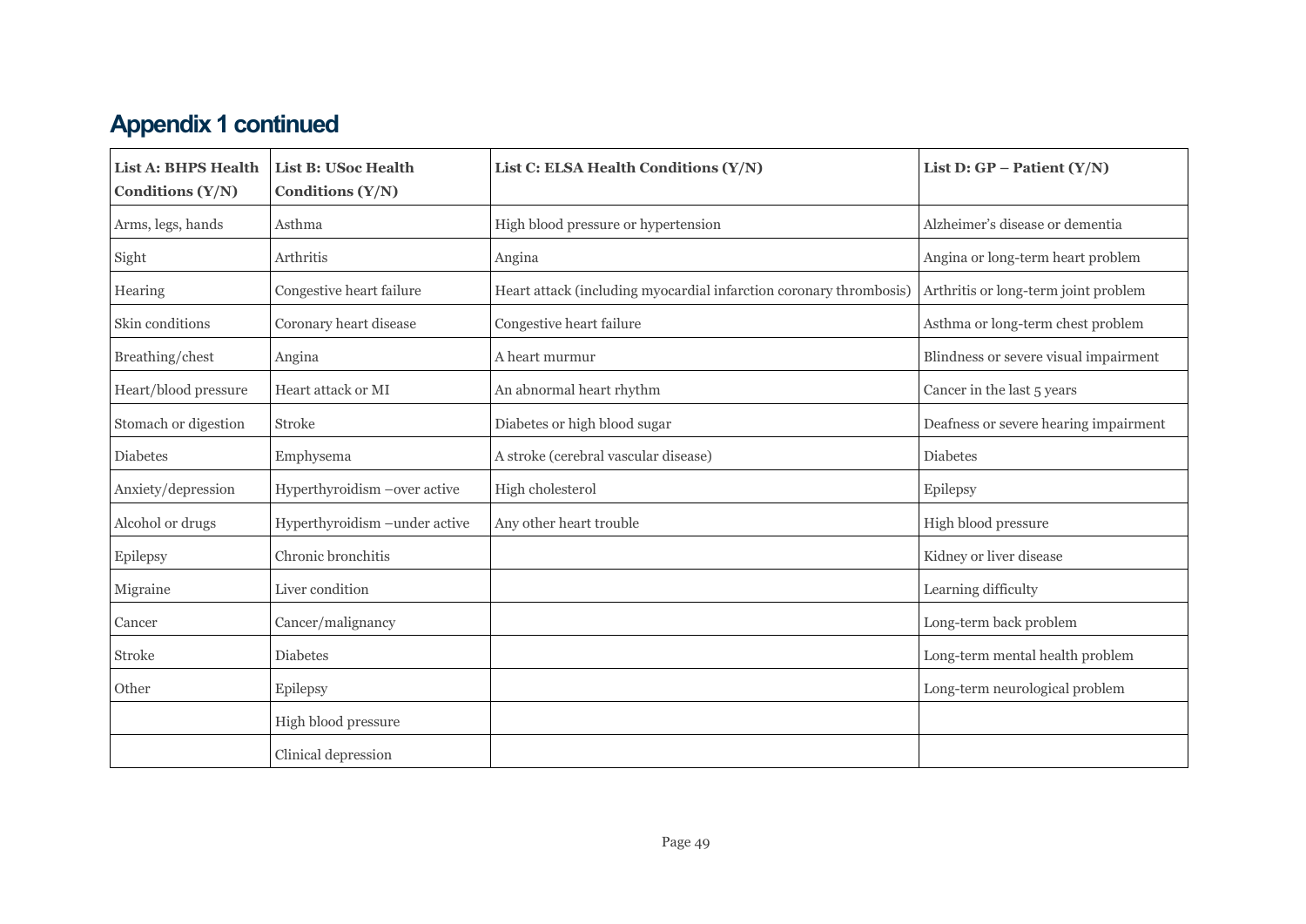## Appendix 1 continued

| List A: BHPS Health Conditions (Y/N) | List B: USoc Health Conditions (Y/N) | List C: ELSA Health Conditions (Y/N) | List D: GP – Patient (Y/N) |
|---|---|---|---|
| Arms, legs, hands | Asthma | High blood pressure or hypertension | Alzheimer's disease or dementia |
| Sight | Arthritis | Angina | Angina or long-term heart problem |
| Hearing | Congestive heart failure | Heart attack (including myocardial infarction coronary thrombosis) | Arthritis or long-term joint problem |
| Skin conditions | Coronary heart disease | Congestive heart failure | Asthma or long-term chest problem |
| Breathing/chest | Angina | A heart murmur | Blindness or severe visual impairment |
| Heart/blood pressure | Heart attack or MI | An abnormal heart rhythm | Cancer in the last 5 years |
| Stomach or digestion | Stroke | Diabetes or high blood sugar | Deafness or severe hearing impairment |
| Diabetes | Emphysema | A stroke (cerebral vascular disease) | Diabetes |
| Anxiety/depression | Hyperthyroidism –over active | High cholesterol | Epilepsy |
| Alcohol or drugs | Hyperthyroidism –under active | Any other heart trouble | High blood pressure |
| Epilepsy | Chronic bronchitis | | Kidney or liver disease |
| Migraine | Liver condition | | Learning difficulty |
| Cancer | Cancer/malignancy | | Long-term back problem |
| Stroke | Diabetes | | Long-term mental health problem |
| Other | Epilepsy | | Long-term neurological problem |
| | High blood pressure | | |
| | Clinical depression | | |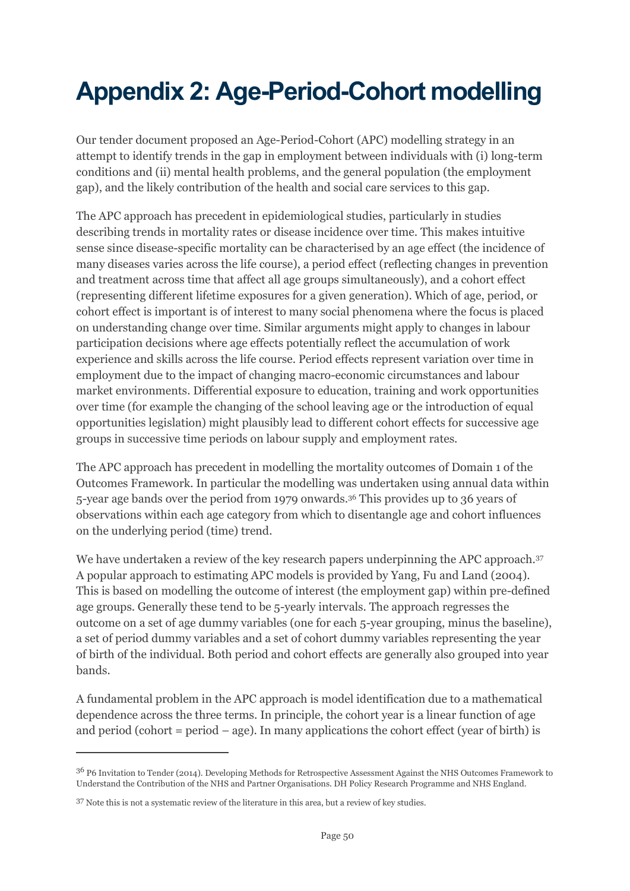# Appendix 2: Age-Period-Cohort modelling

Our tender document proposed an Age-Period-Cohort (APC) modelling strategy in an attempt to identify trends in the gap in employment between individuals with (i) long-term conditions and (ii) mental health problems, and the general population (the employment gap), and the likely contribution of the health and social care services to this gap.

The APC approach has precedent in epidemiological studies, particularly in studies describing trends in mortality rates or disease incidence over time. This makes intuitive sense since disease-specific mortality can be characterised by an age effect (the incidence of many diseases varies across the life course), a period effect (reflecting changes in prevention and treatment across time that affect all age groups simultaneously), and a cohort effect (representing different lifetime exposures for a given generation). Which of age, period, or cohort effect is important is of interest to many social phenomena where the focus is placed on understanding change over time. Similar arguments might apply to changes in labour participation decisions where age effects potentially reflect the accumulation of work experience and skills across the life course. Period effects represent variation over time in employment due to the impact of changing macro-economic circumstances and labour market environments. Differential exposure to education, training and work opportunities over time (for example the changing of the school leaving age or the introduction of equal opportunities legislation) might plausibly lead to different cohort effects for successive age groups in successive time periods on labour supply and employment rates.

The APC approach has precedent in modelling the mortality outcomes of Domain 1 of the Outcomes Framework. In particular the modelling was undertaken using annual data within 5-year age bands over the period from 1979 onwards.[36] This provides up to 36 years of observations within each age category from which to disentangle age and cohort influences on the underlying period (time) trend.

We have undertaken a review of the key research papers underpinning the APC approach.[37] A popular approach to estimating APC models is provided by Yang, Fu and Land (2004). This is based on modelling the outcome of interest (the employment gap) within pre-defined age groups. Generally these tend to be 5-yearly intervals. The approach regresses the outcome on a set of age dummy variables (one for each 5-year grouping, minus the baseline), a set of period dummy variables and a set of cohort dummy variables representing the year of birth of the individual. Both period and cohort effects are generally also grouped into year bands.

A fundamental problem in the APC approach is model identification due to a mathematical dependence across the three terms. In principle, the cohort year is a linear function of age and period (cohort = period – age). In many applications the cohort effect (year of birth) is

---

[36] P6 Invitation to Tender (2014). Developing Methods for Retrospective Assessment Against the NHS Outcomes Framework to Understand the Contribution of the NHS and Partner Organisations. DH Policy Research Programme and NHS England.

[37] Note this is not a systematic review of the literature in this area, but a review of key studies.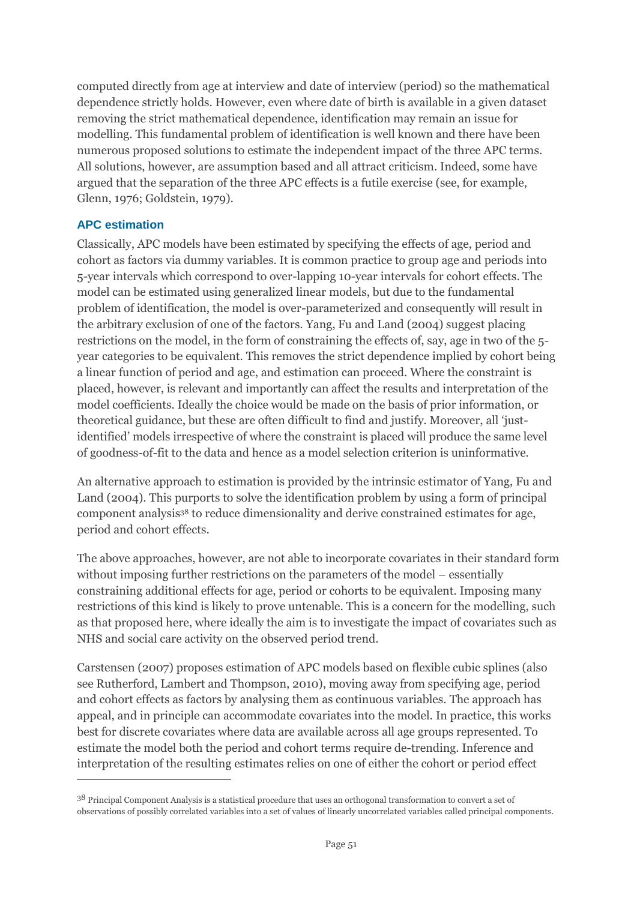computed directly from age at interview and date of interview (period) so the mathematical dependence strictly holds. However, even where date of birth is available in a given dataset removing the strict mathematical dependence, identification may remain an issue for modelling. This fundamental problem of identification is well known and there have been numerous proposed solutions to estimate the independent impact of the three APC terms. All solutions, however, are assumption based and all attract criticism. Indeed, some have argued that the separation of the three APC effects is a futile exercise (see, for example, Glenn, 1976; Goldstein, 1979).

### APC estimation

Classically, APC models have been estimated by specifying the effects of age, period and cohort as factors via dummy variables. It is common practice to group age and periods into 5-year intervals which correspond to over-lapping 10-year intervals for cohort effects. The model can be estimated using generalized linear models, but due to the fundamental problem of identification, the model is over-parameterized and consequently will result in the arbitrary exclusion of one of the factors. Yang, Fu and Land (2004) suggest placing restrictions on the model, in the form of constraining the effects of, say, age in two of the 5-year categories to be equivalent. This removes the strict dependence implied by cohort being a linear function of period and age, and estimation can proceed. Where the constraint is placed, however, is relevant and importantly can affect the results and interpretation of the model coefficients. Ideally the choice would be made on the basis of prior information, or theoretical guidance, but these are often difficult to find and justify. Moreover, all 'just-identified' models irrespective of where the constraint is placed will produce the same level of goodness-of-fit to the data and hence as a model selection criterion is uninformative.

An alternative approach to estimation is provided by the intrinsic estimator of Yang, Fu and Land (2004). This purports to solve the identification problem by using a form of principal component analysis[38] to reduce dimensionality and derive constrained estimates for age, period and cohort effects.

The above approaches, however, are not able to incorporate covariates in their standard form without imposing further restrictions on the parameters of the model – essentially constraining additional effects for age, period or cohorts to be equivalent. Imposing many restrictions of this kind is likely to prove untenable. This is a concern for the modelling, such as that proposed here, where ideally the aim is to investigate the impact of covariates such as NHS and social care activity on the observed period trend.

Carstensen (2007) proposes estimation of APC models based on flexible cubic splines (also see Rutherford, Lambert and Thompson, 2010), moving away from specifying age, period and cohort effects as factors by analysing them as continuous variables. The approach has appeal, and in principle can accommodate covariates into the model. In practice, this works best for discrete covariates where data are available across all age groups represented. To estimate the model both the period and cohort terms require de-trending. Inference and interpretation of the resulting estimates relies on one of either the cohort or period effect

[38] Principal Component Analysis is a statistical procedure that uses an orthogonal transformation to convert a set of observations of possibly correlated variables into a set of values of linearly uncorrelated variables called principal components.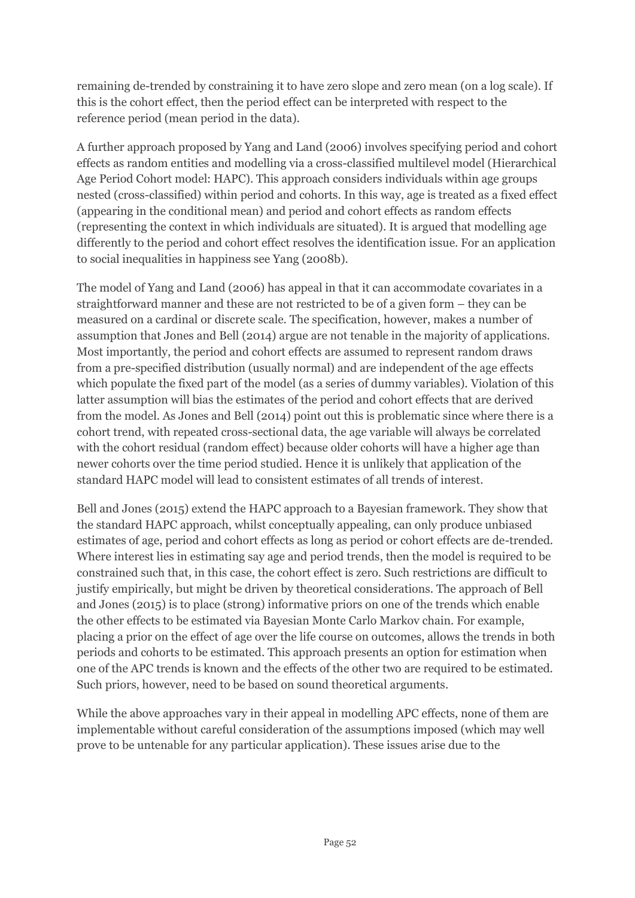remaining de-trended by constraining it to have zero slope and zero mean (on a log scale). If this is the cohort effect, then the period effect can be interpreted with respect to the reference period (mean period in the data).

A further approach proposed by Yang and Land (2006) involves specifying period and cohort effects as random entities and modelling via a cross-classified multilevel model (Hierarchical Age Period Cohort model: HAPC). This approach considers individuals within age groups nested (cross-classified) within period and cohorts. In this way, age is treated as a fixed effect (appearing in the conditional mean) and period and cohort effects as random effects (representing the context in which individuals are situated). It is argued that modelling age differently to the period and cohort effect resolves the identification issue. For an application to social inequalities in happiness see Yang (2008b).

The model of Yang and Land (2006) has appeal in that it can accommodate covariates in a straightforward manner and these are not restricted to be of a given form – they can be measured on a cardinal or discrete scale. The specification, however, makes a number of assumption that Jones and Bell (2014) argue are not tenable in the majority of applications. Most importantly, the period and cohort effects are assumed to represent random draws from a pre-specified distribution (usually normal) and are independent of the age effects which populate the fixed part of the model (as a series of dummy variables). Violation of this latter assumption will bias the estimates of the period and cohort effects that are derived from the model. As Jones and Bell (2014) point out this is problematic since where there is a cohort trend, with repeated cross-sectional data, the age variable will always be correlated with the cohort residual (random effect) because older cohorts will have a higher age than newer cohorts over the time period studied. Hence it is unlikely that application of the standard HAPC model will lead to consistent estimates of all trends of interest.

Bell and Jones (2015) extend the HAPC approach to a Bayesian framework. They show that the standard HAPC approach, whilst conceptually appealing, can only produce unbiased estimates of age, period and cohort effects as long as period or cohort effects are de-trended. Where interest lies in estimating say age and period trends, then the model is required to be constrained such that, in this case, the cohort effect is zero. Such restrictions are difficult to justify empirically, but might be driven by theoretical considerations. The approach of Bell and Jones (2015) is to place (strong) informative priors on one of the trends which enable the other effects to be estimated via Bayesian Monte Carlo Markov chain. For example, placing a prior on the effect of age over the life course on outcomes, allows the trends in both periods and cohorts to be estimated. This approach presents an option for estimation when one of the APC trends is known and the effects of the other two are required to be estimated. Such priors, however, need to be based on sound theoretical arguments.

While the above approaches vary in their appeal in modelling APC effects, none of them are implementable without careful consideration of the assumptions imposed (which may well prove to be untenable for any particular application). These issues arise due to the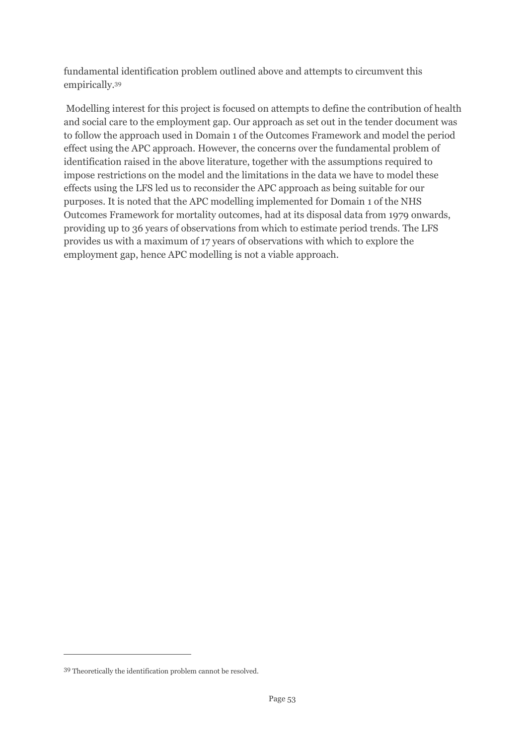fundamental identification problem outlined above and attempts to circumvent this empirically.[39]

Modelling interest for this project is focused on attempts to define the contribution of health and social care to the employment gap. Our approach as set out in the tender document was to follow the approach used in Domain 1 of the Outcomes Framework and model the period effect using the APC approach. However, the concerns over the fundamental problem of identification raised in the above literature, together with the assumptions required to impose restrictions on the model and the limitations in the data we have to model these effects using the LFS led us to reconsider the APC approach as being suitable for our purposes. It is noted that the APC modelling implemented for Domain 1 of the NHS Outcomes Framework for mortality outcomes, had at its disposal data from 1979 onwards, providing up to 36 years of observations from which to estimate period trends. The LFS provides us with a maximum of 17 years of observations with which to explore the employment gap, hence APC modelling is not a viable approach.

---

[39] Theoretically the identification problem cannot be resolved.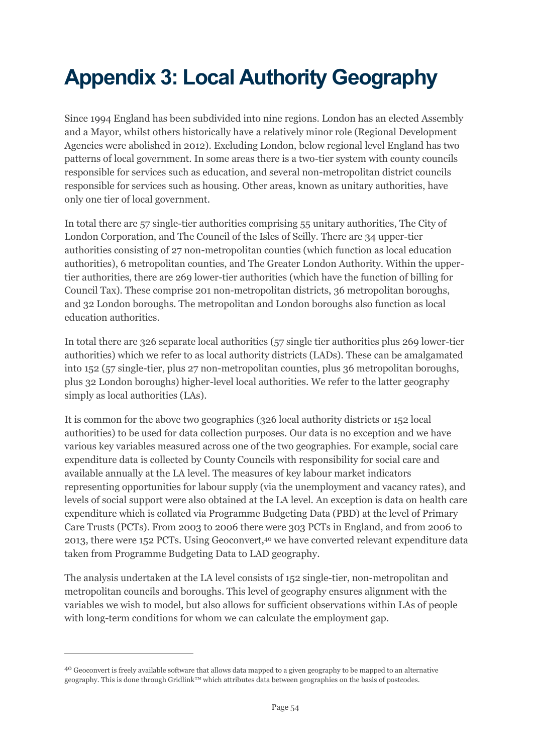# Appendix 3: Local Authority Geography

Since 1994 England has been subdivided into nine regions. London has an elected Assembly and a Mayor, whilst others historically have a relatively minor role (Regional Development Agencies were abolished in 2012). Excluding London, below regional level England has two patterns of local government. In some areas there is a two-tier system with county councils responsible for services such as education, and several non-metropolitan district councils responsible for services such as housing. Other areas, known as unitary authorities, have only one tier of local government.

In total there are 57 single-tier authorities comprising 55 unitary authorities, The City of London Corporation, and The Council of the Isles of Scilly. There are 34 upper-tier authorities consisting of 27 non-metropolitan counties (which function as local education authorities), 6 metropolitan counties, and The Greater London Authority. Within the upper-tier authorities, there are 269 lower-tier authorities (which have the function of billing for Council Tax). These comprise 201 non-metropolitan districts, 36 metropolitan boroughs, and 32 London boroughs. The metropolitan and London boroughs also function as local education authorities.

In total there are 326 separate local authorities (57 single tier authorities plus 269 lower-tier authorities) which we refer to as local authority districts (LADs). These can be amalgamated into 152 (57 single-tier, plus 27 non-metropolitan counties, plus 36 metropolitan boroughs, plus 32 London boroughs) higher-level local authorities. We refer to the latter geography simply as local authorities (LAs).

It is common for the above two geographies (326 local authority districts or 152 local authorities) to be used for data collection purposes. Our data is no exception and we have various key variables measured across one of the two geographies. For example, social care expenditure data is collected by County Councils with responsibility for social care and available annually at the LA level. The measures of key labour market indicators representing opportunities for labour supply (via the unemployment and vacancy rates), and levels of social support were also obtained at the LA level. An exception is data on health care expenditure which is collated via Programme Budgeting Data (PBD) at the level of Primary Care Trusts (PCTs). From 2003 to 2006 there were 303 PCTs in England, and from 2006 to 2013, there were 152 PCTs. Using Geoconvert,[40] we have converted relevant expenditure data taken from Programme Budgeting Data to LAD geography.

The analysis undertaken at the LA level consists of 152 single-tier, non-metropolitan and metropolitan councils and boroughs. This level of geography ensures alignment with the variables we wish to model, but also allows for sufficient observations within LAs of people with long-term conditions for whom we can calculate the employment gap.

---

[40] Geoconvert is freely available software that allows data mapped to a given geography to be mapped to an alternative geography. This is done through Gridlink™ which attributes data between geographies on the basis of postcodes.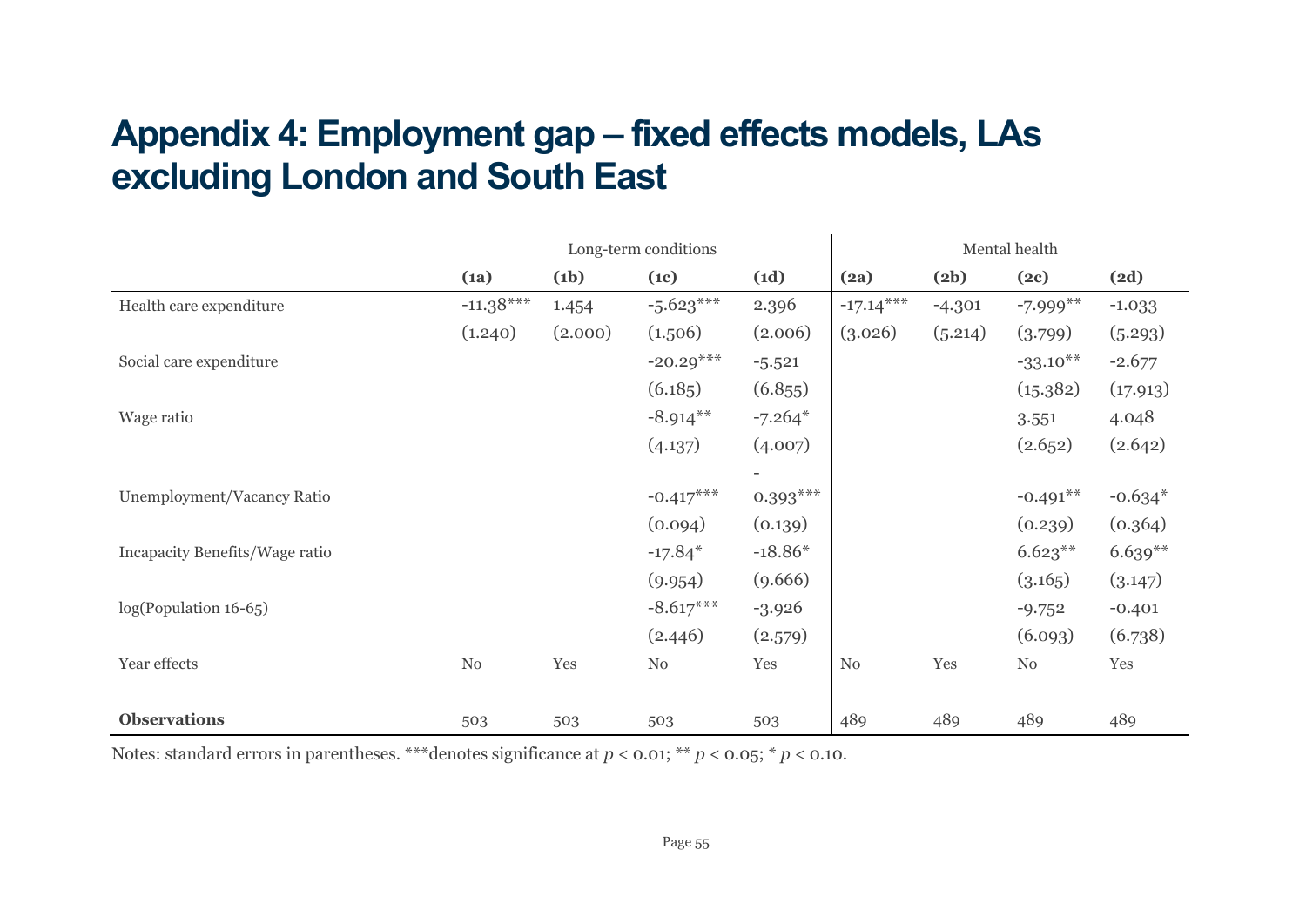# Appendix 4: Employment gap – fixed effects models, LAs excluding London and South East

| | Long-term conditions | | | | Mental health | | | |
|---|---|---|---|---|---|---|---|---|
| | **(1a)** | **(1b)** | **(1c)** | **(1d)** | **(2a)** | **(2b)** | **(2c)** | **(2d)** |
| Health care expenditure | -11.38*** | 1.454 | -5.623*** | 2.396 | -17.14*** | -4.301 | -7.999** | -1.033 |
| | (1.240) | (2.000) | (1.506) | (2.006) | (3.026) | (5.214) | (3.799) | (5.293) |
| Social care expenditure | | | -20.29*** | -5.521 | | | -33.10** | -2.677 |
| | | | (6.185) | (6.855) | | | (15.382) | (17.913) |
| Wage ratio | | | -8.914** | -7.264* | | | 3.551 | 4.048 |
| | | | (4.137) | (4.007) | | | (2.652) | (2.642) |
| Unemployment/Vacancy Ratio | | | -0.417*** | -0.393*** | | | -0.491** | -0.634* |
| | | | (0.094) | (0.139) | | | (0.239) | (0.364) |
| Incapacity Benefits/Wage ratio | | | -17.84* | -18.86* | | | 6.623** | 6.639** |
| | | | (9.954) | (9.666) | | | (3.165) | (3.147) |
| log(Population 16-65) | | | -8.617*** | -3.926 | | | -9.752 | -0.401 |
| | | | (2.446) | (2.579) | | | (6.093) | (6.738) |
| Year effects | No | Yes | No | Yes | No | Yes | No | Yes |
| **Observations** | 503 | 503 | 503 | 503 | 489 | 489 | 489 | 489 |

Notes: standard errors in parentheses. ***denotes significance at $p < 0.01$; ** $p < 0.05$; * $p < 0.10$.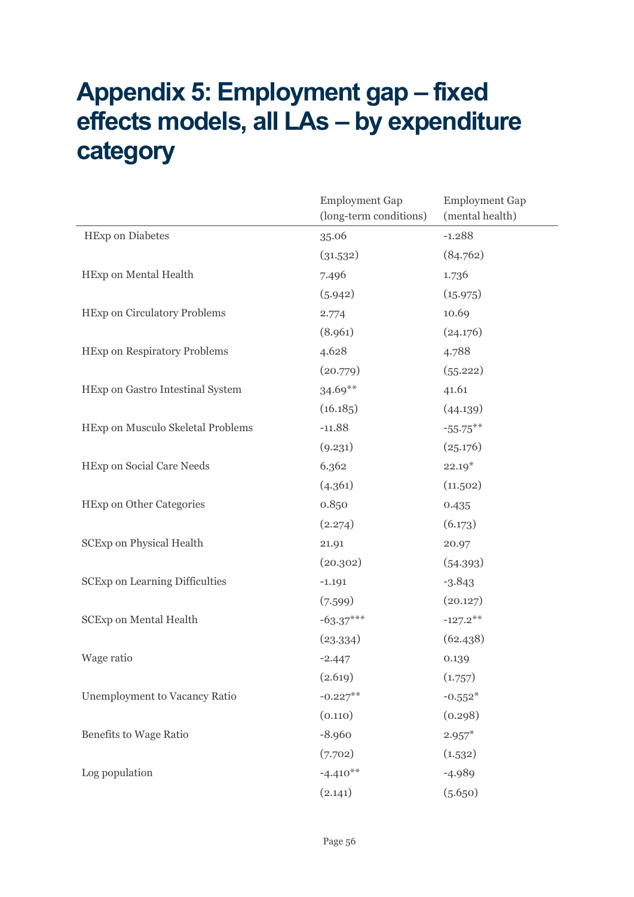# Appendix 5: Employment gap – fixed effects models, all LAs – by expenditure category

| | Employment Gap (long-term conditions) | Employment Gap (mental health) |
|---|---|---|
| HExp on Diabetes | 35.06 | -1.288 |
| | (31.532) | (84.762) |
| HExp on Mental Health | 7.496 | 1.736 |
| | (5.942) | (15.975) |
| HExp on Circulatory Problems | 2.774 | 10.69 |
| | (8.961) | (24.176) |
| HExp on Respiratory Problems | 4.628 | 4.788 |
| | (20.779) | (55.222) |
| HExp on Gastro Intestinal System | 34.69** | 41.61 |
| | (16.185) | (44.139) |
| HExp on Musculo Skeletal Problems | -11.88 | -55.75** |
| | (9.231) | (25.176) |
| HExp on Social Care Needs | 6.362 | 22.19* |
| | (4.361) | (11.502) |
| HExp on Other Categories | 0.850 | 0.435 |
| | (2.274) | (6.173) |
| SCExp on Physical Health | 21.91 | 20.97 |
| | (20.302) | (54.393) |
| SCExp on Learning Difficulties | -1.191 | -3.843 |
| | (7.599) | (20.127) |
| SCExp on Mental Health | -63.37*** | -127.2** |
| | (23.334) | (62.438) |
| Wage ratio | -2.447 | 0.139 |
| | (2.619) | (1.757) |
| Unemployment to Vacancy Ratio | -0.227** | -0.552* |
| | (0.110) | (0.298) |
| Benefits to Wage Ratio | -8.960 | 2.957* |
| | (7.702) | (1.532) |
| Log population | -4.410** | -4.989 |
| | (2.141) | (5.650) |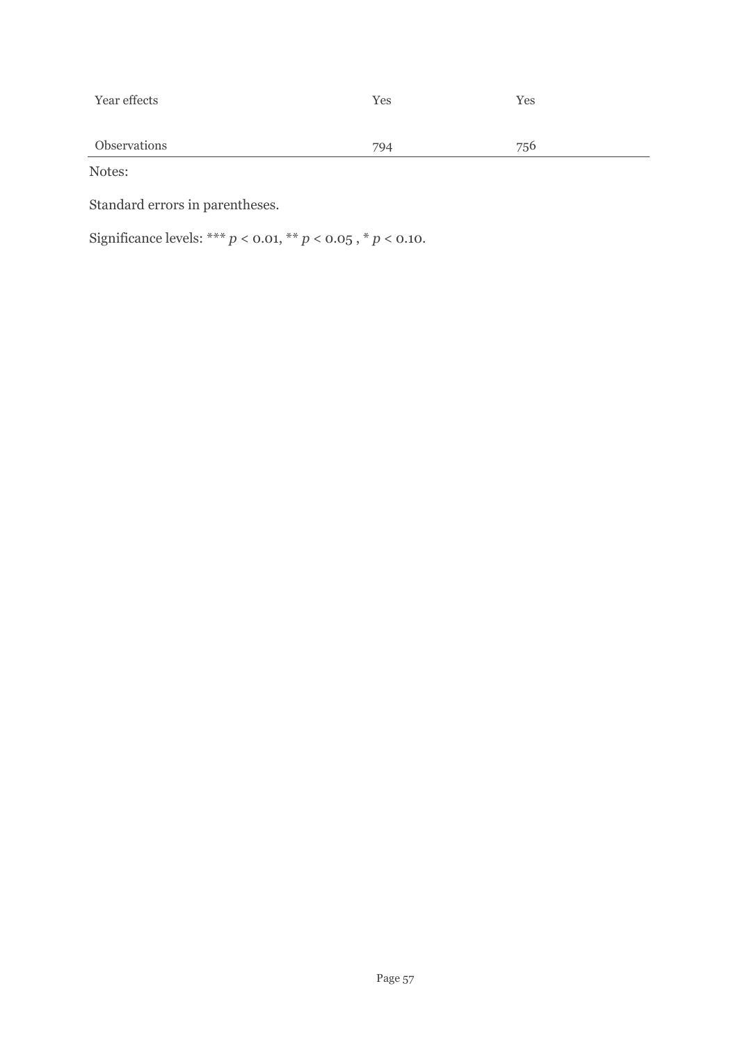| | | |
|---|---|---|
| Year effects | Yes | Yes |
| Observations | 794 | 756 |

Notes:

Standard errors in parentheses.

Significance levels: *** $p < 0.01$, ** $p < 0.05$ , * $p < 0.10$.